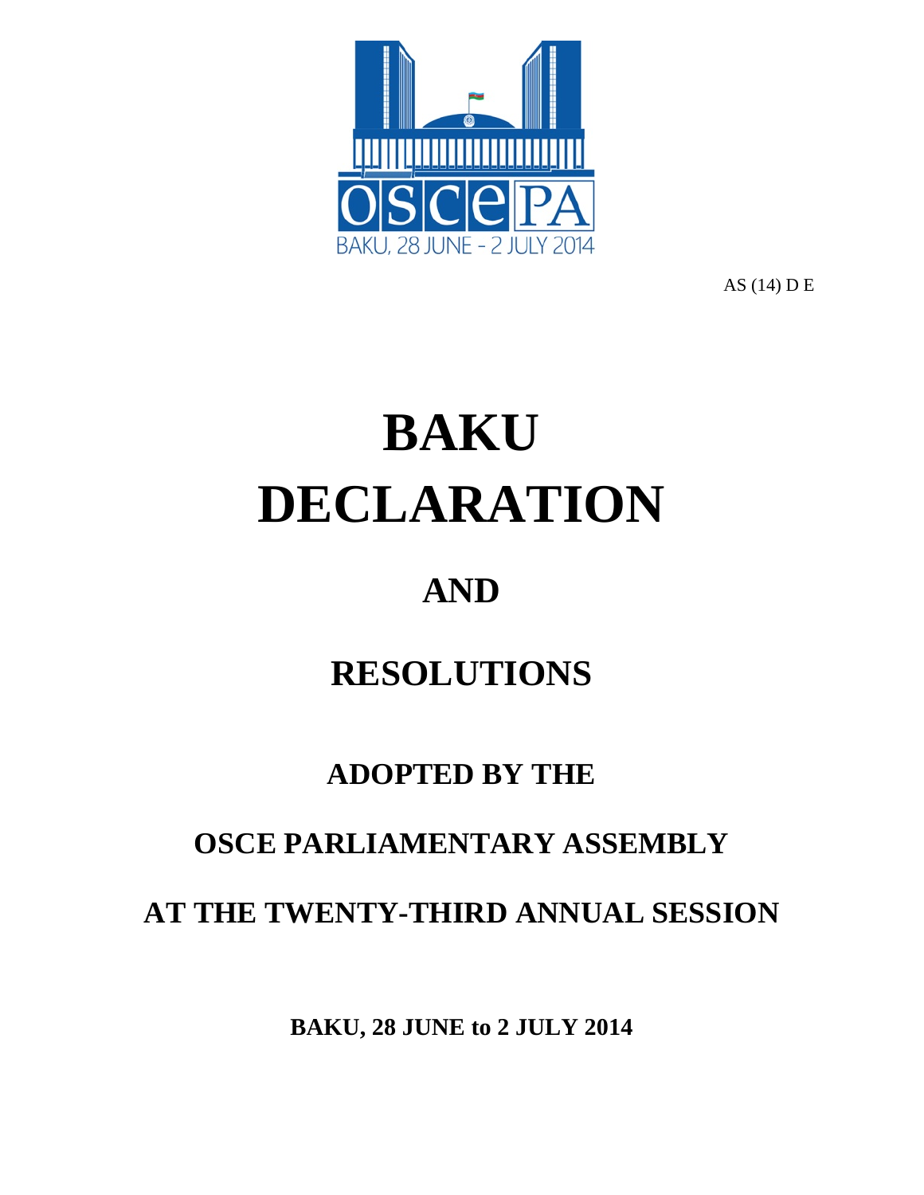OSCE PA

BAKU, 28 JUNE - 2 JULY 2014

AS (14) D E

# BAKU DECLARATION

# AND

# RESOLUTIONS

## ADOPTED BY THE

## OSCE PARLIAMENTARY ASSEMBLY

## AT THE TWENTY-THIRD ANNUAL SESSION

**BAKU, 28 JUNE to 2 JULY 2014**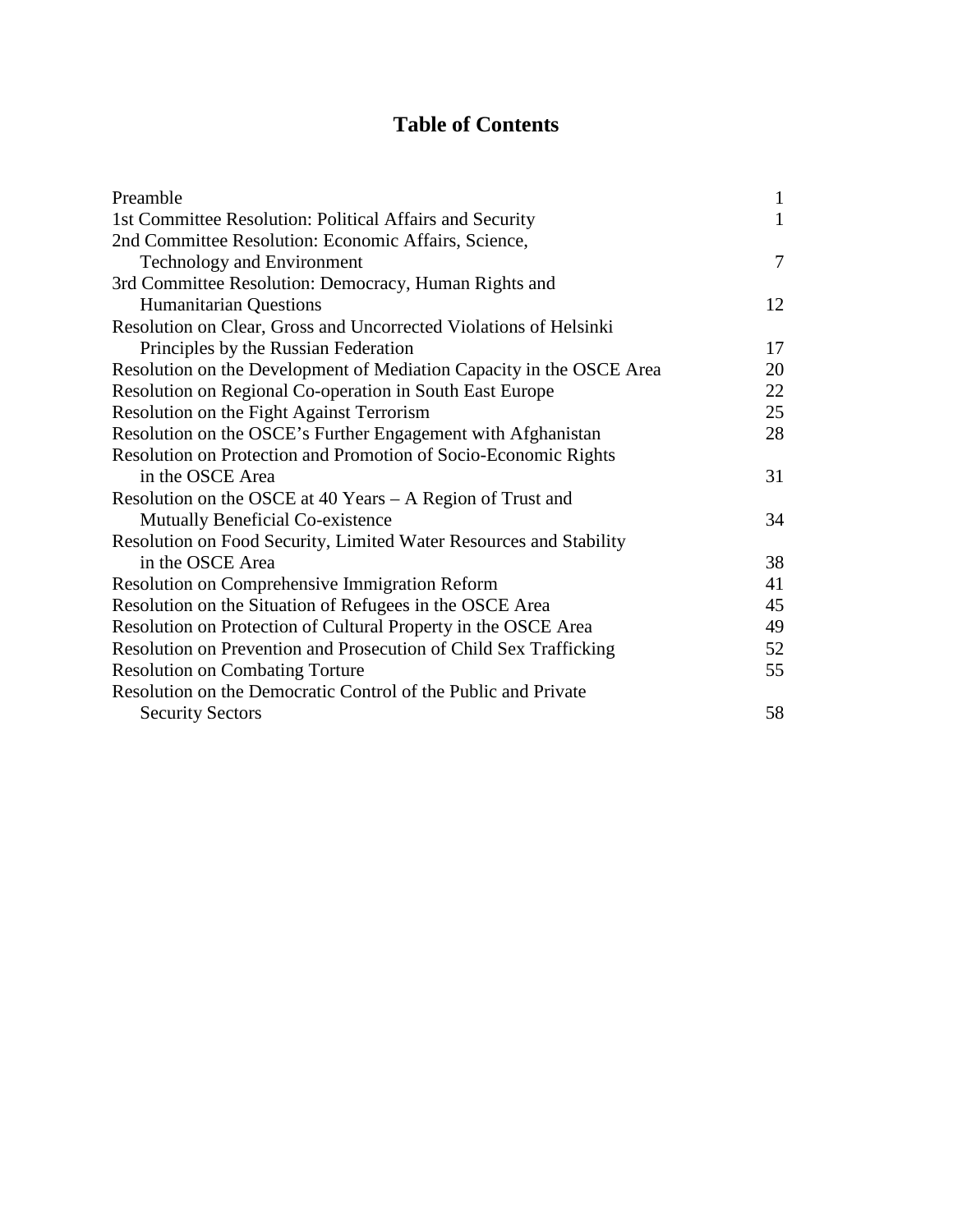# Table of Contents

| | |
|---|---|
| Preamble | 1 |
| 1st Committee Resolution: Political Affairs and Security | 1 |
| 2nd Committee Resolution: Economic Affairs, Science, Technology and Environment | 7 |
| 3rd Committee Resolution: Democracy, Human Rights and Humanitarian Questions | 12 |
| Resolution on Clear, Gross and Uncorrected Violations of Helsinki Principles by the Russian Federation | 17 |
| Resolution on the Development of Mediation Capacity in the OSCE Area | 20 |
| Resolution on Regional Co-operation in South East Europe | 22 |
| Resolution on the Fight Against Terrorism | 25 |
| Resolution on the OSCE's Further Engagement with Afghanistan | 28 |
| Resolution on Protection and Promotion of Socio-Economic Rights in the OSCE Area | 31 |
| Resolution on the OSCE at 40 Years – A Region of Trust and Mutually Beneficial Co-existence | 34 |
| Resolution on Food Security, Limited Water Resources and Stability in the OSCE Area | 38 |
| Resolution on Comprehensive Immigration Reform | 41 |
| Resolution on the Situation of Refugees in the OSCE Area | 45 |
| Resolution on Protection of Cultural Property in the OSCE Area | 49 |
| Resolution on Prevention and Prosecution of Child Sex Trafficking | 52 |
| Resolution on Combating Torture | 55 |
| Resolution on the Democratic Control of the Public and Private Security Sectors | 58 |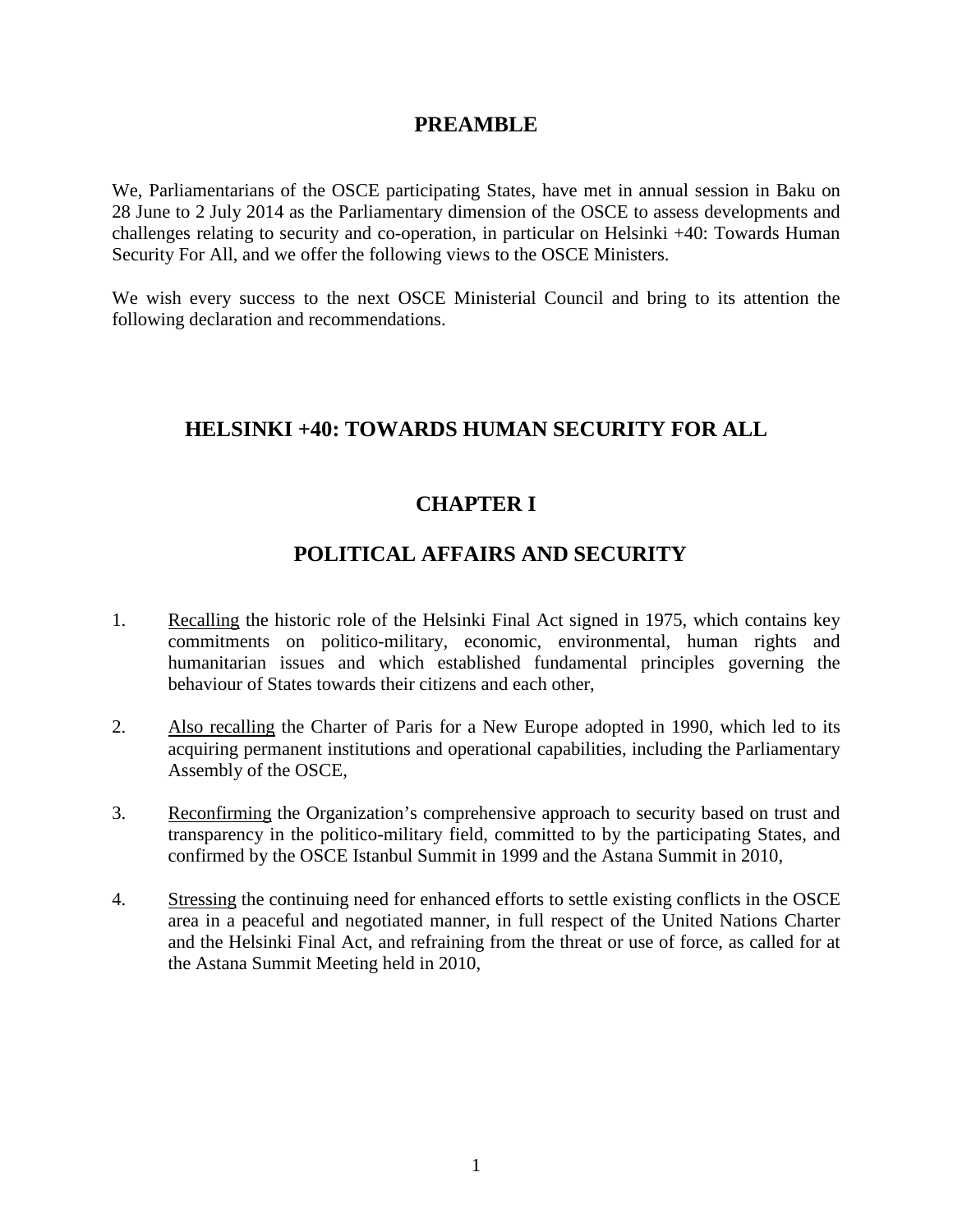# PREAMBLE

We, Parliamentarians of the OSCE participating States, have met in annual session in Baku on 28 June to 2 July 2014 as the Parliamentary dimension of the OSCE to assess developments and challenges relating to security and co-operation, in particular on Helsinki +40: Towards Human Security For All, and we offer the following views to the OSCE Ministers.

We wish every success to the next OSCE Ministerial Council and bring to its attention the following declaration and recommendations.

# HELSINKI +40: TOWARDS HUMAN SECURITY FOR ALL

## CHAPTER I

## POLITICAL AFFAIRS AND SECURITY

1. Recalling the historic role of the Helsinki Final Act signed in 1975, which contains key commitments on politico-military, economic, environmental, human rights and humanitarian issues and which established fundamental principles governing the behaviour of States towards their citizens and each other,

2. Also recalling the Charter of Paris for a New Europe adopted in 1990, which led to its acquiring permanent institutions and operational capabilities, including the Parliamentary Assembly of the OSCE,

3. Reconfirming the Organization's comprehensive approach to security based on trust and transparency in the politico-military field, committed to by the participating States, and confirmed by the OSCE Istanbul Summit in 1999 and the Astana Summit in 2010,

4. Stressing the continuing need for enhanced efforts to settle existing conflicts in the OSCE area in a peaceful and negotiated manner, in full respect of the United Nations Charter and the Helsinki Final Act, and refraining from the threat or use of force, as called for at the Astana Summit Meeting held in 2010,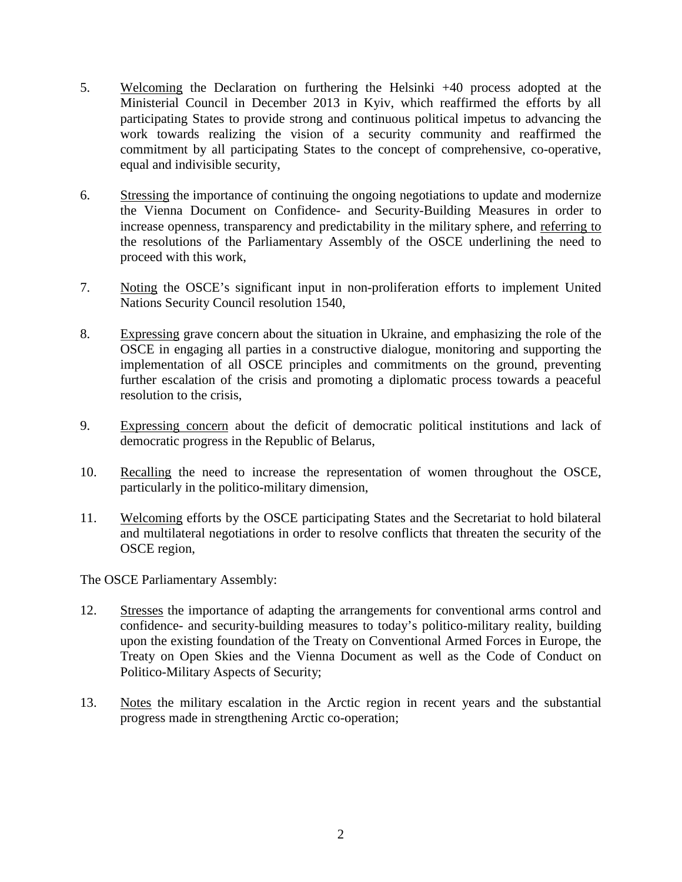5. <u>Welcoming</u> the Declaration on furthering the Helsinki +40 process adopted at the Ministerial Council in December 2013 in Kyiv, which reaffirmed the efforts by all participating States to provide strong and continuous political impetus to advancing the work towards realizing the vision of a security community and reaffirmed the commitment by all participating States to the concept of comprehensive, co-operative, equal and indivisible security,

6. <u>Stressing</u> the importance of continuing the ongoing negotiations to update and modernize the Vienna Document on Confidence- and Security-Building Measures in order to increase openness, transparency and predictability in the military sphere, and <u>referring to</u> the resolutions of the Parliamentary Assembly of the OSCE underlining the need to proceed with this work,

7. <u>Noting</u> the OSCE's significant input in non-proliferation efforts to implement United Nations Security Council resolution 1540,

8. <u>Expressing</u> grave concern about the situation in Ukraine, and emphasizing the role of the OSCE in engaging all parties in a constructive dialogue, monitoring and supporting the implementation of all OSCE principles and commitments on the ground, preventing further escalation of the crisis and promoting a diplomatic process towards a peaceful resolution to the crisis,

9. <u>Expressing concern</u> about the deficit of democratic political institutions and lack of democratic progress in the Republic of Belarus,

10. <u>Recalling</u> the need to increase the representation of women throughout the OSCE, particularly in the politico-military dimension,

11. <u>Welcoming</u> efforts by the OSCE participating States and the Secretariat to hold bilateral and multilateral negotiations in order to resolve conflicts that threaten the security of the OSCE region,

The OSCE Parliamentary Assembly:

12. <u>Stresses</u> the importance of adapting the arrangements for conventional arms control and confidence- and security-building measures to today's politico-military reality, building upon the existing foundation of the Treaty on Conventional Armed Forces in Europe, the Treaty on Open Skies and the Vienna Document as well as the Code of Conduct on Politico-Military Aspects of Security;

13. <u>Notes</u> the military escalation in the Arctic region in recent years and the substantial progress made in strengthening Arctic co-operation;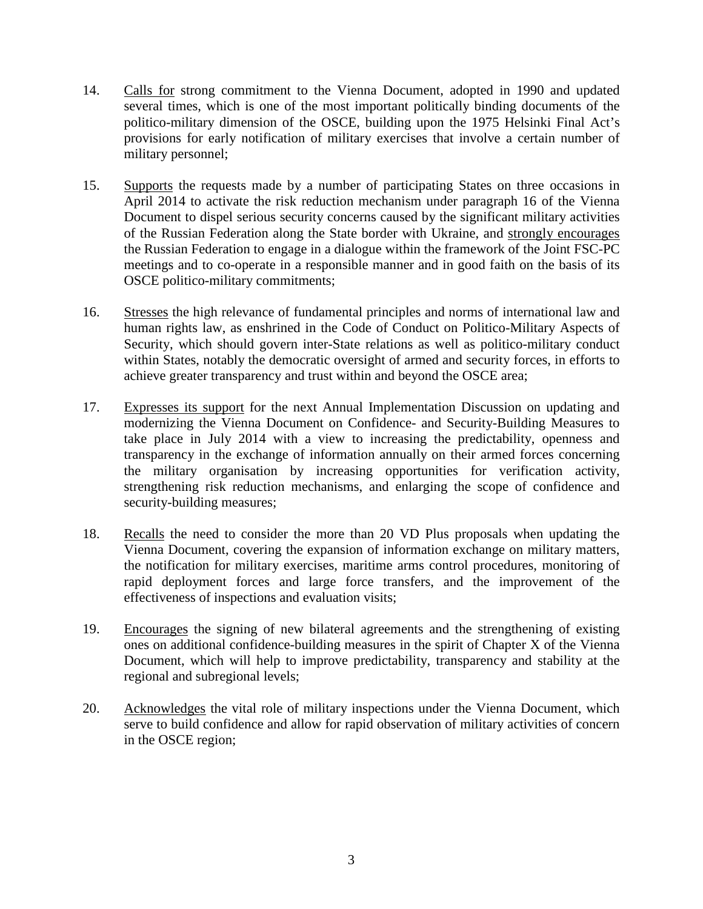14. Calls for strong commitment to the Vienna Document, adopted in 1990 and updated several times, which is one of the most important politically binding documents of the politico-military dimension of the OSCE, building upon the 1975 Helsinki Final Act's provisions for early notification of military exercises that involve a certain number of military personnel;

15. Supports the requests made by a number of participating States on three occasions in April 2014 to activate the risk reduction mechanism under paragraph 16 of the Vienna Document to dispel serious security concerns caused by the significant military activities of the Russian Federation along the State border with Ukraine, and strongly encourages the Russian Federation to engage in a dialogue within the framework of the Joint FSC-PC meetings and to co-operate in a responsible manner and in good faith on the basis of its OSCE politico-military commitments;

16. Stresses the high relevance of fundamental principles and norms of international law and human rights law, as enshrined in the Code of Conduct on Politico-Military Aspects of Security, which should govern inter-State relations as well as politico-military conduct within States, notably the democratic oversight of armed and security forces, in efforts to achieve greater transparency and trust within and beyond the OSCE area;

17. Expresses its support for the next Annual Implementation Discussion on updating and modernizing the Vienna Document on Confidence- and Security-Building Measures to take place in July 2014 with a view to increasing the predictability, openness and transparency in the exchange of information annually on their armed forces concerning the military organisation by increasing opportunities for verification activity, strengthening risk reduction mechanisms, and enlarging the scope of confidence and security-building measures;

18. Recalls the need to consider the more than 20 VD Plus proposals when updating the Vienna Document, covering the expansion of information exchange on military matters, the notification for military exercises, maritime arms control procedures, monitoring of rapid deployment forces and large force transfers, and the improvement of the effectiveness of inspections and evaluation visits;

19. Encourages the signing of new bilateral agreements and the strengthening of existing ones on additional confidence-building measures in the spirit of Chapter X of the Vienna Document, which will help to improve predictability, transparency and stability at the regional and subregional levels;

20. Acknowledges the vital role of military inspections under the Vienna Document, which serve to build confidence and allow for rapid observation of military activities of concern in the OSCE region;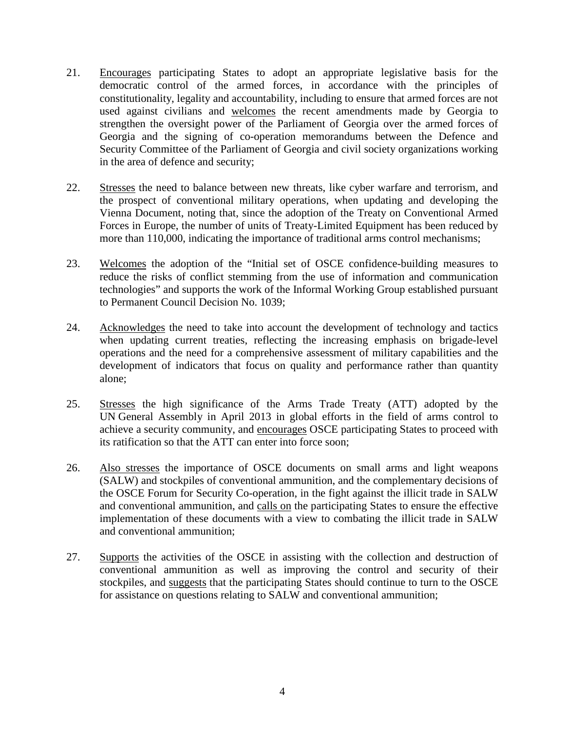21. Encourages participating States to adopt an appropriate legislative basis for the democratic control of the armed forces, in accordance with the principles of constitutionality, legality and accountability, including to ensure that armed forces are not used against civilians and welcomes the recent amendments made by Georgia to strengthen the oversight power of the Parliament of Georgia over the armed forces of Georgia and the signing of co-operation memorandums between the Defence and Security Committee of the Parliament of Georgia and civil society organizations working in the area of defence and security;

22. Stresses the need to balance between new threats, like cyber warfare and terrorism, and the prospect of conventional military operations, when updating and developing the Vienna Document, noting that, since the adoption of the Treaty on Conventional Armed Forces in Europe, the number of units of Treaty-Limited Equipment has been reduced by more than 110,000, indicating the importance of traditional arms control mechanisms;

23. Welcomes the adoption of the "Initial set of OSCE confidence-building measures to reduce the risks of conflict stemming from the use of information and communication technologies" and supports the work of the Informal Working Group established pursuant to Permanent Council Decision No. 1039;

24. Acknowledges the need to take into account the development of technology and tactics when updating current treaties, reflecting the increasing emphasis on brigade-level operations and the need for a comprehensive assessment of military capabilities and the development of indicators that focus on quality and performance rather than quantity alone;

25. Stresses the high significance of the Arms Trade Treaty (ATT) adopted by the UN General Assembly in April 2013 in global efforts in the field of arms control to achieve a security community, and encourages OSCE participating States to proceed with its ratification so that the ATT can enter into force soon;

26. Also stresses the importance of OSCE documents on small arms and light weapons (SALW) and stockpiles of conventional ammunition, and the complementary decisions of the OSCE Forum for Security Co-operation, in the fight against the illicit trade in SALW and conventional ammunition, and calls on the participating States to ensure the effective implementation of these documents with a view to combating the illicit trade in SALW and conventional ammunition;

27. Supports the activities of the OSCE in assisting with the collection and destruction of conventional ammunition as well as improving the control and security of their stockpiles, and suggests that the participating States should continue to turn to the OSCE for assistance on questions relating to SALW and conventional ammunition;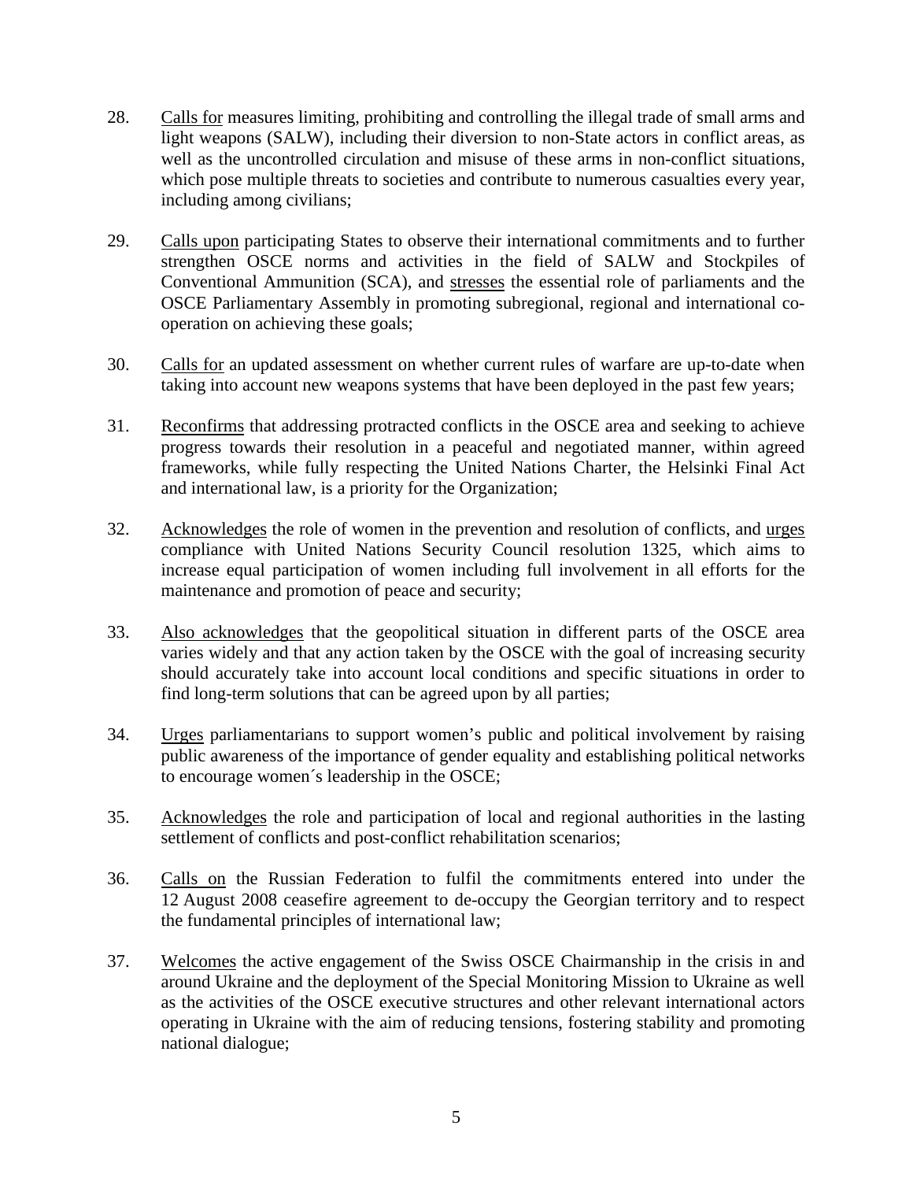28. Calls for measures limiting, prohibiting and controlling the illegal trade of small arms and light weapons (SALW), including their diversion to non-State actors in conflict areas, as well as the uncontrolled circulation and misuse of these arms in non-conflict situations, which pose multiple threats to societies and contribute to numerous casualties every year, including among civilians;

29. Calls upon participating States to observe their international commitments and to further strengthen OSCE norms and activities in the field of SALW and Stockpiles of Conventional Ammunition (SCA), and stresses the essential role of parliaments and the OSCE Parliamentary Assembly in promoting subregional, regional and international co-operation on achieving these goals;

30. Calls for an updated assessment on whether current rules of warfare are up-to-date when taking into account new weapons systems that have been deployed in the past few years;

31. Reconfirms that addressing protracted conflicts in the OSCE area and seeking to achieve progress towards their resolution in a peaceful and negotiated manner, within agreed frameworks, while fully respecting the United Nations Charter, the Helsinki Final Act and international law, is a priority for the Organization;

32. Acknowledges the role of women in the prevention and resolution of conflicts, and urges compliance with United Nations Security Council resolution 1325, which aims to increase equal participation of women including full involvement in all efforts for the maintenance and promotion of peace and security;

33. Also acknowledges that the geopolitical situation in different parts of the OSCE area varies widely and that any action taken by the OSCE with the goal of increasing security should accurately take into account local conditions and specific situations in order to find long-term solutions that can be agreed upon by all parties;

34. Urges parliamentarians to support women's public and political involvement by raising public awareness of the importance of gender equality and establishing political networks to encourage women´s leadership in the OSCE;

35. Acknowledges the role and participation of local and regional authorities in the lasting settlement of conflicts and post-conflict rehabilitation scenarios;

36. Calls on the Russian Federation to fulfil the commitments entered into under the 12 August 2008 ceasefire agreement to de-occupy the Georgian territory and to respect the fundamental principles of international law;

37. Welcomes the active engagement of the Swiss OSCE Chairmanship in the crisis in and around Ukraine and the deployment of the Special Monitoring Mission to Ukraine as well as the activities of the OSCE executive structures and other relevant international actors operating in Ukraine with the aim of reducing tensions, fostering stability and promoting national dialogue;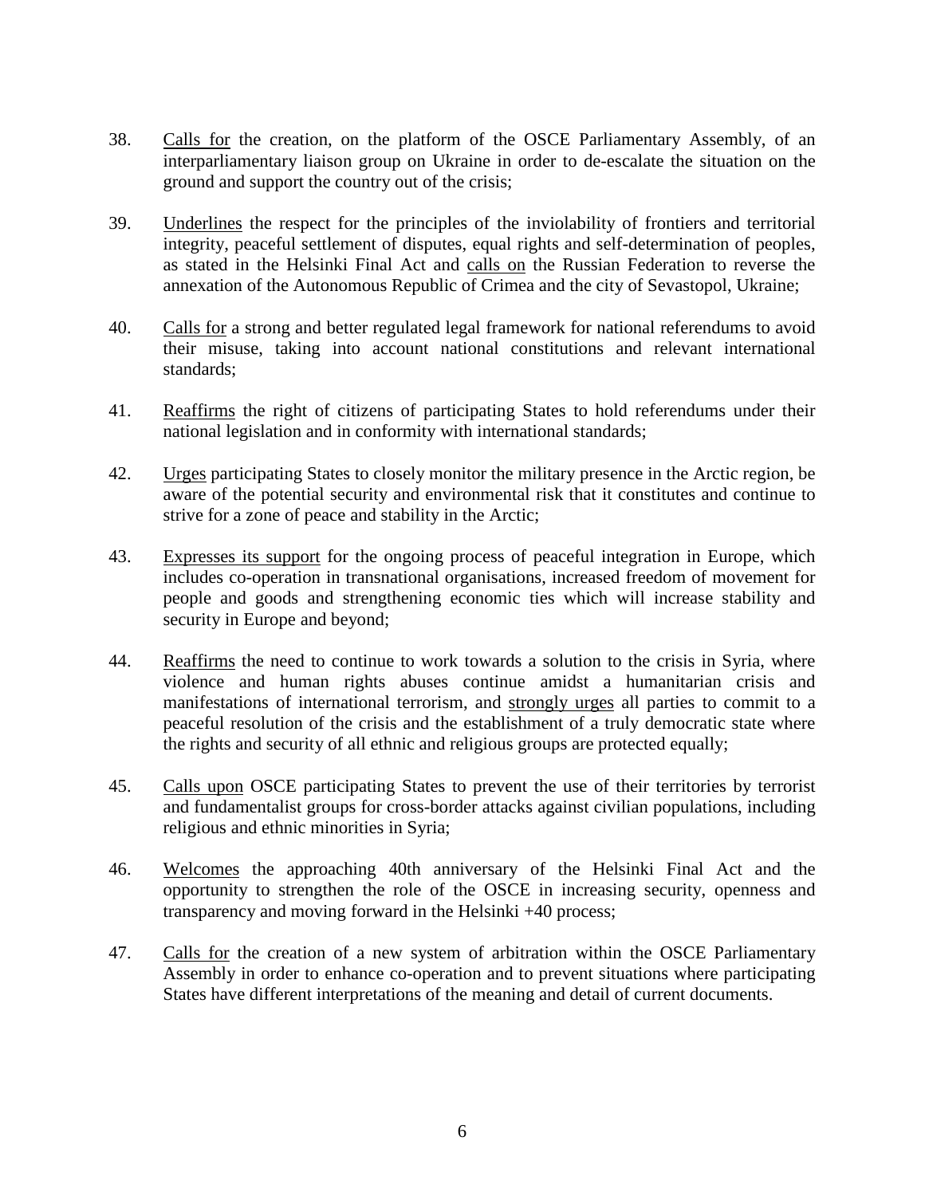38. Calls for the creation, on the platform of the OSCE Parliamentary Assembly, of an interparliamentary liaison group on Ukraine in order to de-escalate the situation on the ground and support the country out of the crisis;

39. Underlines the respect for the principles of the inviolability of frontiers and territorial integrity, peaceful settlement of disputes, equal rights and self-determination of peoples, as stated in the Helsinki Final Act and calls on the Russian Federation to reverse the annexation of the Autonomous Republic of Crimea and the city of Sevastopol, Ukraine;

40. Calls for a strong and better regulated legal framework for national referendums to avoid their misuse, taking into account national constitutions and relevant international standards;

41. Reaffirms the right of citizens of participating States to hold referendums under their national legislation and in conformity with international standards;

42. Urges participating States to closely monitor the military presence in the Arctic region, be aware of the potential security and environmental risk that it constitutes and continue to strive for a zone of peace and stability in the Arctic;

43. Expresses its support for the ongoing process of peaceful integration in Europe, which includes co-operation in transnational organisations, increased freedom of movement for people and goods and strengthening economic ties which will increase stability and security in Europe and beyond;

44. Reaffirms the need to continue to work towards a solution to the crisis in Syria, where violence and human rights abuses continue amidst a humanitarian crisis and manifestations of international terrorism, and strongly urges all parties to commit to a peaceful resolution of the crisis and the establishment of a truly democratic state where the rights and security of all ethnic and religious groups are protected equally;

45. Calls upon OSCE participating States to prevent the use of their territories by terrorist and fundamentalist groups for cross-border attacks against civilian populations, including religious and ethnic minorities in Syria;

46. Welcomes the approaching 40th anniversary of the Helsinki Final Act and the opportunity to strengthen the role of the OSCE in increasing security, openness and transparency and moving forward in the Helsinki +40 process;

47. Calls for the creation of a new system of arbitration within the OSCE Parliamentary Assembly in order to enhance co-operation and to prevent situations where participating States have different interpretations of the meaning and detail of current documents.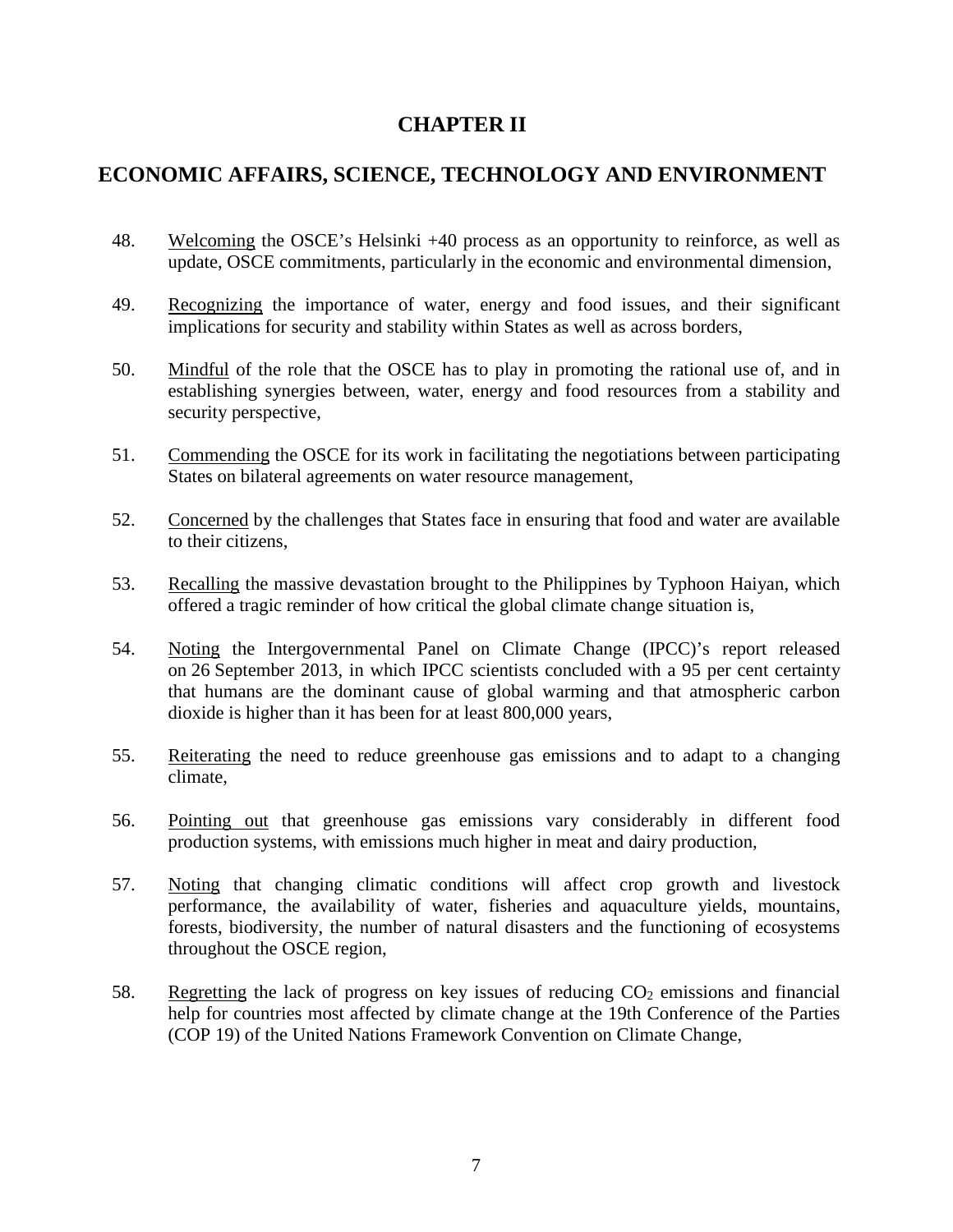# CHAPTER II

## ECONOMIC AFFAIRS, SCIENCE, TECHNOLOGY AND ENVIRONMENT

48. Welcoming the OSCE's Helsinki +40 process as an opportunity to reinforce, as well as update, OSCE commitments, particularly in the economic and environmental dimension,

49. Recognizing the importance of water, energy and food issues, and their significant implications for security and stability within States as well as across borders,

50. Mindful of the role that the OSCE has to play in promoting the rational use of, and in establishing synergies between, water, energy and food resources from a stability and security perspective,

51. Commending the OSCE for its work in facilitating the negotiations between participating States on bilateral agreements on water resource management,

52. Concerned by the challenges that States face in ensuring that food and water are available to their citizens,

53. Recalling the massive devastation brought to the Philippines by Typhoon Haiyan, which offered a tragic reminder of how critical the global climate change situation is,

54. Noting the Intergovernmental Panel on Climate Change (IPCC)'s report released on 26 September 2013, in which IPCC scientists concluded with a 95 per cent certainty that humans are the dominant cause of global warming and that atmospheric carbon dioxide is higher than it has been for at least 800,000 years,

55. Reiterating the need to reduce greenhouse gas emissions and to adapt to a changing climate,

56. Pointing out that greenhouse gas emissions vary considerably in different food production systems, with emissions much higher in meat and dairy production,

57. Noting that changing climatic conditions will affect crop growth and livestock performance, the availability of water, fisheries and aquaculture yields, mountains, forests, biodiversity, the number of natural disasters and the functioning of ecosystems throughout the OSCE region,

58. Regretting the lack of progress on key issues of reducing $CO_2$ emissions and financial help for countries most affected by climate change at the 19th Conference of the Parties (COP 19) of the United Nations Framework Convention on Climate Change,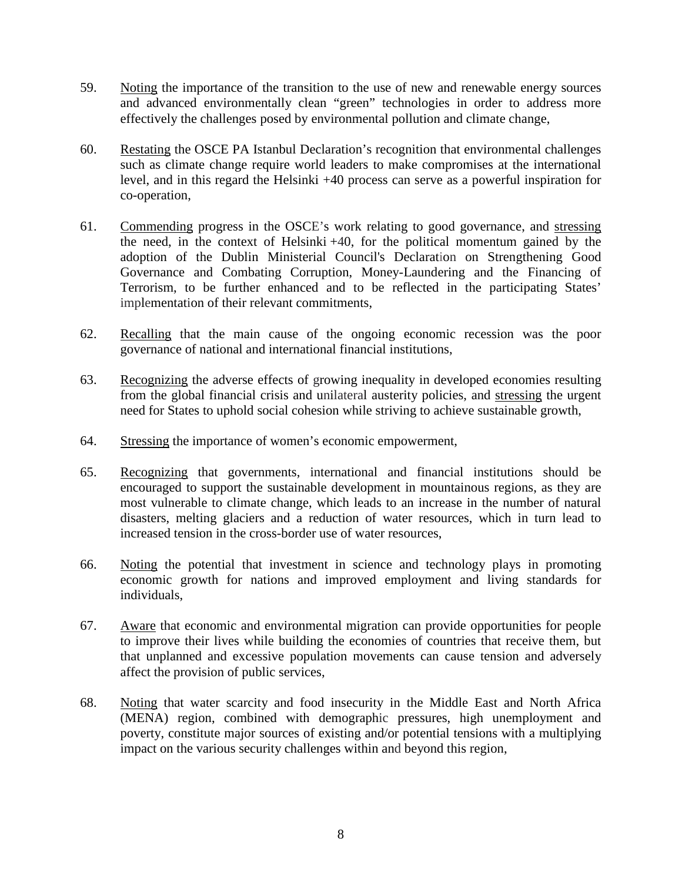59. <u>Noting</u> the importance of the transition to the use of new and renewable energy sources and advanced environmentally clean “green” technologies in order to address more effectively the challenges posed by environmental pollution and climate change,

60. <u>Restating</u> the OSCE PA Istanbul Declaration’s recognition that environmental challenges such as climate change require world leaders to make compromises at the international level, and in this regard the Helsinki +40 process can serve as a powerful inspiration for co-operation,

61. <u>Commending</u> progress in the OSCE’s work relating to good governance, and <u>stressing</u> the need, in the context of Helsinki +40, for the political momentum gained by the adoption of the Dublin Ministerial Council's Declaration on Strengthening Good Governance and Combating Corruption, Money-Laundering and the Financing of Terrorism, to be further enhanced and to be reflected in the participating States’ implementation of their relevant commitments,

62. <u>Recalling</u> that the main cause of the ongoing economic recession was the poor governance of national and international financial institutions,

63. <u>Recognizing</u> the adverse effects of growing inequality in developed economies resulting from the global financial crisis and unilateral austerity policies, and <u>stressing</u> the urgent need for States to uphold social cohesion while striving to achieve sustainable growth,

64. <u>Stressing</u> the importance of women’s economic empowerment,

65. <u>Recognizing</u> that governments, international and financial institutions should be encouraged to support the sustainable development in mountainous regions, as they are most vulnerable to climate change, which leads to an increase in the number of natural disasters, melting glaciers and a reduction of water resources, which in turn lead to increased tension in the cross-border use of water resources,

66. <u>Noting</u> the potential that investment in science and technology plays in promoting economic growth for nations and improved employment and living standards for individuals,

67. <u>Aware</u> that economic and environmental migration can provide opportunities for people to improve their lives while building the economies of countries that receive them, but that unplanned and excessive population movements can cause tension and adversely affect the provision of public services,

68. <u>Noting</u> that water scarcity and food insecurity in the Middle East and North Africa (MENA) region, combined with demographic pressures, high unemployment and poverty, constitute major sources of existing and/or potential tensions with a multiplying impact on the various security challenges within and beyond this region,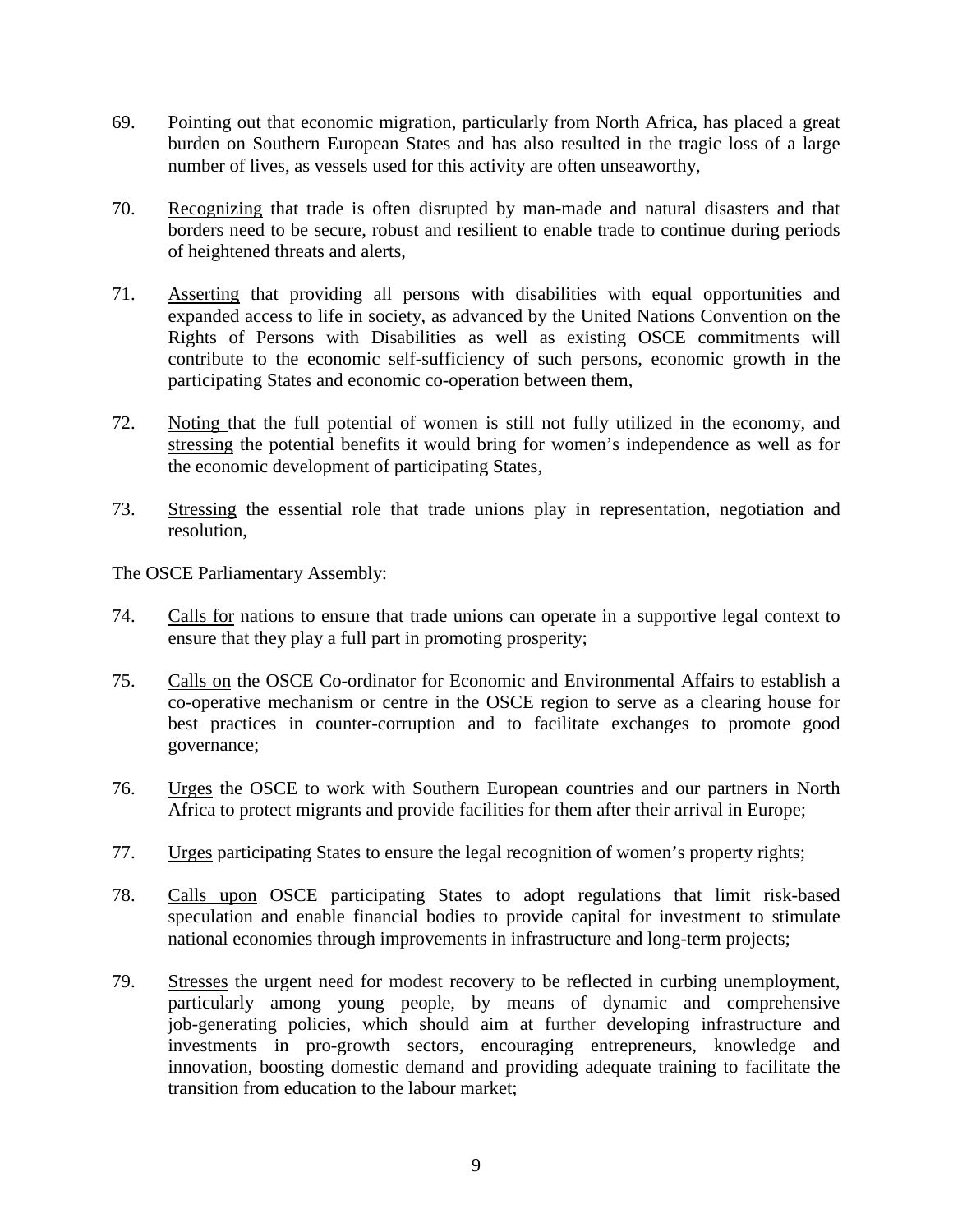69. Pointing out that economic migration, particularly from North Africa, has placed a great burden on Southern European States and has also resulted in the tragic loss of a large number of lives, as vessels used for this activity are often unseaworthy,

70. Recognizing that trade is often disrupted by man-made and natural disasters and that borders need to be secure, robust and resilient to enable trade to continue during periods of heightened threats and alerts,

71. Asserting that providing all persons with disabilities with equal opportunities and expanded access to life in society, as advanced by the United Nations Convention on the Rights of Persons with Disabilities as well as existing OSCE commitments will contribute to the economic self-sufficiency of such persons, economic growth in the participating States and economic co-operation between them,

72. Noting that the full potential of women is still not fully utilized in the economy, and stressing the potential benefits it would bring for women's independence as well as for the economic development of participating States,

73. Stressing the essential role that trade unions play in representation, negotiation and resolution,

The OSCE Parliamentary Assembly:

74. Calls for nations to ensure that trade unions can operate in a supportive legal context to ensure that they play a full part in promoting prosperity;

75. Calls on the OSCE Co-ordinator for Economic and Environmental Affairs to establish a co-operative mechanism or centre in the OSCE region to serve as a clearing house for best practices in counter-corruption and to facilitate exchanges to promote good governance;

76. Urges the OSCE to work with Southern European countries and our partners in North Africa to protect migrants and provide facilities for them after their arrival in Europe;

77. Urges participating States to ensure the legal recognition of women's property rights;

78. Calls upon OSCE participating States to adopt regulations that limit risk-based speculation and enable financial bodies to provide capital for investment to stimulate national economies through improvements in infrastructure and long-term projects;

79. Stresses the urgent need for modest recovery to be reflected in curbing unemployment, particularly among young people, by means of dynamic and comprehensive job-generating policies, which should aim at further developing infrastructure and investments in pro-growth sectors, encouraging entrepreneurs, knowledge and innovation, boosting domestic demand and providing adequate training to facilitate the transition from education to the labour market;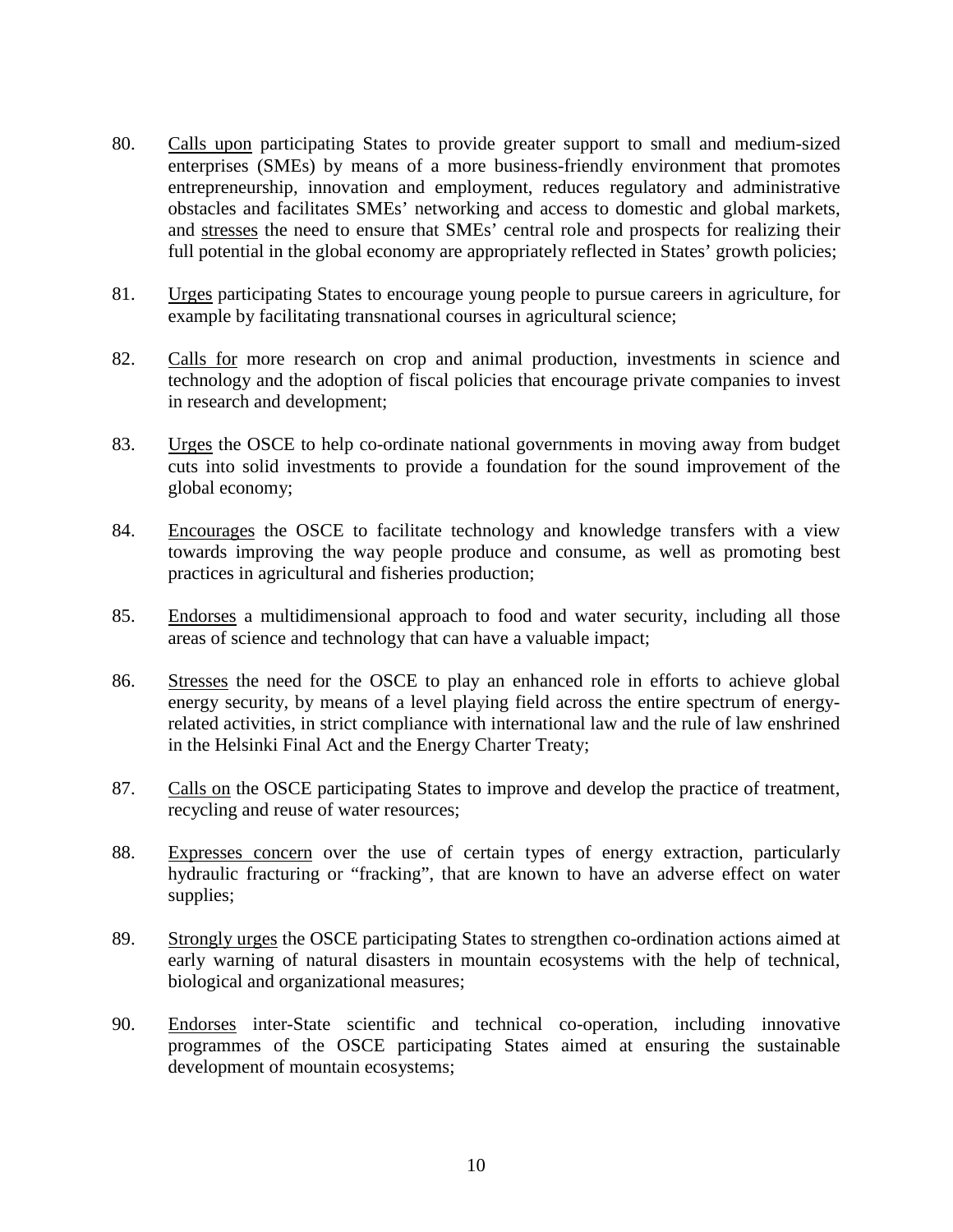80. Calls upon participating States to provide greater support to small and medium-sized enterprises (SMEs) by means of a more business-friendly environment that promotes entrepreneurship, innovation and employment, reduces regulatory and administrative obstacles and facilitates SMEs' networking and access to domestic and global markets, and stresses the need to ensure that SMEs' central role and prospects for realizing their full potential in the global economy are appropriately reflected in States' growth policies;

81. Urges participating States to encourage young people to pursue careers in agriculture, for example by facilitating transnational courses in agricultural science;

82. Calls for more research on crop and animal production, investments in science and technology and the adoption of fiscal policies that encourage private companies to invest in research and development;

83. Urges the OSCE to help co-ordinate national governments in moving away from budget cuts into solid investments to provide a foundation for the sound improvement of the global economy;

84. Encourages the OSCE to facilitate technology and knowledge transfers with a view towards improving the way people produce and consume, as well as promoting best practices in agricultural and fisheries production;

85. Endorses a multidimensional approach to food and water security, including all those areas of science and technology that can have a valuable impact;

86. Stresses the need for the OSCE to play an enhanced role in efforts to achieve global energy security, by means of a level playing field across the entire spectrum of energy-related activities, in strict compliance with international law and the rule of law enshrined in the Helsinki Final Act and the Energy Charter Treaty;

87. Calls on the OSCE participating States to improve and develop the practice of treatment, recycling and reuse of water resources;

88. Expresses concern over the use of certain types of energy extraction, particularly hydraulic fracturing or "fracking", that are known to have an adverse effect on water supplies;

89. Strongly urges the OSCE participating States to strengthen co-ordination actions aimed at early warning of natural disasters in mountain ecosystems with the help of technical, biological and organizational measures;

90. Endorses inter-State scientific and technical co-operation, including innovative programmes of the OSCE participating States aimed at ensuring the sustainable development of mountain ecosystems;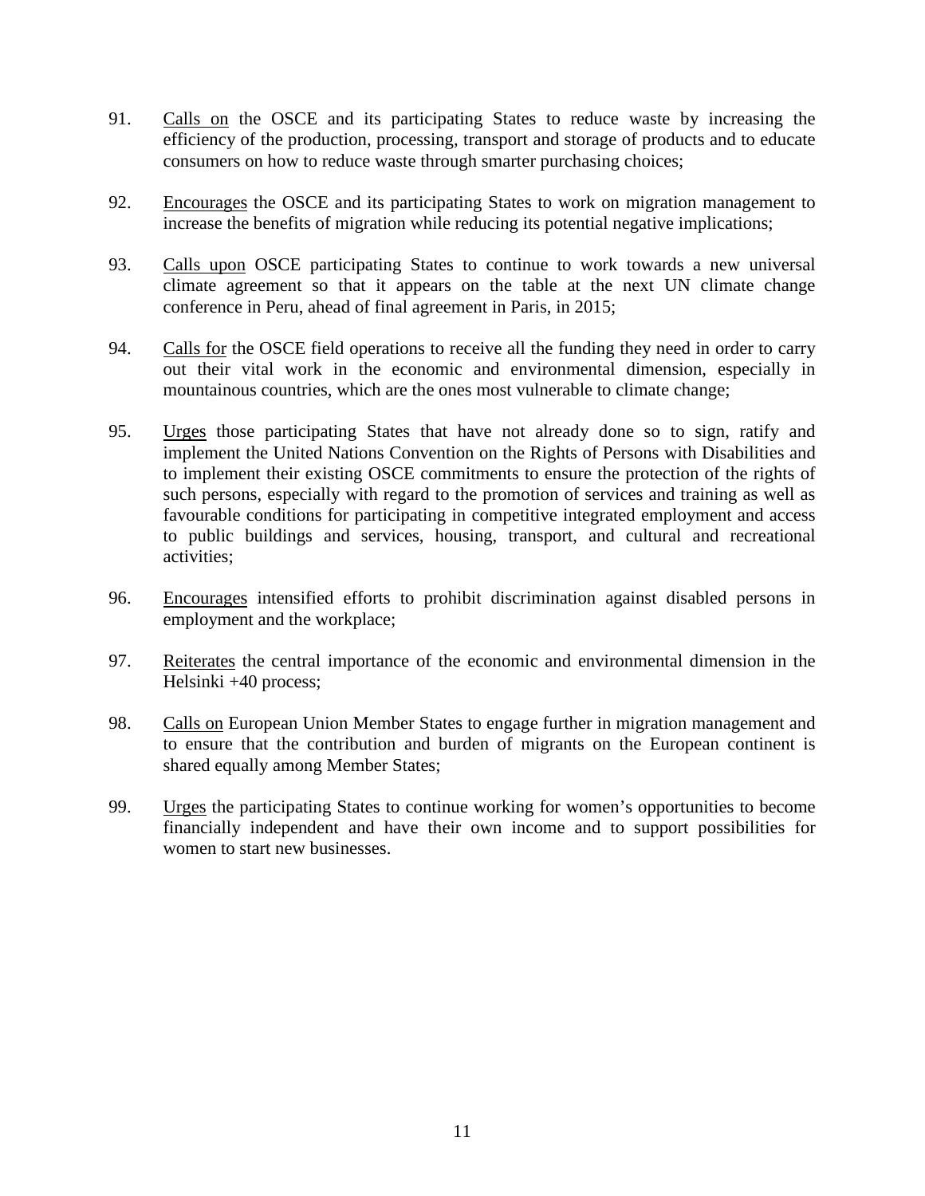91. Calls on the OSCE and its participating States to reduce waste by increasing the efficiency of the production, processing, transport and storage of products and to educate consumers on how to reduce waste through smarter purchasing choices;

92. Encourages the OSCE and its participating States to work on migration management to increase the benefits of migration while reducing its potential negative implications;

93. Calls upon OSCE participating States to continue to work towards a new universal climate agreement so that it appears on the table at the next UN climate change conference in Peru, ahead of final agreement in Paris, in 2015;

94. Calls for the OSCE field operations to receive all the funding they need in order to carry out their vital work in the economic and environmental dimension, especially in mountainous countries, which are the ones most vulnerable to climate change;

95. Urges those participating States that have not already done so to sign, ratify and implement the United Nations Convention on the Rights of Persons with Disabilities and to implement their existing OSCE commitments to ensure the protection of the rights of such persons, especially with regard to the promotion of services and training as well as favourable conditions for participating in competitive integrated employment and access to public buildings and services, housing, transport, and cultural and recreational activities;

96. Encourages intensified efforts to prohibit discrimination against disabled persons in employment and the workplace;

97. Reiterates the central importance of the economic and environmental dimension in the Helsinki +40 process;

98. Calls on European Union Member States to engage further in migration management and to ensure that the contribution and burden of migrants on the European continent is shared equally among Member States;

99. Urges the participating States to continue working for women's opportunities to become financially independent and have their own income and to support possibilities for women to start new businesses.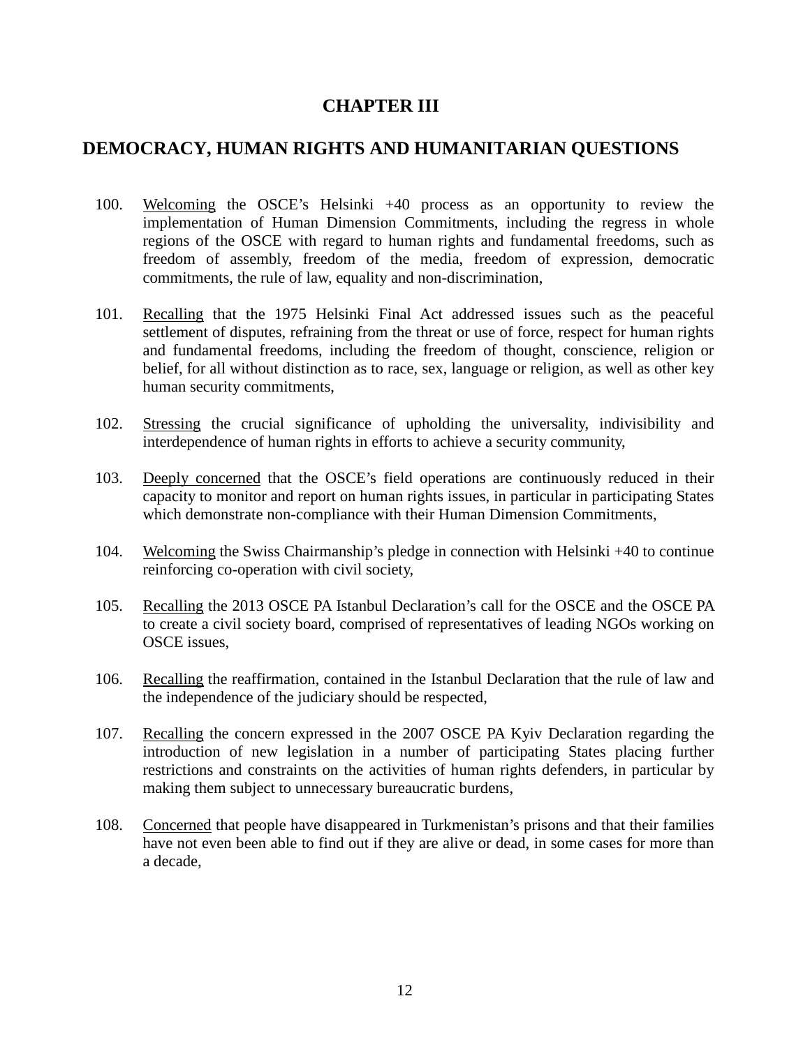# CHAPTER III

## DEMOCRACY, HUMAN RIGHTS AND HUMANITARIAN QUESTIONS

100. Welcoming the OSCE's Helsinki +40 process as an opportunity to review the implementation of Human Dimension Commitments, including the regress in whole regions of the OSCE with regard to human rights and fundamental freedoms, such as freedom of assembly, freedom of the media, freedom of expression, democratic commitments, the rule of law, equality and non-discrimination,

101. Recalling that the 1975 Helsinki Final Act addressed issues such as the peaceful settlement of disputes, refraining from the threat or use of force, respect for human rights and fundamental freedoms, including the freedom of thought, conscience, religion or belief, for all without distinction as to race, sex, language or religion, as well as other key human security commitments,

102. Stressing the crucial significance of upholding the universality, indivisibility and interdependence of human rights in efforts to achieve a security community,

103. Deeply concerned that the OSCE's field operations are continuously reduced in their capacity to monitor and report on human rights issues, in particular in participating States which demonstrate non-compliance with their Human Dimension Commitments,

104. Welcoming the Swiss Chairmanship's pledge in connection with Helsinki +40 to continue reinforcing co-operation with civil society,

105. Recalling the 2013 OSCE PA Istanbul Declaration's call for the OSCE and the OSCE PA to create a civil society board, comprised of representatives of leading NGOs working on OSCE issues,

106. Recalling the reaffirmation, contained in the Istanbul Declaration that the rule of law and the independence of the judiciary should be respected,

107. Recalling the concern expressed in the 2007 OSCE PA Kyiv Declaration regarding the introduction of new legislation in a number of participating States placing further restrictions and constraints on the activities of human rights defenders, in particular by making them subject to unnecessary bureaucratic burdens,

108. Concerned that people have disappeared in Turkmenistan's prisons and that their families have not even been able to find out if they are alive or dead, in some cases for more than a decade,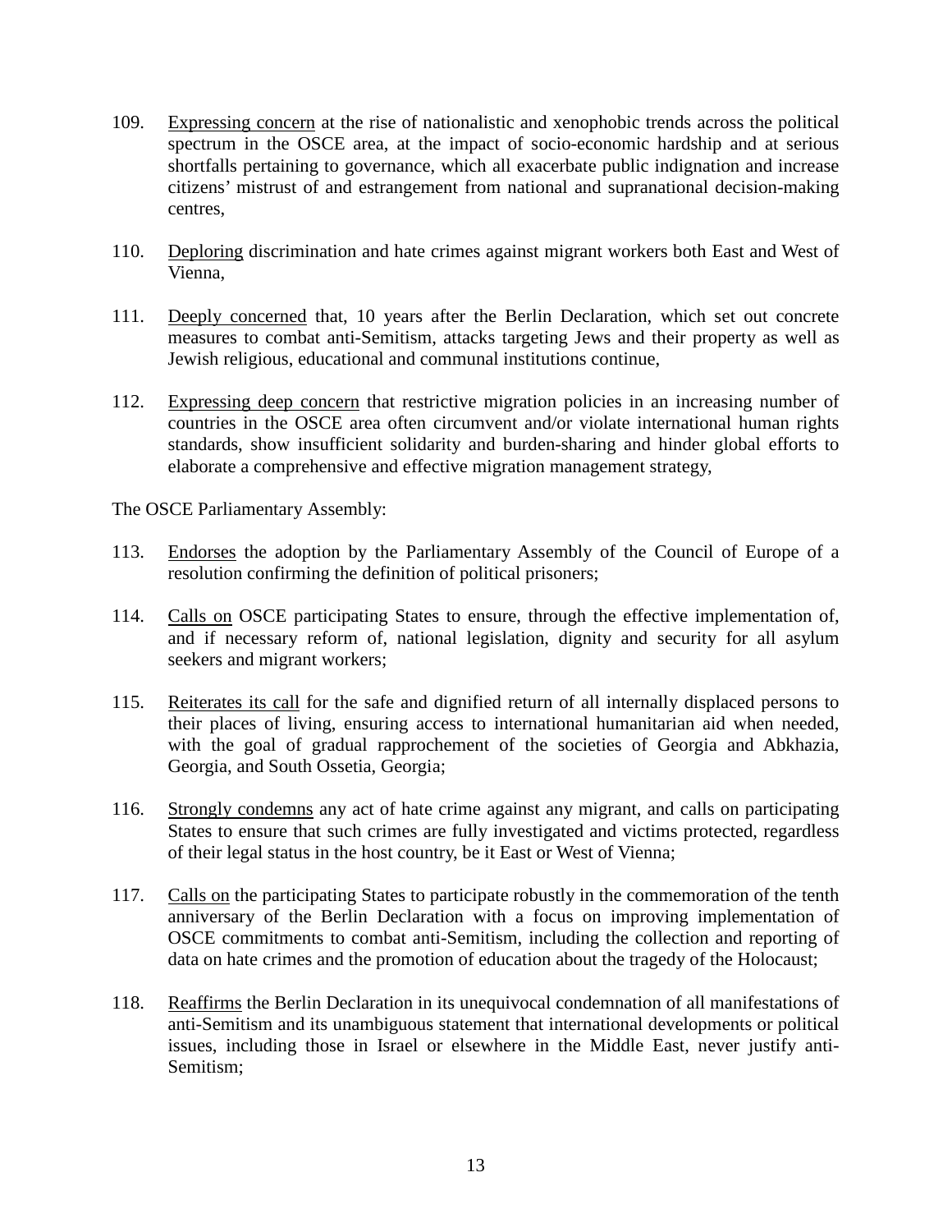109. Expressing concern at the rise of nationalistic and xenophobic trends across the political spectrum in the OSCE area, at the impact of socio-economic hardship and at serious shortfalls pertaining to governance, which all exacerbate public indignation and increase citizens' mistrust of and estrangement from national and supranational decision-making centres,

110. Deploring discrimination and hate crimes against migrant workers both East and West of Vienna,

111. Deeply concerned that, 10 years after the Berlin Declaration, which set out concrete measures to combat anti-Semitism, attacks targeting Jews and their property as well as Jewish religious, educational and communal institutions continue,

112. Expressing deep concern that restrictive migration policies in an increasing number of countries in the OSCE area often circumvent and/or violate international human rights standards, show insufficient solidarity and burden-sharing and hinder global efforts to elaborate a comprehensive and effective migration management strategy,

The OSCE Parliamentary Assembly:

113. Endorses the adoption by the Parliamentary Assembly of the Council of Europe of a resolution confirming the definition of political prisoners;

114. Calls on OSCE participating States to ensure, through the effective implementation of, and if necessary reform of, national legislation, dignity and security for all asylum seekers and migrant workers;

115. Reiterates its call for the safe and dignified return of all internally displaced persons to their places of living, ensuring access to international humanitarian aid when needed, with the goal of gradual rapprochement of the societies of Georgia and Abkhazia, Georgia, and South Ossetia, Georgia;

116. Strongly condemns any act of hate crime against any migrant, and calls on participating States to ensure that such crimes are fully investigated and victims protected, regardless of their legal status in the host country, be it East or West of Vienna;

117. Calls on the participating States to participate robustly in the commemoration of the tenth anniversary of the Berlin Declaration with a focus on improving implementation of OSCE commitments to combat anti-Semitism, including the collection and reporting of data on hate crimes and the promotion of education about the tragedy of the Holocaust;

118. Reaffirms the Berlin Declaration in its unequivocal condemnation of all manifestations of anti-Semitism and its unambiguous statement that international developments or political issues, including those in Israel or elsewhere in the Middle East, never justify anti-Semitism;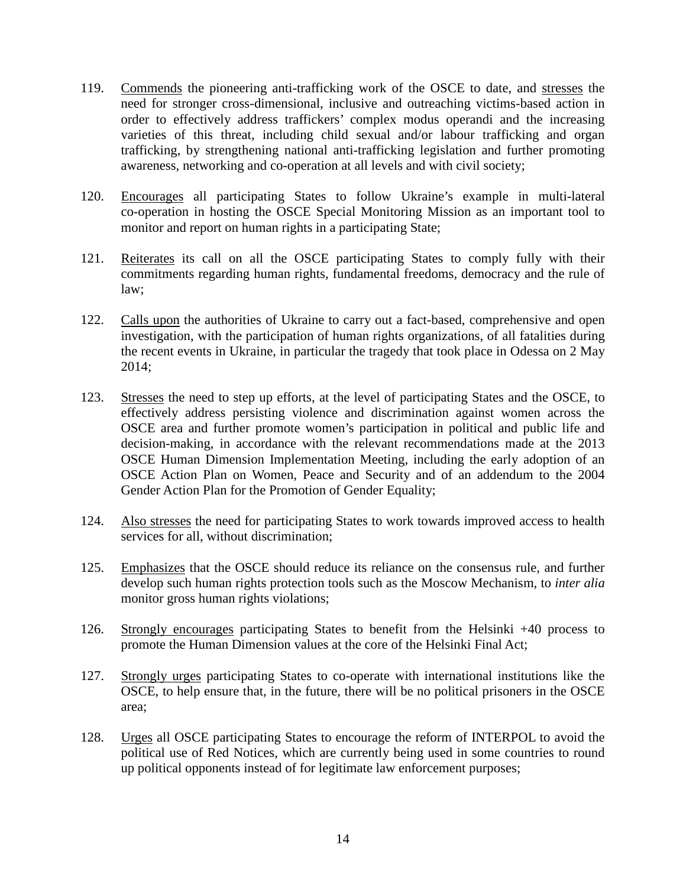119. Commends the pioneering anti-trafficking work of the OSCE to date, and stresses the need for stronger cross-dimensional, inclusive and outreaching victims-based action in order to effectively address traffickers' complex modus operandi and the increasing varieties of this threat, including child sexual and/or labour trafficking and organ trafficking, by strengthening national anti-trafficking legislation and further promoting awareness, networking and co-operation at all levels and with civil society;

120. Encourages all participating States to follow Ukraine's example in multi-lateral co-operation in hosting the OSCE Special Monitoring Mission as an important tool to monitor and report on human rights in a participating State;

121. Reiterates its call on all the OSCE participating States to comply fully with their commitments regarding human rights, fundamental freedoms, democracy and the rule of law;

122. Calls upon the authorities of Ukraine to carry out a fact-based, comprehensive and open investigation, with the participation of human rights organizations, of all fatalities during the recent events in Ukraine, in particular the tragedy that took place in Odessa on 2 May 2014;

123. Stresses the need to step up efforts, at the level of participating States and the OSCE, to effectively address persisting violence and discrimination against women across the OSCE area and further promote women's participation in political and public life and decision-making, in accordance with the relevant recommendations made at the 2013 OSCE Human Dimension Implementation Meeting, including the early adoption of an OSCE Action Plan on Women, Peace and Security and of an addendum to the 2004 Gender Action Plan for the Promotion of Gender Equality;

124. Also stresses the need for participating States to work towards improved access to health services for all, without discrimination;

125. Emphasizes that the OSCE should reduce its reliance on the consensus rule, and further develop such human rights protection tools such as the Moscow Mechanism, to *inter alia* monitor gross human rights violations;

126. Strongly encourages participating States to benefit from the Helsinki +40 process to promote the Human Dimension values at the core of the Helsinki Final Act;

127. Strongly urges participating States to co-operate with international institutions like the OSCE, to help ensure that, in the future, there will be no political prisoners in the OSCE area;

128. Urges all OSCE participating States to encourage the reform of INTERPOL to avoid the political use of Red Notices, which are currently being used in some countries to round up political opponents instead of for legitimate law enforcement purposes;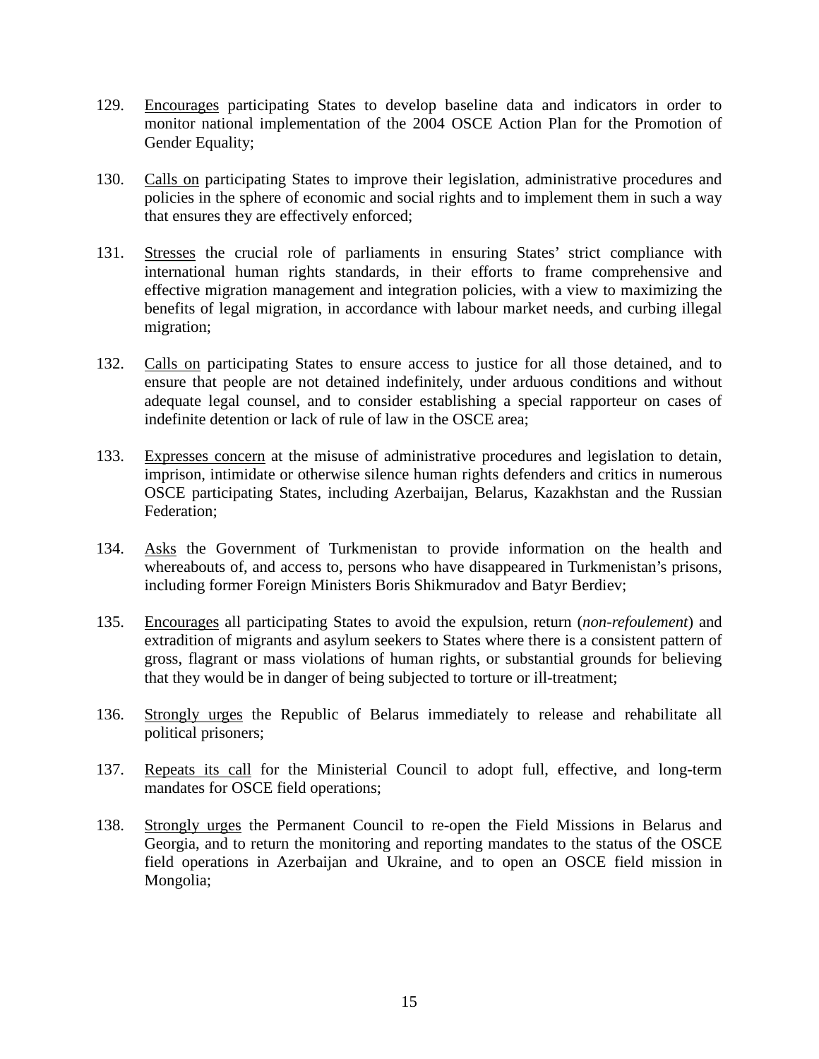129. Encourages participating States to develop baseline data and indicators in order to monitor national implementation of the 2004 OSCE Action Plan for the Promotion of Gender Equality;

130. Calls on participating States to improve their legislation, administrative procedures and policies in the sphere of economic and social rights and to implement them in such a way that ensures they are effectively enforced;

131. Stresses the crucial role of parliaments in ensuring States' strict compliance with international human rights standards, in their efforts to frame comprehensive and effective migration management and integration policies, with a view to maximizing the benefits of legal migration, in accordance with labour market needs, and curbing illegal migration;

132. Calls on participating States to ensure access to justice for all those detained, and to ensure that people are not detained indefinitely, under arduous conditions and without adequate legal counsel, and to consider establishing a special rapporteur on cases of indefinite detention or lack of rule of law in the OSCE area;

133. Expresses concern at the misuse of administrative procedures and legislation to detain, imprison, intimidate or otherwise silence human rights defenders and critics in numerous OSCE participating States, including Azerbaijan, Belarus, Kazakhstan and the Russian Federation;

134. Asks the Government of Turkmenistan to provide information on the health and whereabouts of, and access to, persons who have disappeared in Turkmenistan's prisons, including former Foreign Ministers Boris Shikmuradov and Batyr Berdiev;

135. Encourages all participating States to avoid the expulsion, return (*non-refoulement*) and extradition of migrants and asylum seekers to States where there is a consistent pattern of gross, flagrant or mass violations of human rights, or substantial grounds for believing that they would be in danger of being subjected to torture or ill-treatment;

136. Strongly urges the Republic of Belarus immediately to release and rehabilitate all political prisoners;

137. Repeats its call for the Ministerial Council to adopt full, effective, and long-term mandates for OSCE field operations;

138. Strongly urges the Permanent Council to re-open the Field Missions in Belarus and Georgia, and to return the monitoring and reporting mandates to the status of the OSCE field operations in Azerbaijan and Ukraine, and to open an OSCE field mission in Mongolia;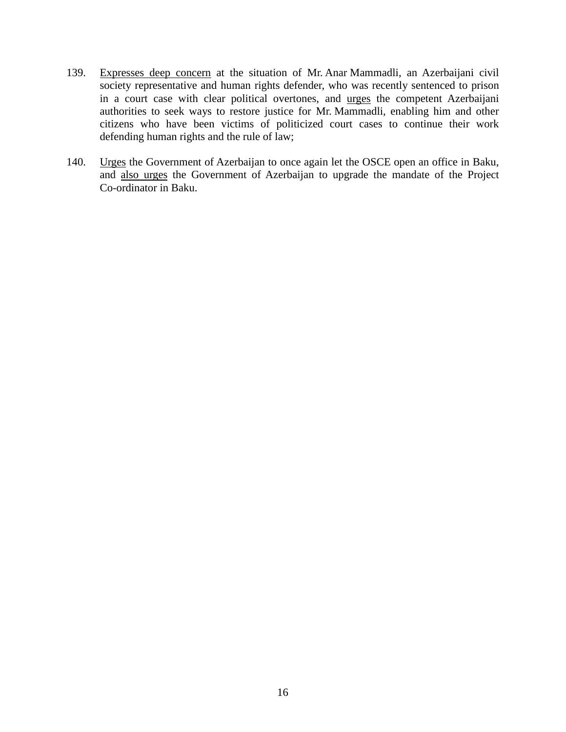139. Expresses deep concern at the situation of Mr. Anar Mammadli, an Azerbaijani civil society representative and human rights defender, who was recently sentenced to prison in a court case with clear political overtones, and urges the competent Azerbaijani authorities to seek ways to restore justice for Mr. Mammadli, enabling him and other citizens who have been victims of politicized court cases to continue their work defending human rights and the rule of law;

140. Urges the Government of Azerbaijan to once again let the OSCE open an office in Baku, and also urges the Government of Azerbaijan to upgrade the mandate of the Project Co-ordinator in Baku.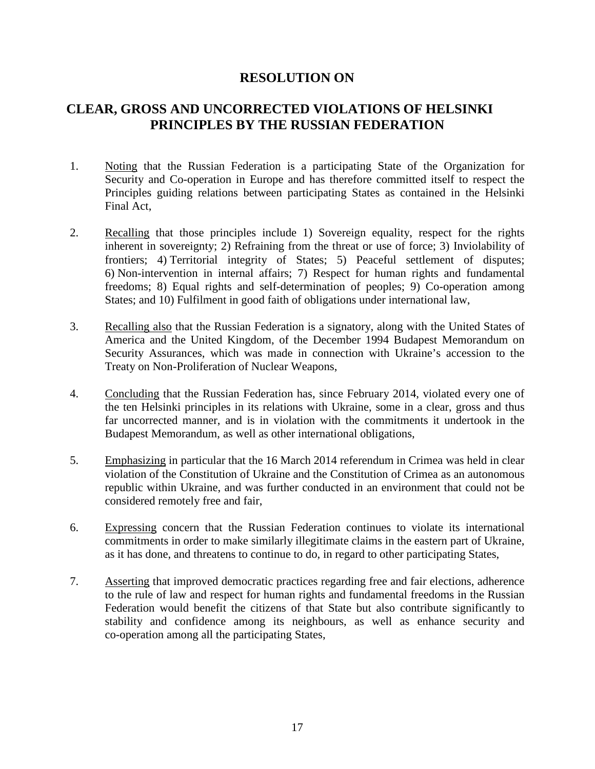# RESOLUTION ON

## CLEAR, GROSS AND UNCORRECTED VIOLATIONS OF HELSINKI PRINCIPLES BY THE RUSSIAN FEDERATION

1. Noting that the Russian Federation is a participating State of the Organization for Security and Co-operation in Europe and has therefore committed itself to respect the Principles guiding relations between participating States as contained in the Helsinki Final Act,

2. Recalling that those principles include 1) Sovereign equality, respect for the rights inherent in sovereignty; 2) Refraining from the threat or use of force; 3) Inviolability of frontiers; 4) Territorial integrity of States; 5) Peaceful settlement of disputes; 6) Non-intervention in internal affairs; 7) Respect for human rights and fundamental freedoms; 8) Equal rights and self-determination of peoples; 9) Co-operation among States; and 10) Fulfilment in good faith of obligations under international law,

3. Recalling also that the Russian Federation is a signatory, along with the United States of America and the United Kingdom, of the December 1994 Budapest Memorandum on Security Assurances, which was made in connection with Ukraine's accession to the Treaty on Non-Proliferation of Nuclear Weapons,

4. Concluding that the Russian Federation has, since February 2014, violated every one of the ten Helsinki principles in its relations with Ukraine, some in a clear, gross and thus far uncorrected manner, and is in violation with the commitments it undertook in the Budapest Memorandum, as well as other international obligations,

5. Emphasizing in particular that the 16 March 2014 referendum in Crimea was held in clear violation of the Constitution of Ukraine and the Constitution of Crimea as an autonomous republic within Ukraine, and was further conducted in an environment that could not be considered remotely free and fair,

6. Expressing concern that the Russian Federation continues to violate its international commitments in order to make similarly illegitimate claims in the eastern part of Ukraine, as it has done, and threatens to continue to do, in regard to other participating States,

7. Asserting that improved democratic practices regarding free and fair elections, adherence to the rule of law and respect for human rights and fundamental freedoms in the Russian Federation would benefit the citizens of that State but also contribute significantly to stability and confidence among its neighbours, as well as enhance security and co-operation among all the participating States,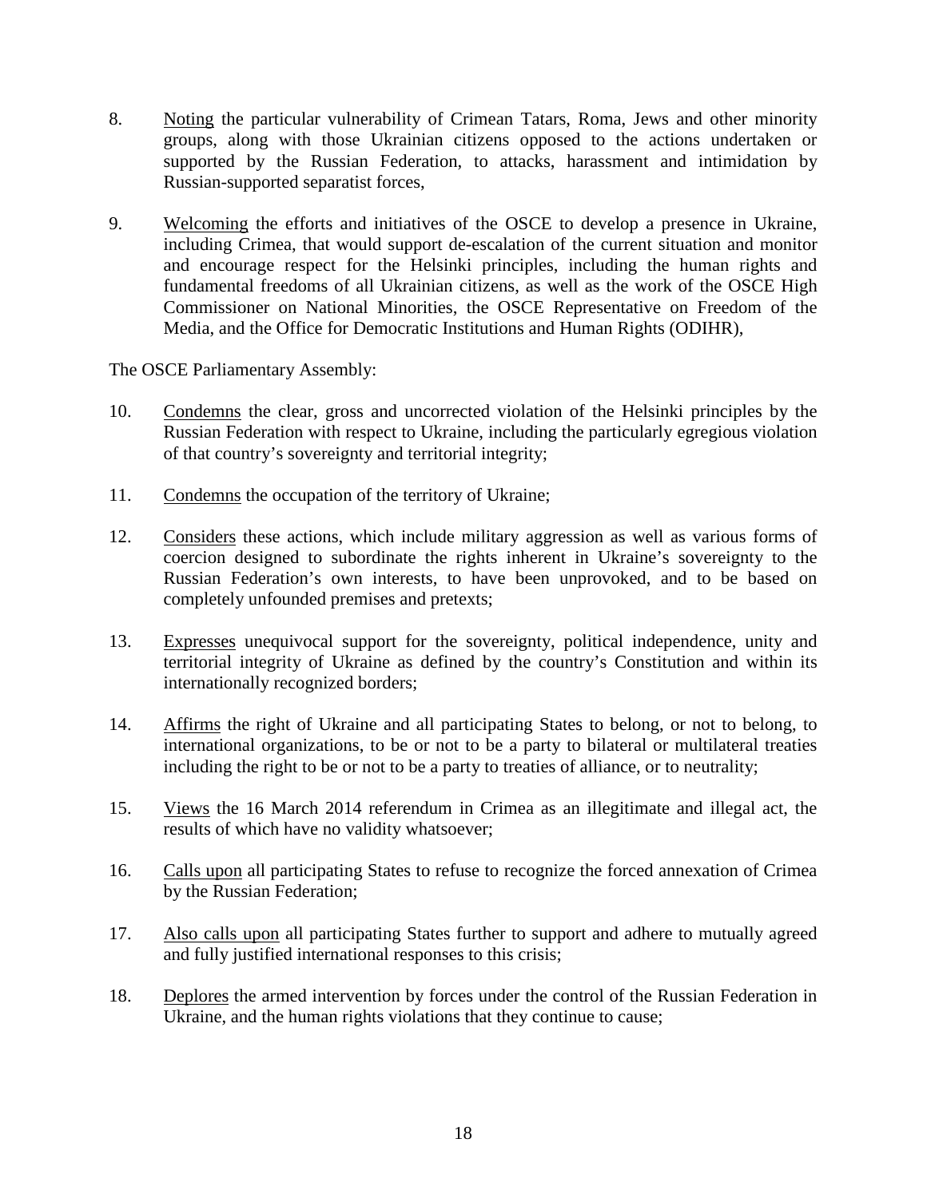8. Noting the particular vulnerability of Crimean Tatars, Roma, Jews and other minority groups, along with those Ukrainian citizens opposed to the actions undertaken or supported by the Russian Federation, to attacks, harassment and intimidation by Russian-supported separatist forces,

9. Welcoming the efforts and initiatives of the OSCE to develop a presence in Ukraine, including Crimea, that would support de-escalation of the current situation and monitor and encourage respect for the Helsinki principles, including the human rights and fundamental freedoms of all Ukrainian citizens, as well as the work of the OSCE High Commissioner on National Minorities, the OSCE Representative on Freedom of the Media, and the Office for Democratic Institutions and Human Rights (ODIHR),

The OSCE Parliamentary Assembly:

10. Condemns the clear, gross and uncorrected violation of the Helsinki principles by the Russian Federation with respect to Ukraine, including the particularly egregious violation of that country's sovereignty and territorial integrity;

11. Condemns the occupation of the territory of Ukraine;

12. Considers these actions, which include military aggression as well as various forms of coercion designed to subordinate the rights inherent in Ukraine's sovereignty to the Russian Federation's own interests, to have been unprovoked, and to be based on completely unfounded premises and pretexts;

13. Expresses unequivocal support for the sovereignty, political independence, unity and territorial integrity of Ukraine as defined by the country's Constitution and within its internationally recognized borders;

14. Affirms the right of Ukraine and all participating States to belong, or not to belong, to international organizations, to be or not to be a party to bilateral or multilateral treaties including the right to be or not to be a party to treaties of alliance, or to neutrality;

15. Views the 16 March 2014 referendum in Crimea as an illegitimate and illegal act, the results of which have no validity whatsoever;

16. Calls upon all participating States to refuse to recognize the forced annexation of Crimea by the Russian Federation;

17. Also calls upon all participating States further to support and adhere to mutually agreed and fully justified international responses to this crisis;

18. Deplores the armed intervention by forces under the control of the Russian Federation in Ukraine, and the human rights violations that they continue to cause;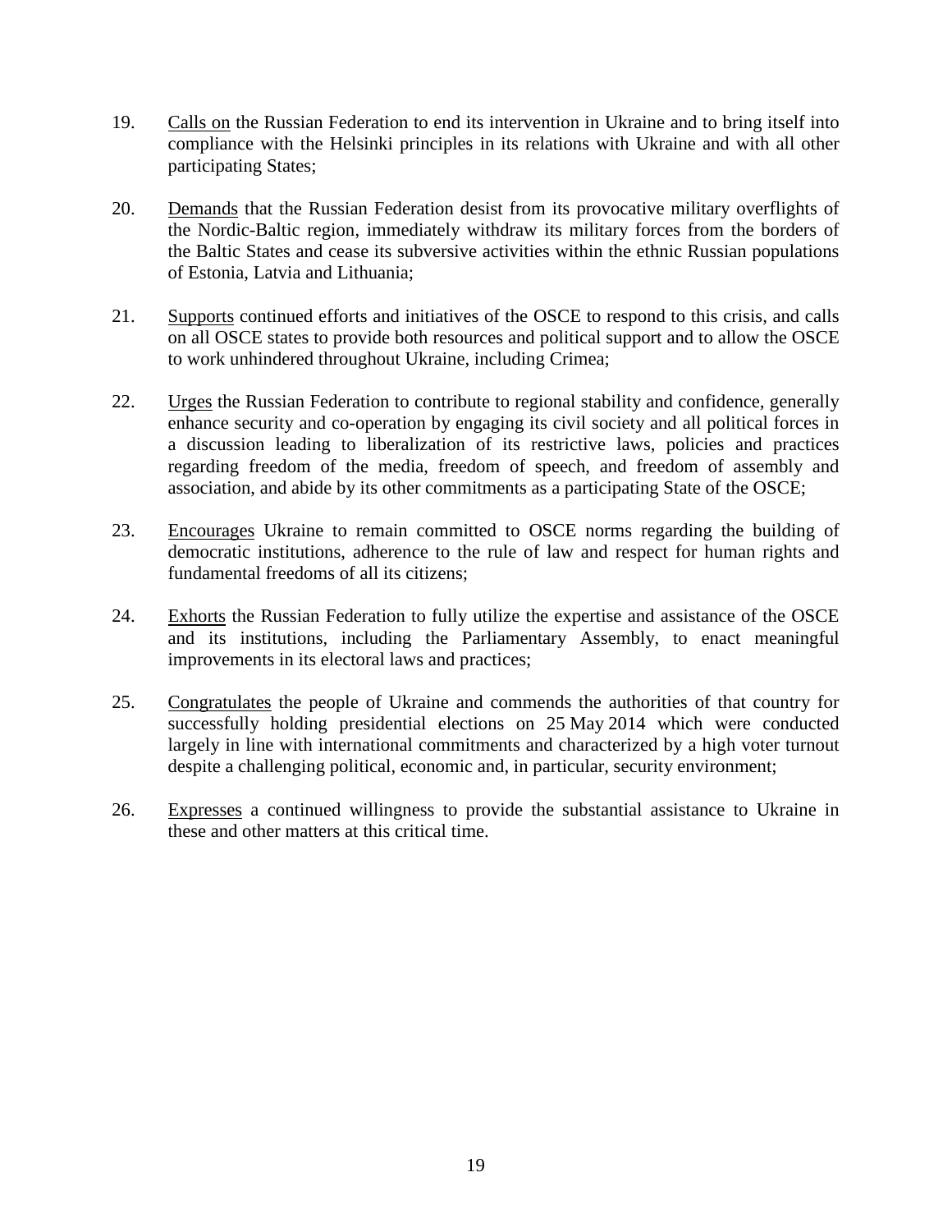19. Calls on the Russian Federation to end its intervention in Ukraine and to bring itself into compliance with the Helsinki principles in its relations with Ukraine and with all other participating States;

20. Demands that the Russian Federation desist from its provocative military overflights of the Nordic-Baltic region, immediately withdraw its military forces from the borders of the Baltic States and cease its subversive activities within the ethnic Russian populations of Estonia, Latvia and Lithuania;

21. Supports continued efforts and initiatives of the OSCE to respond to this crisis, and calls on all OSCE states to provide both resources and political support and to allow the OSCE to work unhindered throughout Ukraine, including Crimea;

22. Urges the Russian Federation to contribute to regional stability and confidence, generally enhance security and co-operation by engaging its civil society and all political forces in a discussion leading to liberalization of its restrictive laws, policies and practices regarding freedom of the media, freedom of speech, and freedom of assembly and association, and abide by its other commitments as a participating State of the OSCE;

23. Encourages Ukraine to remain committed to OSCE norms regarding the building of democratic institutions, adherence to the rule of law and respect for human rights and fundamental freedoms of all its citizens;

24. Exhorts the Russian Federation to fully utilize the expertise and assistance of the OSCE and its institutions, including the Parliamentary Assembly, to enact meaningful improvements in its electoral laws and practices;

25. Congratulates the people of Ukraine and commends the authorities of that country for successfully holding presidential elections on 25 May 2014 which were conducted largely in line with international commitments and characterized by a high voter turnout despite a challenging political, economic and, in particular, security environment;

26. Expresses a continued willingness to provide the substantial assistance to Ukraine in these and other matters at this critical time.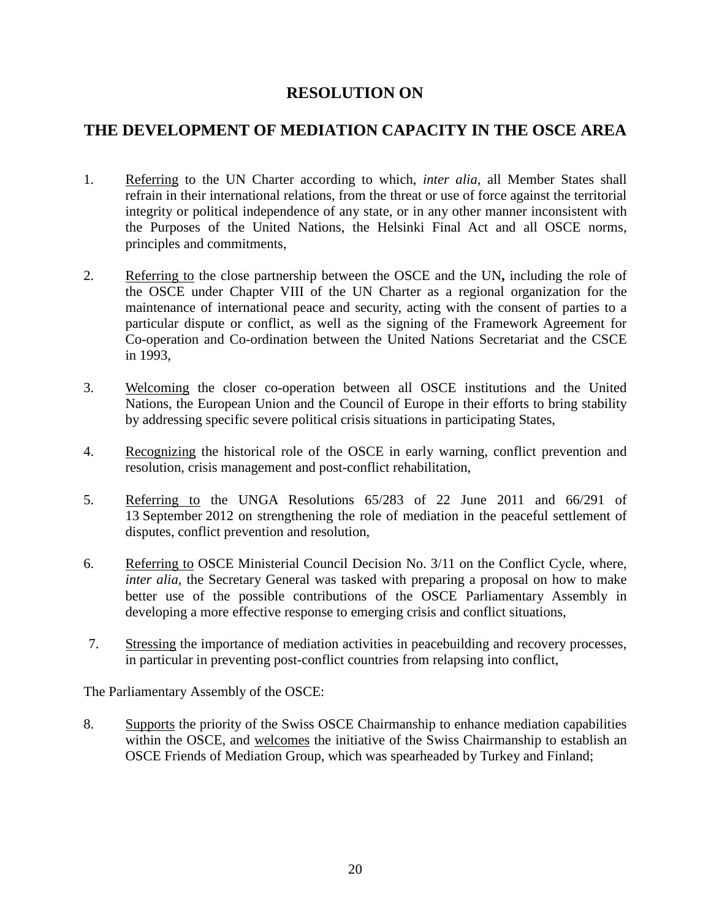# RESOLUTION ON

# THE DEVELOPMENT OF MEDIATION CAPACITY IN THE OSCE AREA

1. Referring to the UN Charter according to which, *inter alia,* all Member States shall refrain in their international relations, from the threat or use of force against the territorial integrity or political independence of any state, or in any other manner inconsistent with the Purposes of the United Nations, the Helsinki Final Act and all OSCE norms, principles and commitments,

2. Referring to the close partnership between the OSCE and the UN**,** including the role of the OSCE under Chapter VIII of the UN Charter as a regional organization for the maintenance of international peace and security, acting with the consent of parties to a particular dispute or conflict, as well as the signing of the Framework Agreement for Co-operation and Co-ordination between the United Nations Secretariat and the CSCE in 1993,

3. Welcoming the closer co-operation between all OSCE institutions and the United Nations, the European Union and the Council of Europe in their efforts to bring stability by addressing specific severe political crisis situations in participating States,

4. Recognizing the historical role of the OSCE in early warning, conflict prevention and resolution, crisis management and post-conflict rehabilitation,

5. Referring to the UNGA Resolutions 65/283 of 22 June 2011 and 66/291 of 13 September 2012 on strengthening the role of mediation in the peaceful settlement of disputes, conflict prevention and resolution,

6. Referring to OSCE Ministerial Council Decision No. 3/11 on the Conflict Cycle, where, *inter alia,* the Secretary General was tasked with preparing a proposal on how to make better use of the possible contributions of the OSCE Parliamentary Assembly in developing a more effective response to emerging crisis and conflict situations,

7. Stressing the importance of mediation activities in peacebuilding and recovery processes, in particular in preventing post-conflict countries from relapsing into conflict,

The Parliamentary Assembly of the OSCE:

8. Supports the priority of the Swiss OSCE Chairmanship to enhance mediation capabilities within the OSCE, and welcomes the initiative of the Swiss Chairmanship to establish an OSCE Friends of Mediation Group, which was spearheaded by Turkey and Finland;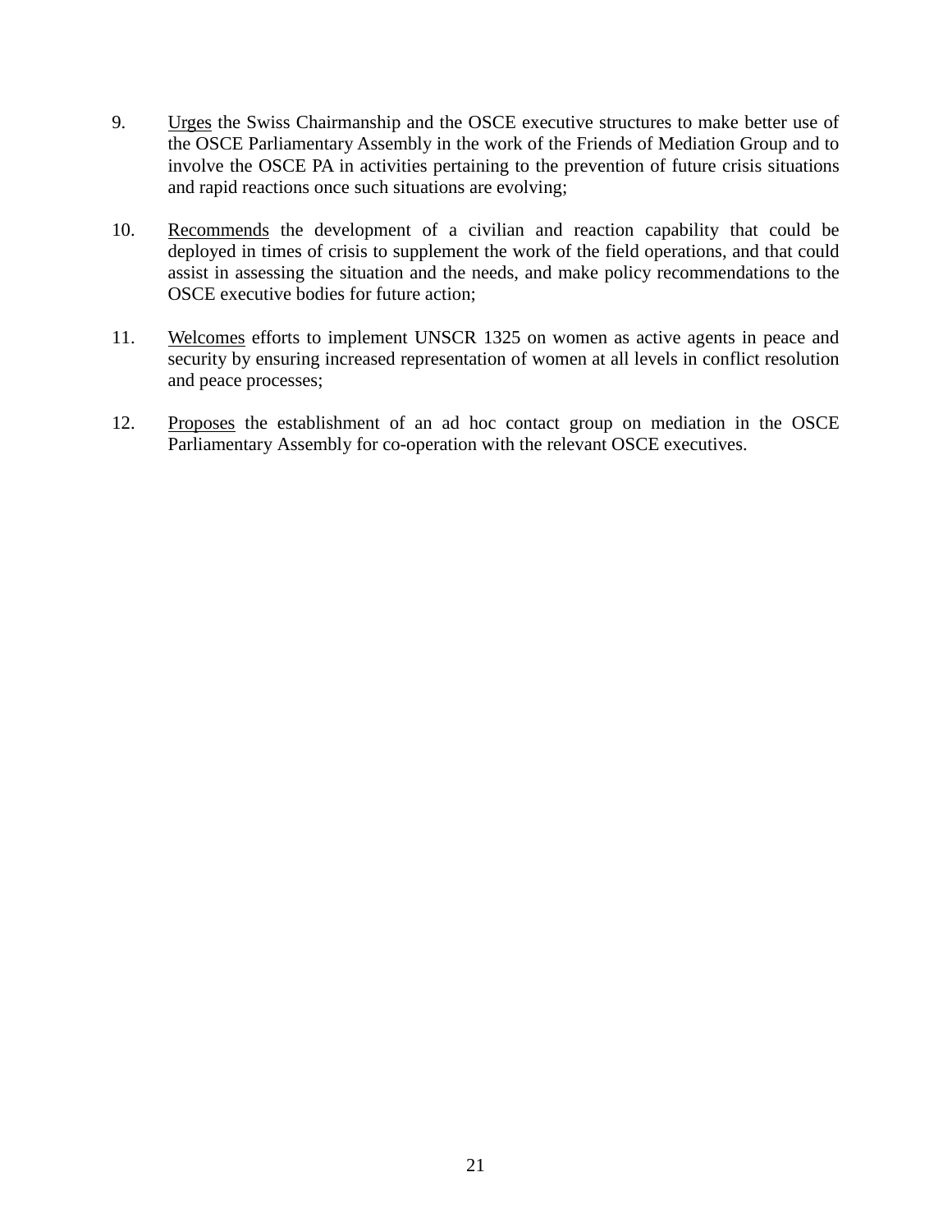9. <u>Urges</u> the Swiss Chairmanship and the OSCE executive structures to make better use of the OSCE Parliamentary Assembly in the work of the Friends of Mediation Group and to involve the OSCE PA in activities pertaining to the prevention of future crisis situations and rapid reactions once such situations are evolving;

10. <u>Recommends</u> the development of a civilian and reaction capability that could be deployed in times of crisis to supplement the work of the field operations, and that could assist in assessing the situation and the needs, and make policy recommendations to the OSCE executive bodies for future action;

11. <u>Welcomes</u> efforts to implement UNSCR 1325 on women as active agents in peace and security by ensuring increased representation of women at all levels in conflict resolution and peace processes;

12. <u>Proposes</u> the establishment of an ad hoc contact group on mediation in the OSCE Parliamentary Assembly for co-operation with the relevant OSCE executives.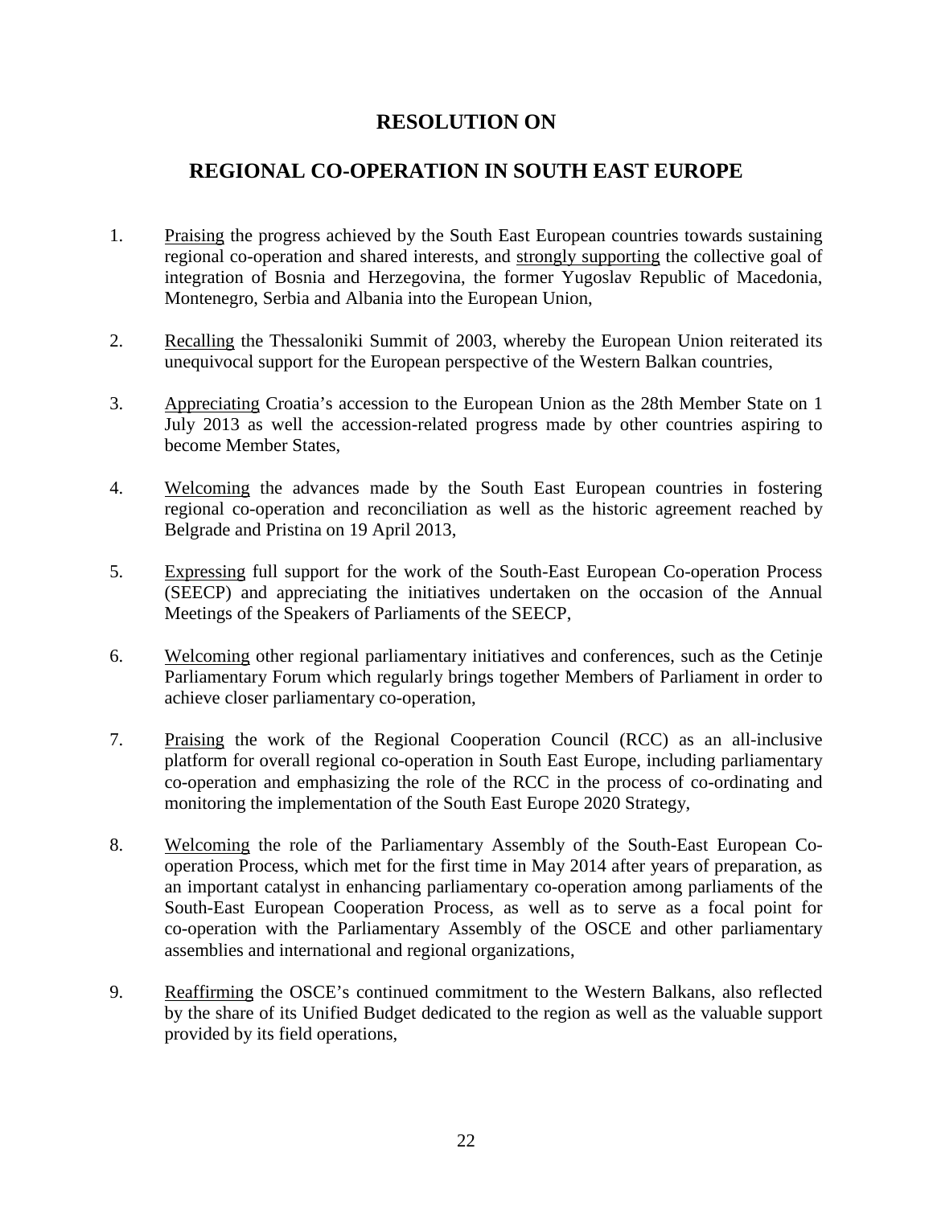# RESOLUTION ON

# REGIONAL CO-OPERATION IN SOUTH EAST EUROPE

1. Praising the progress achieved by the South East European countries towards sustaining regional co-operation and shared interests, and strongly supporting the collective goal of integration of Bosnia and Herzegovina, the former Yugoslav Republic of Macedonia, Montenegro, Serbia and Albania into the European Union,

2. Recalling the Thessaloniki Summit of 2003, whereby the European Union reiterated its unequivocal support for the European perspective of the Western Balkan countries,

3. Appreciating Croatia's accession to the European Union as the 28th Member State on 1 July 2013 as well the accession-related progress made by other countries aspiring to become Member States,

4. Welcoming the advances made by the South East European countries in fostering regional co-operation and reconciliation as well as the historic agreement reached by Belgrade and Pristina on 19 April 2013,

5. Expressing full support for the work of the South-East European Co-operation Process (SEECP) and appreciating the initiatives undertaken on the occasion of the Annual Meetings of the Speakers of Parliaments of the SEECP,

6. Welcoming other regional parliamentary initiatives and conferences, such as the Cetinje Parliamentary Forum which regularly brings together Members of Parliament in order to achieve closer parliamentary co-operation,

7. Praising the work of the Regional Cooperation Council (RCC) as an all-inclusive platform for overall regional co-operation in South East Europe, including parliamentary co-operation and emphasizing the role of the RCC in the process of co-ordinating and monitoring the implementation of the South East Europe 2020 Strategy,

8. Welcoming the role of the Parliamentary Assembly of the South-East European Co-operation Process, which met for the first time in May 2014 after years of preparation, as an important catalyst in enhancing parliamentary co-operation among parliaments of the South-East European Cooperation Process, as well as to serve as a focal point for co-operation with the Parliamentary Assembly of the OSCE and other parliamentary assemblies and international and regional organizations,

9. Reaffirming the OSCE's continued commitment to the Western Balkans, also reflected by the share of its Unified Budget dedicated to the region as well as the valuable support provided by its field operations,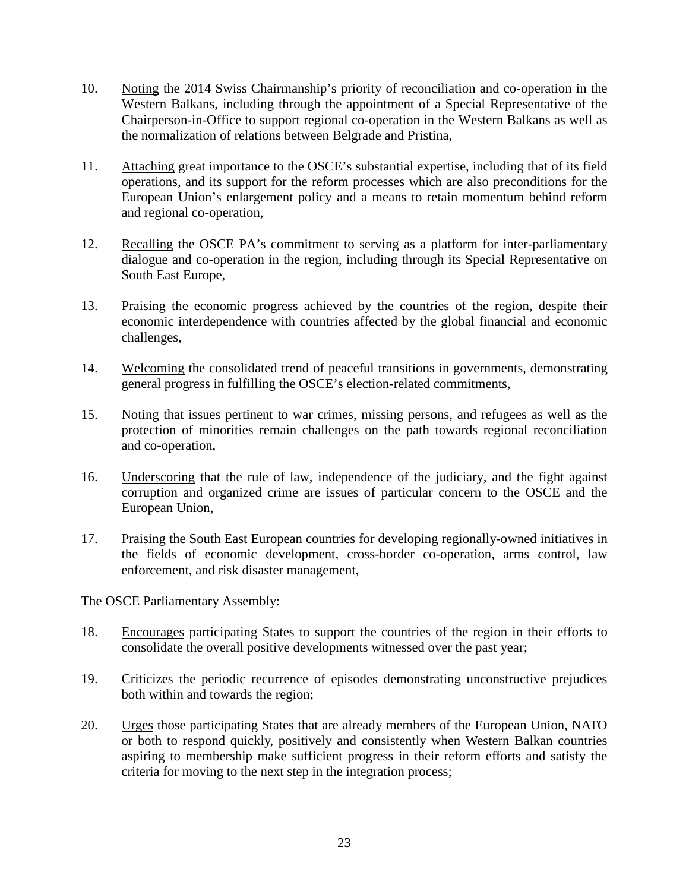10. Noting the 2014 Swiss Chairmanship's priority of reconciliation and co-operation in the Western Balkans, including through the appointment of a Special Representative of the Chairperson-in-Office to support regional co-operation in the Western Balkans as well as the normalization of relations between Belgrade and Pristina,

11. Attaching great importance to the OSCE's substantial expertise, including that of its field operations, and its support for the reform processes which are also preconditions for the European Union's enlargement policy and a means to retain momentum behind reform and regional co-operation,

12. Recalling the OSCE PA's commitment to serving as a platform for inter-parliamentary dialogue and co-operation in the region, including through its Special Representative on South East Europe,

13. Praising the economic progress achieved by the countries of the region, despite their economic interdependence with countries affected by the global financial and economic challenges,

14. Welcoming the consolidated trend of peaceful transitions in governments, demonstrating general progress in fulfilling the OSCE's election-related commitments,

15. Noting that issues pertinent to war crimes, missing persons, and refugees as well as the protection of minorities remain challenges on the path towards regional reconciliation and co-operation,

16. Underscoring that the rule of law, independence of the judiciary, and the fight against corruption and organized crime are issues of particular concern to the OSCE and the European Union,

17. Praising the South East European countries for developing regionally-owned initiatives in the fields of economic development, cross-border co-operation, arms control, law enforcement, and risk disaster management,

The OSCE Parliamentary Assembly:

18. Encourages participating States to support the countries of the region in their efforts to consolidate the overall positive developments witnessed over the past year;

19. Criticizes the periodic recurrence of episodes demonstrating unconstructive prejudices both within and towards the region;

20. Urges those participating States that are already members of the European Union, NATO or both to respond quickly, positively and consistently when Western Balkan countries aspiring to membership make sufficient progress in their reform efforts and satisfy the criteria for moving to the next step in the integration process;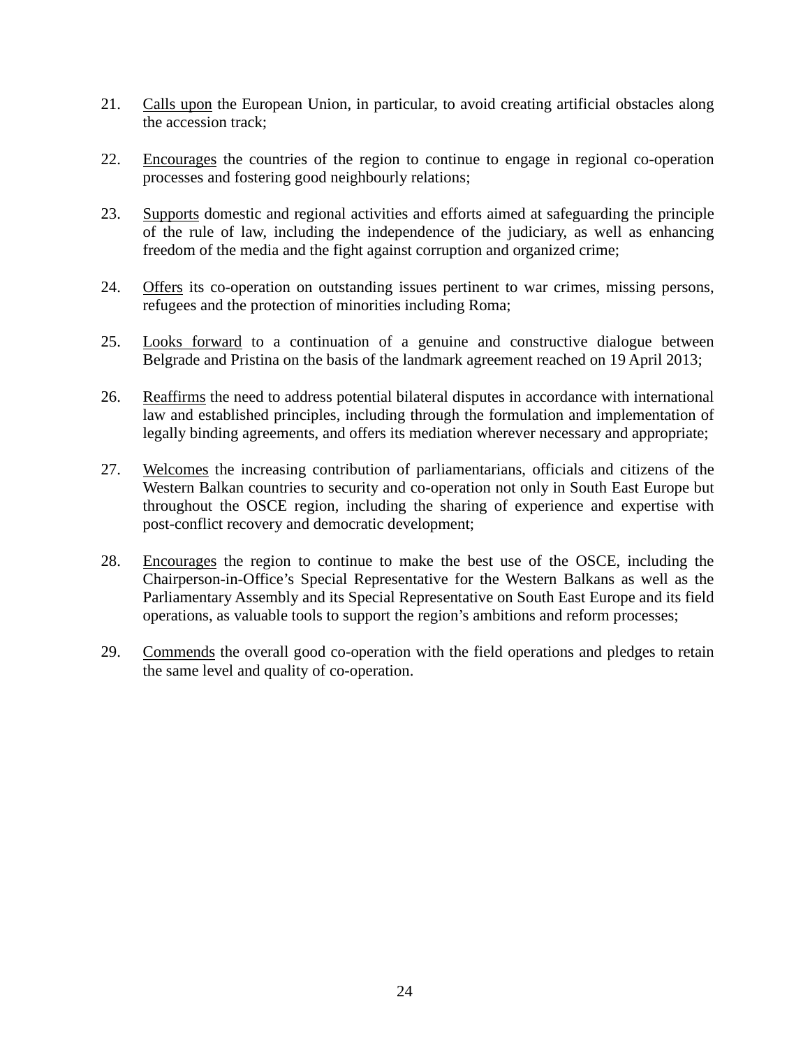21. Calls upon the European Union, in particular, to avoid creating artificial obstacles along the accession track;

22. Encourages the countries of the region to continue to engage in regional co-operation processes and fostering good neighbourly relations;

23. Supports domestic and regional activities and efforts aimed at safeguarding the principle of the rule of law, including the independence of the judiciary, as well as enhancing freedom of the media and the fight against corruption and organized crime;

24. Offers its co-operation on outstanding issues pertinent to war crimes, missing persons, refugees and the protection of minorities including Roma;

25. Looks forward to a continuation of a genuine and constructive dialogue between Belgrade and Pristina on the basis of the landmark agreement reached on 19 April 2013;

26. Reaffirms the need to address potential bilateral disputes in accordance with international law and established principles, including through the formulation and implementation of legally binding agreements, and offers its mediation wherever necessary and appropriate;

27. Welcomes the increasing contribution of parliamentarians, officials and citizens of the Western Balkan countries to security and co-operation not only in South East Europe but throughout the OSCE region, including the sharing of experience and expertise with post-conflict recovery and democratic development;

28. Encourages the region to continue to make the best use of the OSCE, including the Chairperson-in-Office's Special Representative for the Western Balkans as well as the Parliamentary Assembly and its Special Representative on South East Europe and its field operations, as valuable tools to support the region's ambitions and reform processes;

29. Commends the overall good co-operation with the field operations and pledges to retain the same level and quality of co-operation.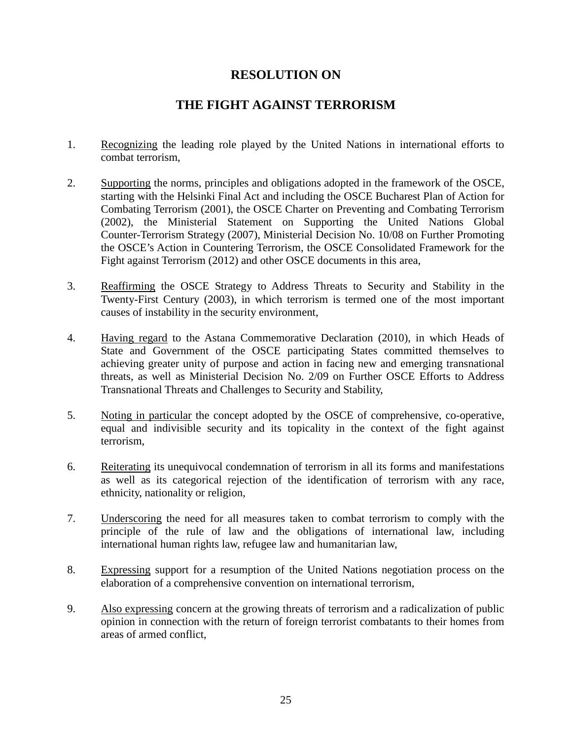# RESOLUTION ON

# THE FIGHT AGAINST TERRORISM

1. Recognizing the leading role played by the United Nations in international efforts to combat terrorism,

2. Supporting the norms, principles and obligations adopted in the framework of the OSCE, starting with the Helsinki Final Act and including the OSCE Bucharest Plan of Action for Combating Terrorism (2001), the OSCE Charter on Preventing and Combating Terrorism (2002), the Ministerial Statement on Supporting the United Nations Global Counter-Terrorism Strategy (2007), Ministerial Decision No. 10/08 on Further Promoting the OSCE's Action in Countering Terrorism, the OSCE Consolidated Framework for the Fight against Terrorism (2012) and other OSCE documents in this area,

3. Reaffirming the OSCE Strategy to Address Threats to Security and Stability in the Twenty-First Century (2003), in which terrorism is termed one of the most important causes of instability in the security environment,

4. Having regard to the Astana Commemorative Declaration (2010), in which Heads of State and Government of the OSCE participating States committed themselves to achieving greater unity of purpose and action in facing new and emerging transnational threats, as well as Ministerial Decision No. 2/09 on Further OSCE Efforts to Address Transnational Threats and Challenges to Security and Stability,

5. Noting in particular the concept adopted by the OSCE of comprehensive, co-operative, equal and indivisible security and its topicality in the context of the fight against terrorism,

6. Reiterating its unequivocal condemnation of terrorism in all its forms and manifestations as well as its categorical rejection of the identification of terrorism with any race, ethnicity, nationality or religion,

7. Underscoring the need for all measures taken to combat terrorism to comply with the principle of the rule of law and the obligations of international law, including international human rights law, refugee law and humanitarian law,

8. Expressing support for a resumption of the United Nations negotiation process on the elaboration of a comprehensive convention on international terrorism,

9. Also expressing concern at the growing threats of terrorism and a radicalization of public opinion in connection with the return of foreign terrorist combatants to their homes from areas of armed conflict,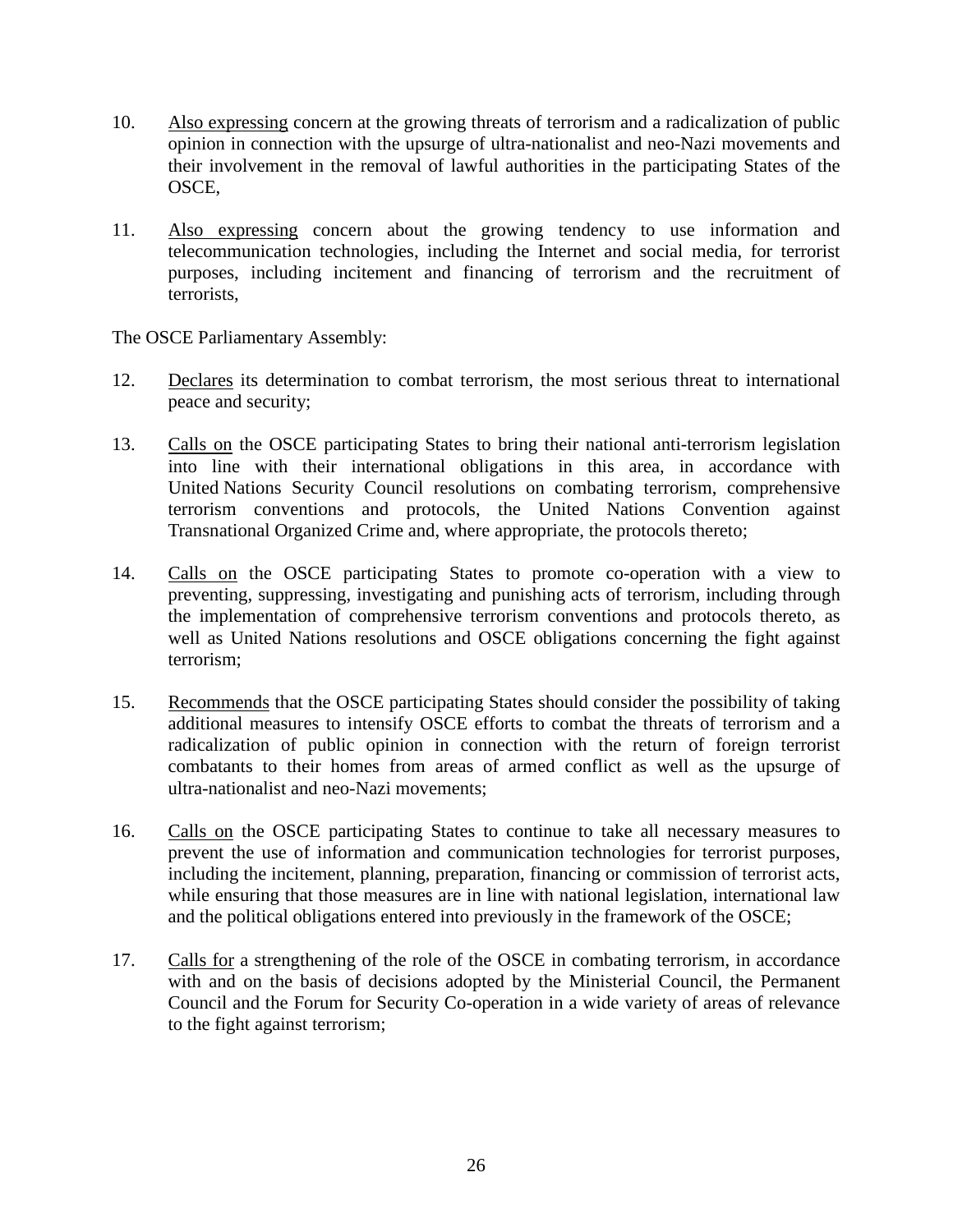10. Also expressing concern at the growing threats of terrorism and a radicalization of public opinion in connection with the upsurge of ultra-nationalist and neo-Nazi movements and their involvement in the removal of lawful authorities in the participating States of the OSCE,

11. Also expressing concern about the growing tendency to use information and telecommunication technologies, including the Internet and social media, for terrorist purposes, including incitement and financing of terrorism and the recruitment of terrorists,

The OSCE Parliamentary Assembly:

12. Declares its determination to combat terrorism, the most serious threat to international peace and security;

13. Calls on the OSCE participating States to bring their national anti-terrorism legislation into line with their international obligations in this area, in accordance with United Nations Security Council resolutions on combating terrorism, comprehensive terrorism conventions and protocols, the United Nations Convention against Transnational Organized Crime and, where appropriate, the protocols thereto;

14. Calls on the OSCE participating States to promote co-operation with a view to preventing, suppressing, investigating and punishing acts of terrorism, including through the implementation of comprehensive terrorism conventions and protocols thereto, as well as United Nations resolutions and OSCE obligations concerning the fight against terrorism;

15. Recommends that the OSCE participating States should consider the possibility of taking additional measures to intensify OSCE efforts to combat the threats of terrorism and a radicalization of public opinion in connection with the return of foreign terrorist combatants to their homes from areas of armed conflict as well as the upsurge of ultra-nationalist and neo-Nazi movements;

16. Calls on the OSCE participating States to continue to take all necessary measures to prevent the use of information and communication technologies for terrorist purposes, including the incitement, planning, preparation, financing or commission of terrorist acts, while ensuring that those measures are in line with national legislation, international law and the political obligations entered into previously in the framework of the OSCE;

17. Calls for a strengthening of the role of the OSCE in combating terrorism, in accordance with and on the basis of decisions adopted by the Ministerial Council, the Permanent Council and the Forum for Security Co-operation in a wide variety of areas of relevance to the fight against terrorism;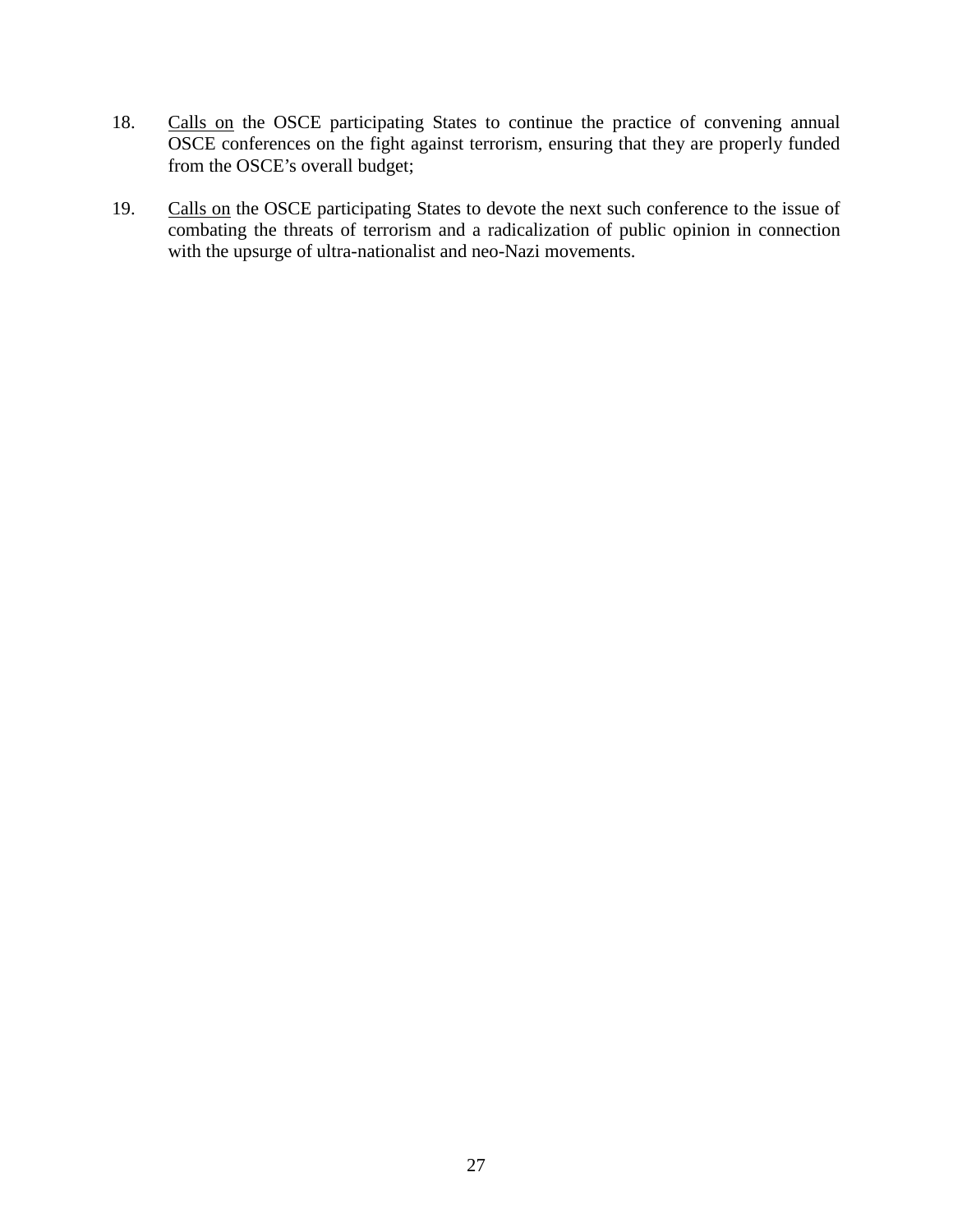18. <u>Calls on</u> the OSCE participating States to continue the practice of convening annual OSCE conferences on the fight against terrorism, ensuring that they are properly funded from the OSCE's overall budget;

19. <u>Calls on</u> the OSCE participating States to devote the next such conference to the issue of combating the threats of terrorism and a radicalization of public opinion in connection with the upsurge of ultra-nationalist and neo-Nazi movements.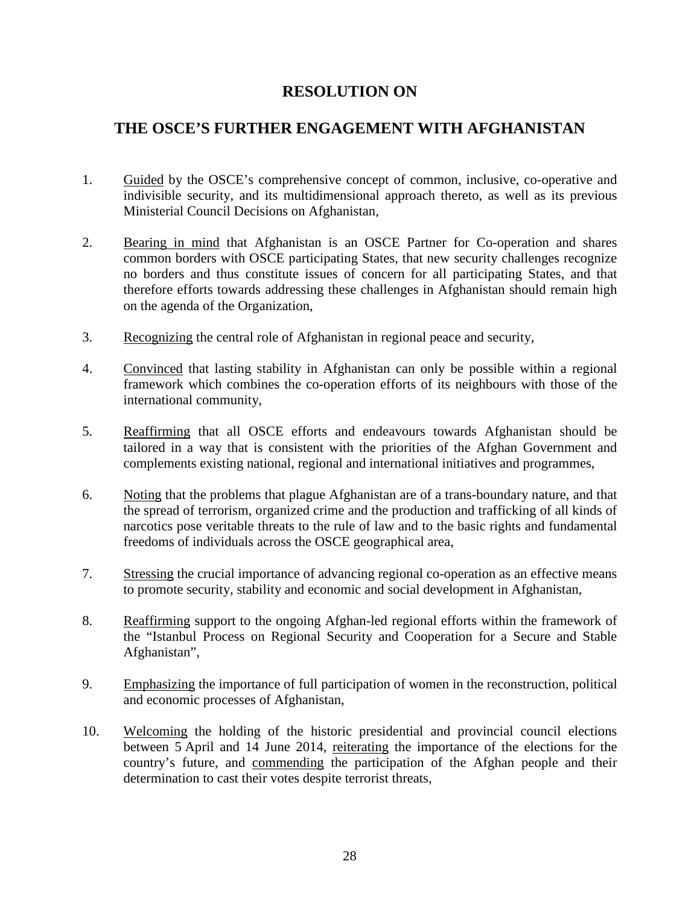# RESOLUTION ON

# THE OSCE'S FURTHER ENGAGEMENT WITH AFGHANISTAN

1. <u>Guided</u> by the OSCE's comprehensive concept of common, inclusive, co-operative and indivisible security, and its multidimensional approach thereto, as well as its previous Ministerial Council Decisions on Afghanistan,

2. <u>Bearing in mind</u> that Afghanistan is an OSCE Partner for Co-operation and shares common borders with OSCE participating States, that new security challenges recognize no borders and thus constitute issues of concern for all participating States, and that therefore efforts towards addressing these challenges in Afghanistan should remain high on the agenda of the Organization,

3. <u>Recognizing</u> the central role of Afghanistan in regional peace and security,

4. <u>Convinced</u> that lasting stability in Afghanistan can only be possible within a regional framework which combines the co-operation efforts of its neighbours with those of the international community,

5. <u>Reaffirming</u> that all OSCE efforts and endeavours towards Afghanistan should be tailored in a way that is consistent with the priorities of the Afghan Government and complements existing national, regional and international initiatives and programmes,

6. <u>Noting</u> that the problems that plague Afghanistan are of a trans-boundary nature, and that the spread of terrorism, organized crime and the production and trafficking of all kinds of narcotics pose veritable threats to the rule of law and to the basic rights and fundamental freedoms of individuals across the OSCE geographical area,

7. <u>Stressing</u> the crucial importance of advancing regional co-operation as an effective means to promote security, stability and economic and social development in Afghanistan,

8. <u>Reaffirming</u> support to the ongoing Afghan-led regional efforts within the framework of the "Istanbul Process on Regional Security and Cooperation for a Secure and Stable Afghanistan",

9. <u>Emphasizing</u> the importance of full participation of women in the reconstruction, political and economic processes of Afghanistan,

10. <u>Welcoming</u> the holding of the historic presidential and provincial council elections between 5 April and 14 June 2014, <u>reiterating</u> the importance of the elections for the country's future, and <u>commending</u> the participation of the Afghan people and their determination to cast their votes despite terrorist threats,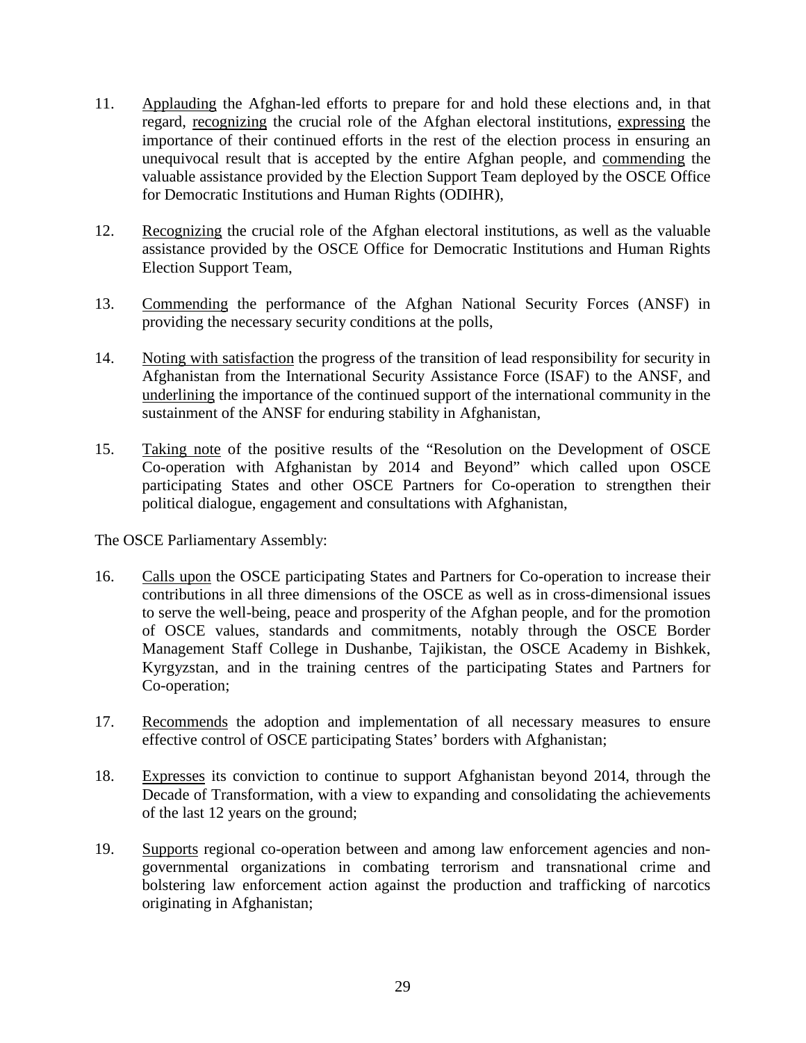11. Applauding the Afghan-led efforts to prepare for and hold these elections and, in that regard, recognizing the crucial role of the Afghan electoral institutions, expressing the importance of their continued efforts in the rest of the election process in ensuring an unequivocal result that is accepted by the entire Afghan people, and commending the valuable assistance provided by the Election Support Team deployed by the OSCE Office for Democratic Institutions and Human Rights (ODIHR),

12. Recognizing the crucial role of the Afghan electoral institutions, as well as the valuable assistance provided by the OSCE Office for Democratic Institutions and Human Rights Election Support Team,

13. Commending the performance of the Afghan National Security Forces (ANSF) in providing the necessary security conditions at the polls,

14. Noting with satisfaction the progress of the transition of lead responsibility for security in Afghanistan from the International Security Assistance Force (ISAF) to the ANSF, and underlining the importance of the continued support of the international community in the sustainment of the ANSF for enduring stability in Afghanistan,

15. Taking note of the positive results of the "Resolution on the Development of OSCE Co-operation with Afghanistan by 2014 and Beyond" which called upon OSCE participating States and other OSCE Partners for Co-operation to strengthen their political dialogue, engagement and consultations with Afghanistan,

The OSCE Parliamentary Assembly:

16. Calls upon the OSCE participating States and Partners for Co-operation to increase their contributions in all three dimensions of the OSCE as well as in cross-dimensional issues to serve the well-being, peace and prosperity of the Afghan people, and for the promotion of OSCE values, standards and commitments, notably through the OSCE Border Management Staff College in Dushanbe, Tajikistan, the OSCE Academy in Bishkek, Kyrgyzstan, and in the training centres of the participating States and Partners for Co-operation;

17. Recommends the adoption and implementation of all necessary measures to ensure effective control of OSCE participating States' borders with Afghanistan;

18. Expresses its conviction to continue to support Afghanistan beyond 2014, through the Decade of Transformation, with a view to expanding and consolidating the achievements of the last 12 years on the ground;

19. Supports regional co-operation between and among law enforcement agencies and non-governmental organizations in combating terrorism and transnational crime and bolstering law enforcement action against the production and trafficking of narcotics originating in Afghanistan;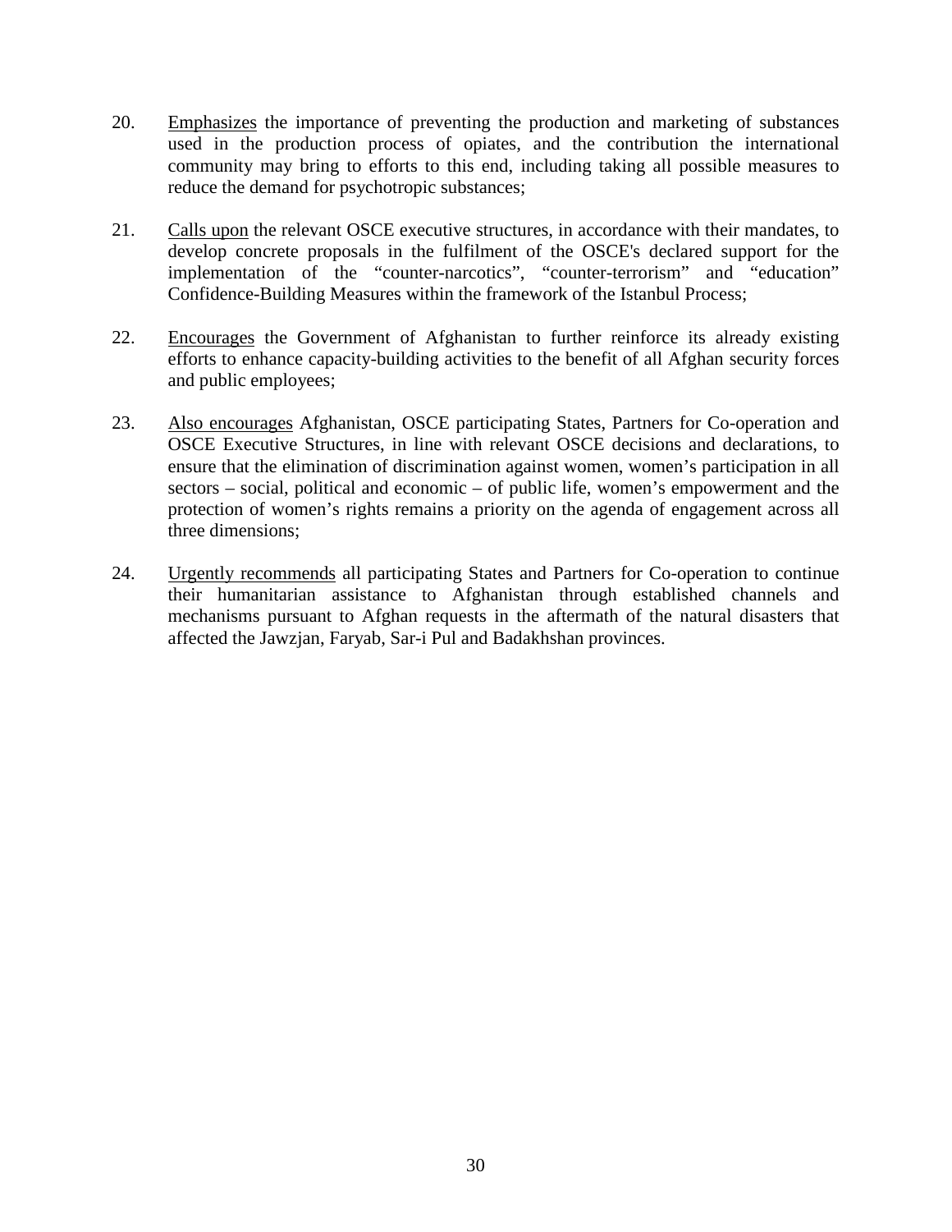20. Emphasizes the importance of preventing the production and marketing of substances used in the production process of opiates, and the contribution the international community may bring to efforts to this end, including taking all possible measures to reduce the demand for psychotropic substances;

21. Calls upon the relevant OSCE executive structures, in accordance with their mandates, to develop concrete proposals in the fulfilment of the OSCE's declared support for the implementation of the "counter-narcotics", "counter-terrorism" and "education" Confidence-Building Measures within the framework of the Istanbul Process;

22. Encourages the Government of Afghanistan to further reinforce its already existing efforts to enhance capacity-building activities to the benefit of all Afghan security forces and public employees;

23. Also encourages Afghanistan, OSCE participating States, Partners for Co-operation and OSCE Executive Structures, in line with relevant OSCE decisions and declarations, to ensure that the elimination of discrimination against women, women's participation in all sectors – social, political and economic – of public life, women's empowerment and the protection of women's rights remains a priority on the agenda of engagement across all three dimensions;

24. Urgently recommends all participating States and Partners for Co-operation to continue their humanitarian assistance to Afghanistan through established channels and mechanisms pursuant to Afghan requests in the aftermath of the natural disasters that affected the Jawzjan, Faryab, Sar-i Pul and Badakhshan provinces.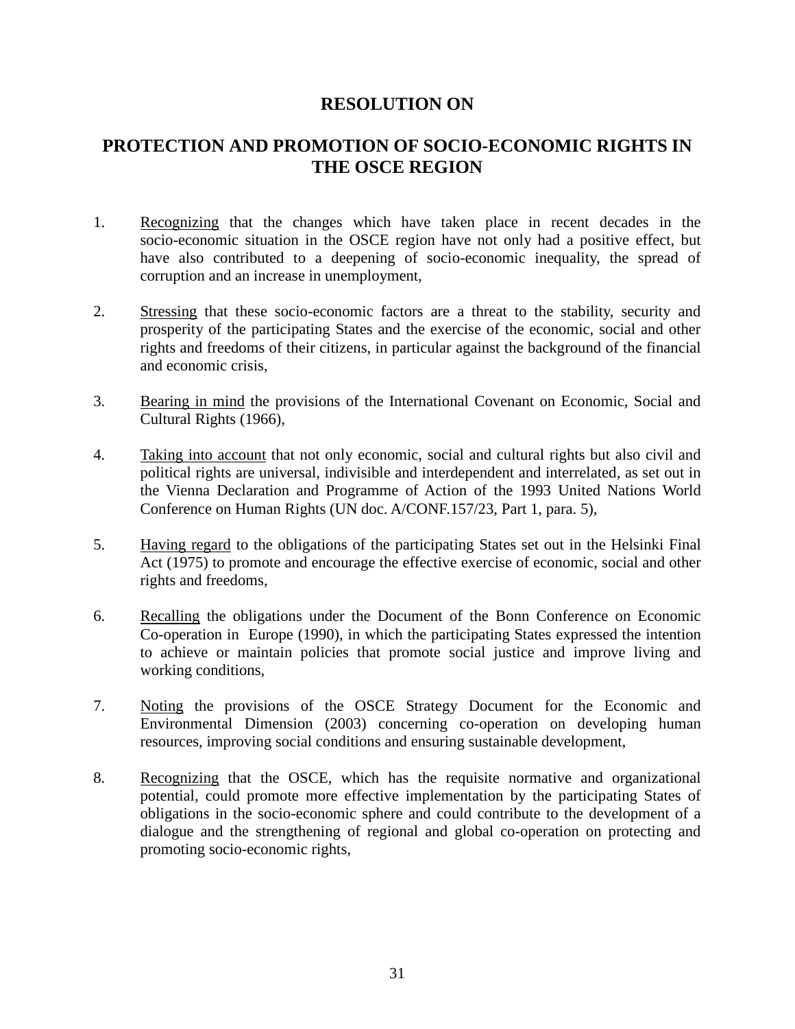# RESOLUTION ON

# PROTECTION AND PROMOTION OF SOCIO-ECONOMIC RIGHTS IN THE OSCE REGION

1. Recognizing that the changes which have taken place in recent decades in the socio-economic situation in the OSCE region have not only had a positive effect, but have also contributed to a deepening of socio-economic inequality, the spread of corruption and an increase in unemployment,

2. Stressing that these socio-economic factors are a threat to the stability, security and prosperity of the participating States and the exercise of the economic, social and other rights and freedoms of their citizens, in particular against the background of the financial and economic crisis,

3. Bearing in mind the provisions of the International Covenant on Economic, Social and Cultural Rights (1966),

4. Taking into account that not only economic, social and cultural rights but also civil and political rights are universal, indivisible and interdependent and interrelated, as set out in the Vienna Declaration and Programme of Action of the 1993 United Nations World Conference on Human Rights (UN doc. A/CONF.157/23, Part 1, para. 5),

5. Having regard to the obligations of the participating States set out in the Helsinki Final Act (1975) to promote and encourage the effective exercise of economic, social and other rights and freedoms,

6. Recalling the obligations under the Document of the Bonn Conference on Economic Co-operation in Europe (1990), in which the participating States expressed the intention to achieve or maintain policies that promote social justice and improve living and working conditions,

7. Noting the provisions of the OSCE Strategy Document for the Economic and Environmental Dimension (2003) concerning co-operation on developing human resources, improving social conditions and ensuring sustainable development,

8. Recognizing that the OSCE, which has the requisite normative and organizational potential, could promote more effective implementation by the participating States of obligations in the socio-economic sphere and could contribute to the development of a dialogue and the strengthening of regional and global co-operation on protecting and promoting socio-economic rights,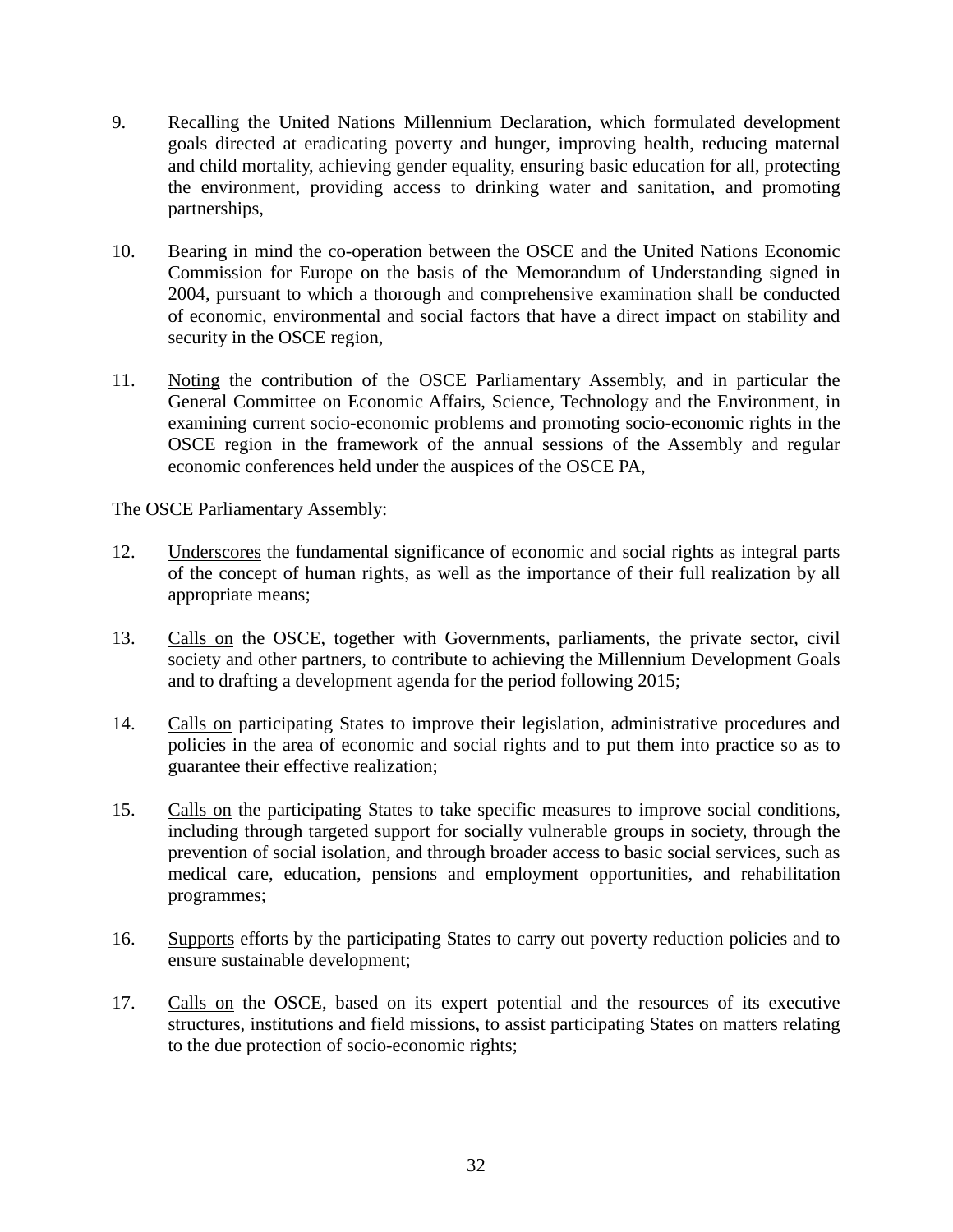9. Recalling the United Nations Millennium Declaration, which formulated development goals directed at eradicating poverty and hunger, improving health, reducing maternal and child mortality, achieving gender equality, ensuring basic education for all, protecting the environment, providing access to drinking water and sanitation, and promoting partnerships,

10. Bearing in mind the co-operation between the OSCE and the United Nations Economic Commission for Europe on the basis of the Memorandum of Understanding signed in 2004, pursuant to which a thorough and comprehensive examination shall be conducted of economic, environmental and social factors that have a direct impact on stability and security in the OSCE region,

11. Noting the contribution of the OSCE Parliamentary Assembly, and in particular the General Committee on Economic Affairs, Science, Technology and the Environment, in examining current socio-economic problems and promoting socio-economic rights in the OSCE region in the framework of the annual sessions of the Assembly and regular economic conferences held under the auspices of the OSCE PA,

The OSCE Parliamentary Assembly:

12. Underscores the fundamental significance of economic and social rights as integral parts of the concept of human rights, as well as the importance of their full realization by all appropriate means;

13. Calls on the OSCE, together with Governments, parliaments, the private sector, civil society and other partners, to contribute to achieving the Millennium Development Goals and to drafting a development agenda for the period following 2015;

14. Calls on participating States to improve their legislation, administrative procedures and policies in the area of economic and social rights and to put them into practice so as to guarantee their effective realization;

15. Calls on the participating States to take specific measures to improve social conditions, including through targeted support for socially vulnerable groups in society, through the prevention of social isolation, and through broader access to basic social services, such as medical care, education, pensions and employment opportunities, and rehabilitation programmes;

16. Supports efforts by the participating States to carry out poverty reduction policies and to ensure sustainable development;

17. Calls on the OSCE, based on its expert potential and the resources of its executive structures, institutions and field missions, to assist participating States on matters relating to the due protection of socio-economic rights;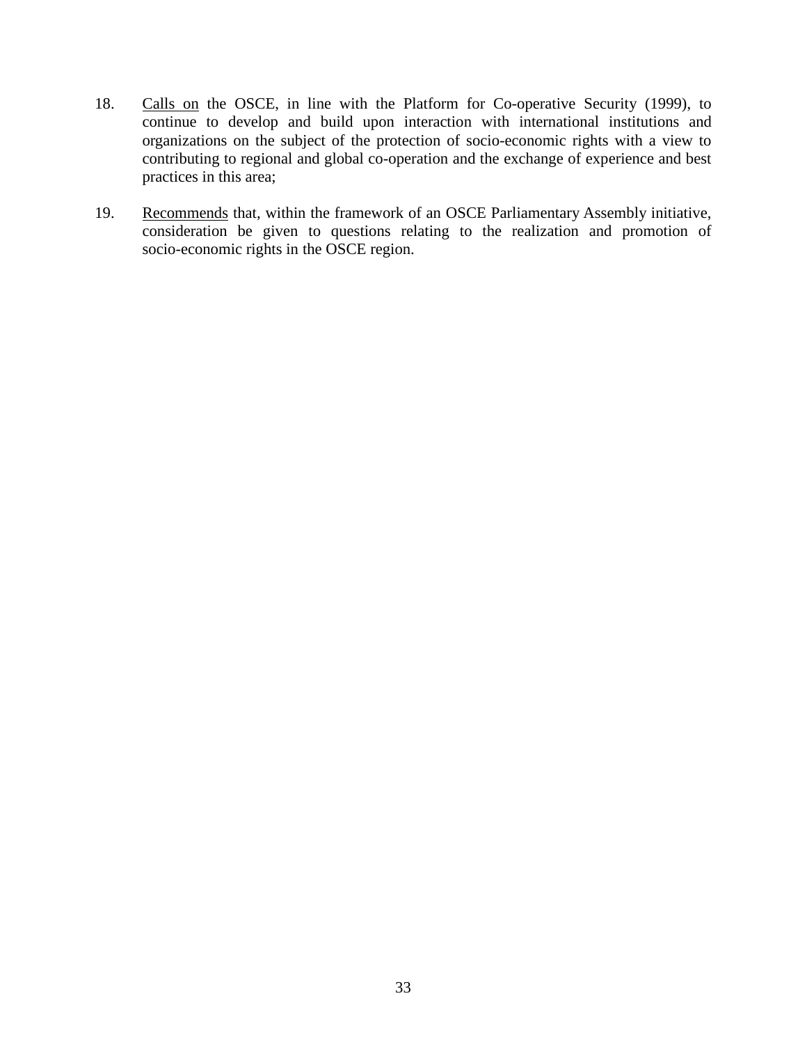18. Calls on the OSCE, in line with the Platform for Co-operative Security (1999), to continue to develop and build upon interaction with international institutions and organizations on the subject of the protection of socio-economic rights with a view to contributing to regional and global co-operation and the exchange of experience and best practices in this area;

19. Recommends that, within the framework of an OSCE Parliamentary Assembly initiative, consideration be given to questions relating to the realization and promotion of socio-economic rights in the OSCE region.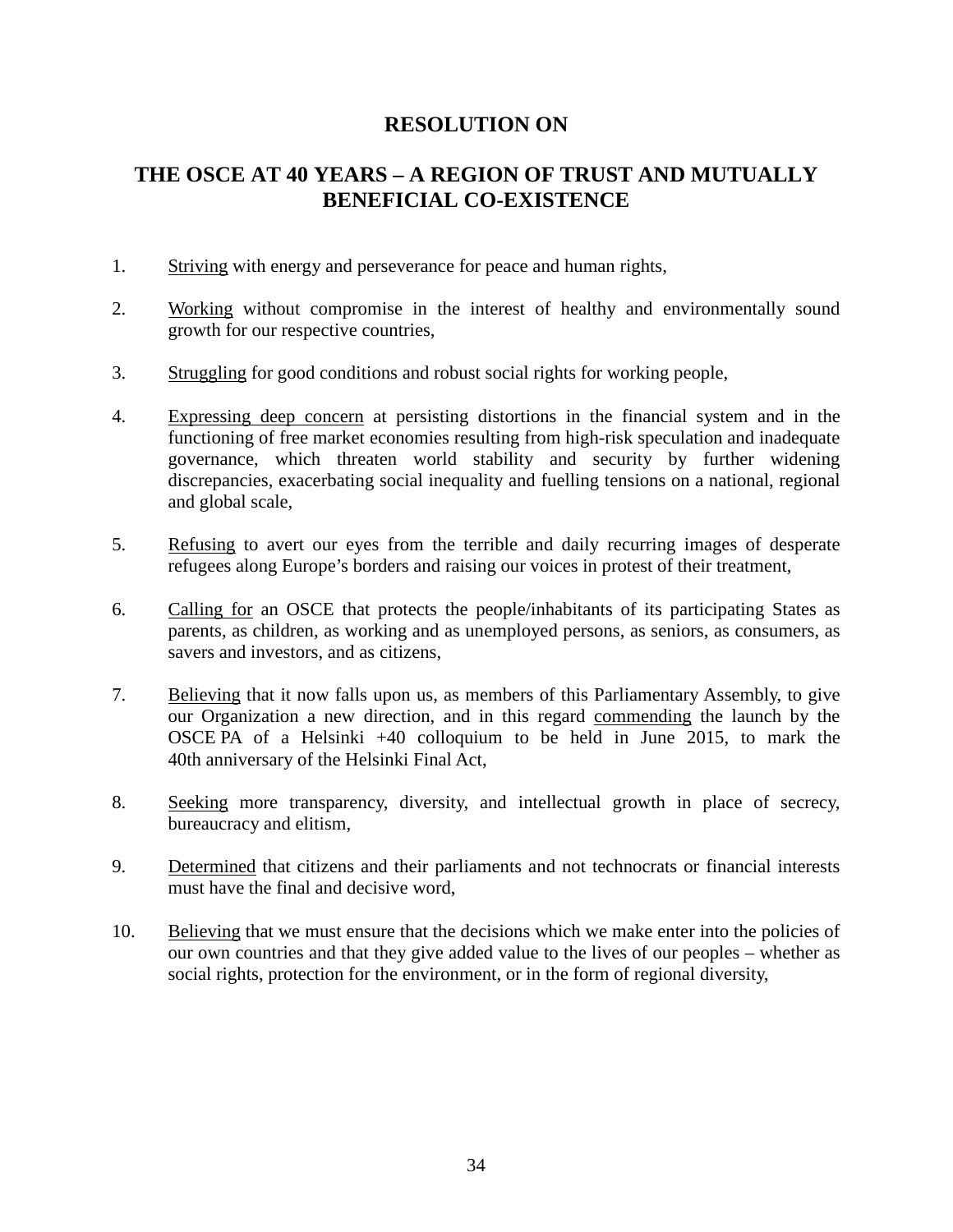# RESOLUTION ON

## THE OSCE AT 40 YEARS – A REGION OF TRUST AND MUTUALLY BENEFICIAL CO-EXISTENCE

1. Striving with energy and perseverance for peace and human rights,

2. Working without compromise in the interest of healthy and environmentally sound growth for our respective countries,

3. Struggling for good conditions and robust social rights for working people,

4. Expressing deep concern at persisting distortions in the financial system and in the functioning of free market economies resulting from high-risk speculation and inadequate governance, which threaten world stability and security by further widening discrepancies, exacerbating social inequality and fuelling tensions on a national, regional and global scale,

5. Refusing to avert our eyes from the terrible and daily recurring images of desperate refugees along Europe's borders and raising our voices in protest of their treatment,

6. Calling for an OSCE that protects the people/inhabitants of its participating States as parents, as children, as working and as unemployed persons, as seniors, as consumers, as savers and investors, and as citizens,

7. Believing that it now falls upon us, as members of this Parliamentary Assembly, to give our Organization a new direction, and in this regard commending the launch by the OSCE PA of a Helsinki +40 colloquium to be held in June 2015, to mark the 40th anniversary of the Helsinki Final Act,

8. Seeking more transparency, diversity, and intellectual growth in place of secrecy, bureaucracy and elitism,

9. Determined that citizens and their parliaments and not technocrats or financial interests must have the final and decisive word,

10. Believing that we must ensure that the decisions which we make enter into the policies of our own countries and that they give added value to the lives of our peoples – whether as social rights, protection for the environment, or in the form of regional diversity,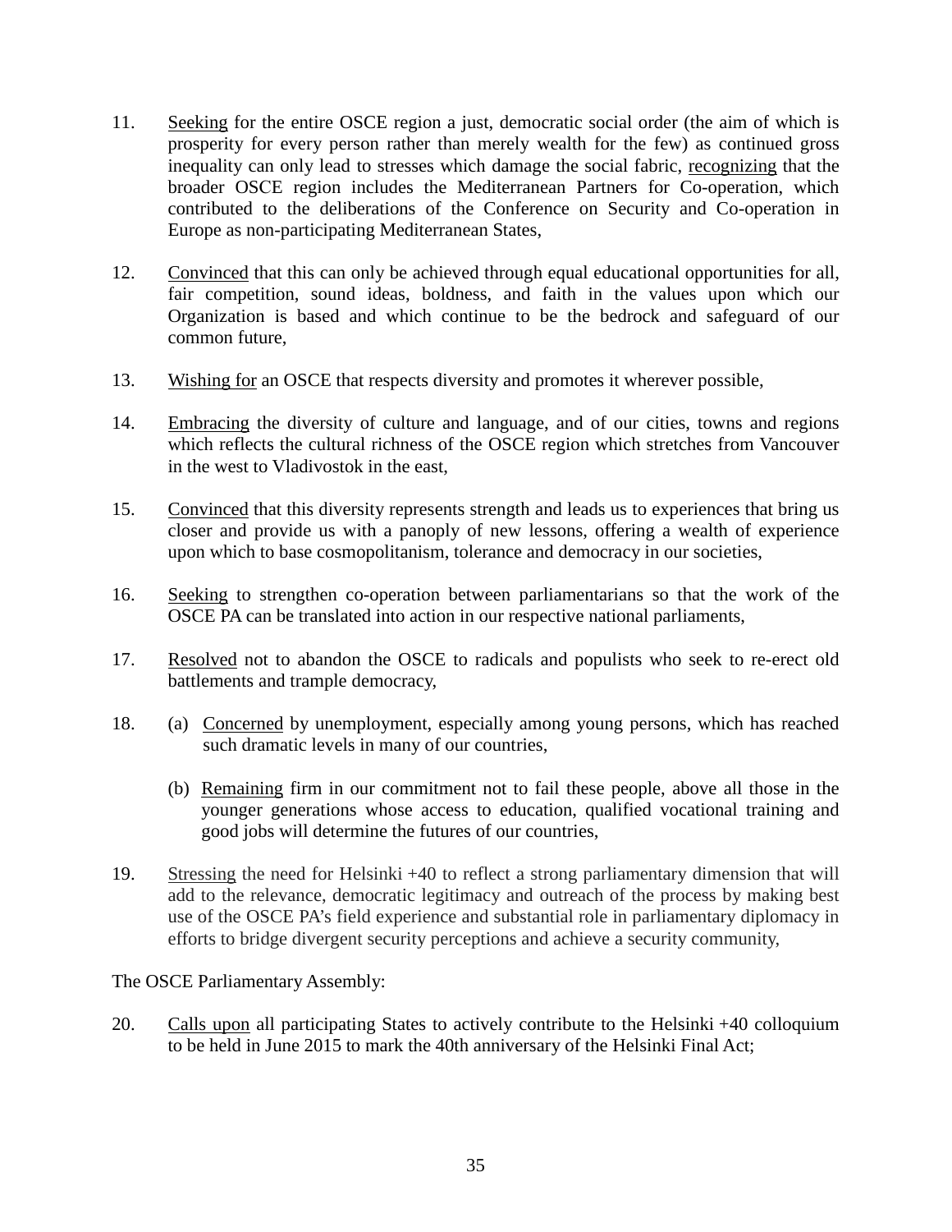11. Seeking for the entire OSCE region a just, democratic social order (the aim of which is prosperity for every person rather than merely wealth for the few) as continued gross inequality can only lead to stresses which damage the social fabric, recognizing that the broader OSCE region includes the Mediterranean Partners for Co-operation, which contributed to the deliberations of the Conference on Security and Co-operation in Europe as non-participating Mediterranean States,

12. Convinced that this can only be achieved through equal educational opportunities for all, fair competition, sound ideas, boldness, and faith in the values upon which our Organization is based and which continue to be the bedrock and safeguard of our common future,

13. Wishing for an OSCE that respects diversity and promotes it wherever possible,

14. Embracing the diversity of culture and language, and of our cities, towns and regions which reflects the cultural richness of the OSCE region which stretches from Vancouver in the west to Vladivostok in the east,

15. Convinced that this diversity represents strength and leads us to experiences that bring us closer and provide us with a panoply of new lessons, offering a wealth of experience upon which to base cosmopolitanism, tolerance and democracy in our societies,

16. Seeking to strengthen co-operation between parliamentarians so that the work of the OSCE PA can be translated into action in our respective national parliaments,

17. Resolved not to abandon the OSCE to radicals and populists who seek to re-erect old battlements and trample democracy,

18. (a) Concerned by unemployment, especially among young persons, which has reached such dramatic levels in many of our countries,

    (b) Remaining firm in our commitment not to fail these people, above all those in the younger generations whose access to education, qualified vocational training and good jobs will determine the futures of our countries,

19. Stressing the need for Helsinki +40 to reflect a strong parliamentary dimension that will add to the relevance, democratic legitimacy and outreach of the process by making best use of the OSCE PA's field experience and substantial role in parliamentary diplomacy in efforts to bridge divergent security perceptions and achieve a security community,

The OSCE Parliamentary Assembly:

20. Calls upon all participating States to actively contribute to the Helsinki +40 colloquium to be held in June 2015 to mark the 40th anniversary of the Helsinki Final Act;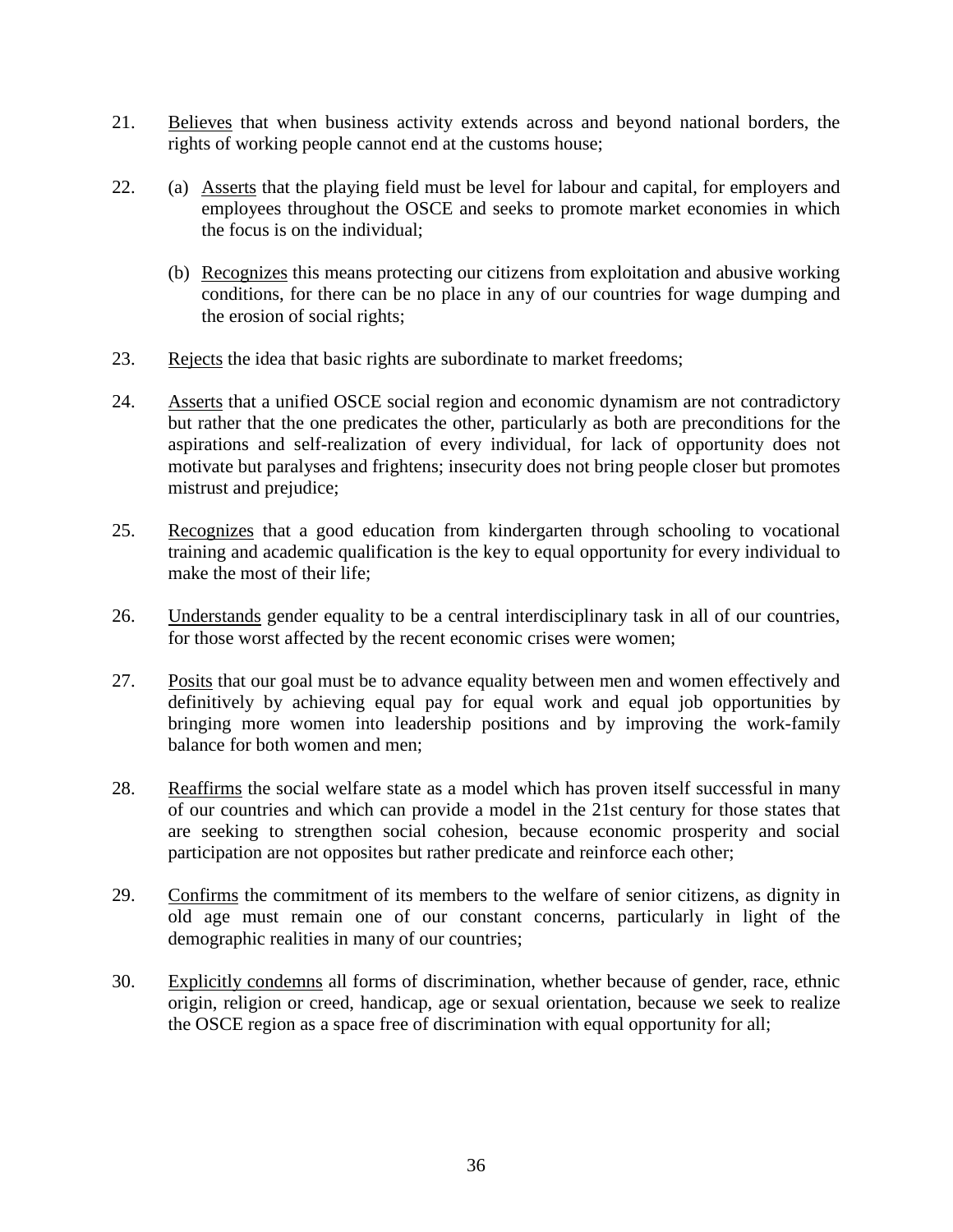21. Believes that when business activity extends across and beyond national borders, the rights of working people cannot end at the customs house;

22. (a) Asserts that the playing field must be level for labour and capital, for employers and employees throughout the OSCE and seeks to promote market economies in which the focus is on the individual;

    (b) Recognizes this means protecting our citizens from exploitation and abusive working conditions, for there can be no place in any of our countries for wage dumping and the erosion of social rights;

23. Rejects the idea that basic rights are subordinate to market freedoms;

24. Asserts that a unified OSCE social region and economic dynamism are not contradictory but rather that the one predicates the other, particularly as both are preconditions for the aspirations and self-realization of every individual, for lack of opportunity does not motivate but paralyses and frightens; insecurity does not bring people closer but promotes mistrust and prejudice;

25. Recognizes that a good education from kindergarten through schooling to vocational training and academic qualification is the key to equal opportunity for every individual to make the most of their life;

26. Understands gender equality to be a central interdisciplinary task in all of our countries, for those worst affected by the recent economic crises were women;

27. Posits that our goal must be to advance equality between men and women effectively and definitively by achieving equal pay for equal work and equal job opportunities by bringing more women into leadership positions and by improving the work-family balance for both women and men;

28. Reaffirms the social welfare state as a model which has proven itself successful in many of our countries and which can provide a model in the 21st century for those states that are seeking to strengthen social cohesion, because economic prosperity and social participation are not opposites but rather predicate and reinforce each other;

29. Confirms the commitment of its members to the welfare of senior citizens, as dignity in old age must remain one of our constant concerns, particularly in light of the demographic realities in many of our countries;

30. Explicitly condemns all forms of discrimination, whether because of gender, race, ethnic origin, religion or creed, handicap, age or sexual orientation, because we seek to realize the OSCE region as a space free of discrimination with equal opportunity for all;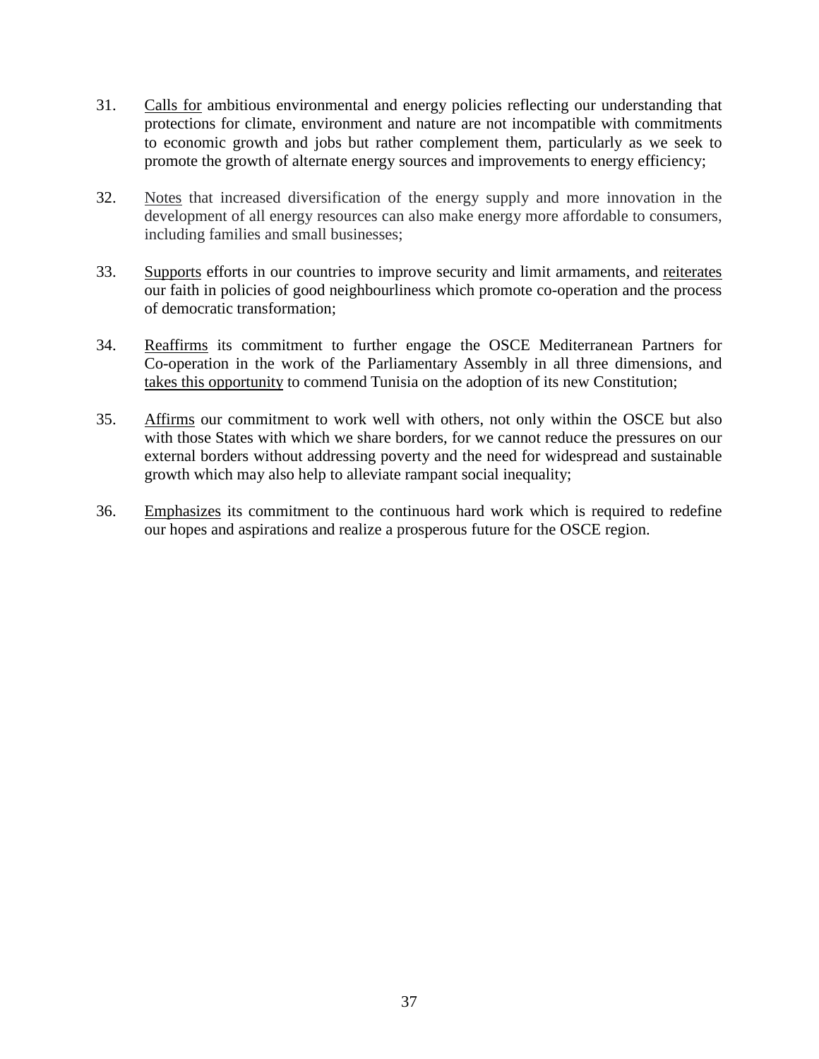31. Calls for ambitious environmental and energy policies reflecting our understanding that protections for climate, environment and nature are not incompatible with commitments to economic growth and jobs but rather complement them, particularly as we seek to promote the growth of alternate energy sources and improvements to energy efficiency;

32. Notes that increased diversification of the energy supply and more innovation in the development of all energy resources can also make energy more affordable to consumers, including families and small businesses;

33. Supports efforts in our countries to improve security and limit armaments, and reiterates our faith in policies of good neighbourliness which promote co-operation and the process of democratic transformation;

34. Reaffirms its commitment to further engage the OSCE Mediterranean Partners for Co-operation in the work of the Parliamentary Assembly in all three dimensions, and takes this opportunity to commend Tunisia on the adoption of its new Constitution;

35. Affirms our commitment to work well with others, not only within the OSCE but also with those States with which we share borders, for we cannot reduce the pressures on our external borders without addressing poverty and the need for widespread and sustainable growth which may also help to alleviate rampant social inequality;

36. Emphasizes its commitment to the continuous hard work which is required to redefine our hopes and aspirations and realize a prosperous future for the OSCE region.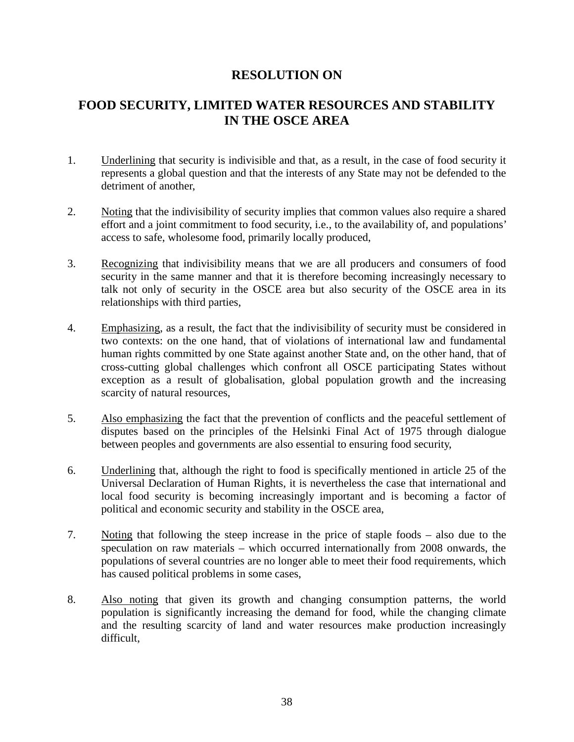# RESOLUTION ON

## FOOD SECURITY, LIMITED WATER RESOURCES AND STABILITY IN THE OSCE AREA

1. Underlining that security is indivisible and that, as a result, in the case of food security it represents a global question and that the interests of any State may not be defended to the detriment of another,

2. Noting that the indivisibility of security implies that common values also require a shared effort and a joint commitment to food security, i.e., to the availability of, and populations' access to safe, wholesome food, primarily locally produced,

3. Recognizing that indivisibility means that we are all producers and consumers of food security in the same manner and that it is therefore becoming increasingly necessary to talk not only of security in the OSCE area but also security of the OSCE area in its relationships with third parties,

4. Emphasizing, as a result, the fact that the indivisibility of security must be considered in two contexts: on the one hand, that of violations of international law and fundamental human rights committed by one State against another State and, on the other hand, that of cross-cutting global challenges which confront all OSCE participating States without exception as a result of globalisation, global population growth and the increasing scarcity of natural resources,

5. Also emphasizing the fact that the prevention of conflicts and the peaceful settlement of disputes based on the principles of the Helsinki Final Act of 1975 through dialogue between peoples and governments are also essential to ensuring food security,

6. Underlining that, although the right to food is specifically mentioned in article 25 of the Universal Declaration of Human Rights, it is nevertheless the case that international and local food security is becoming increasingly important and is becoming a factor of political and economic security and stability in the OSCE area,

7. Noting that following the steep increase in the price of staple foods – also due to the speculation on raw materials – which occurred internationally from 2008 onwards, the populations of several countries are no longer able to meet their food requirements, which has caused political problems in some cases,

8. Also noting that given its growth and changing consumption patterns, the world population is significantly increasing the demand for food, while the changing climate and the resulting scarcity of land and water resources make production increasingly difficult,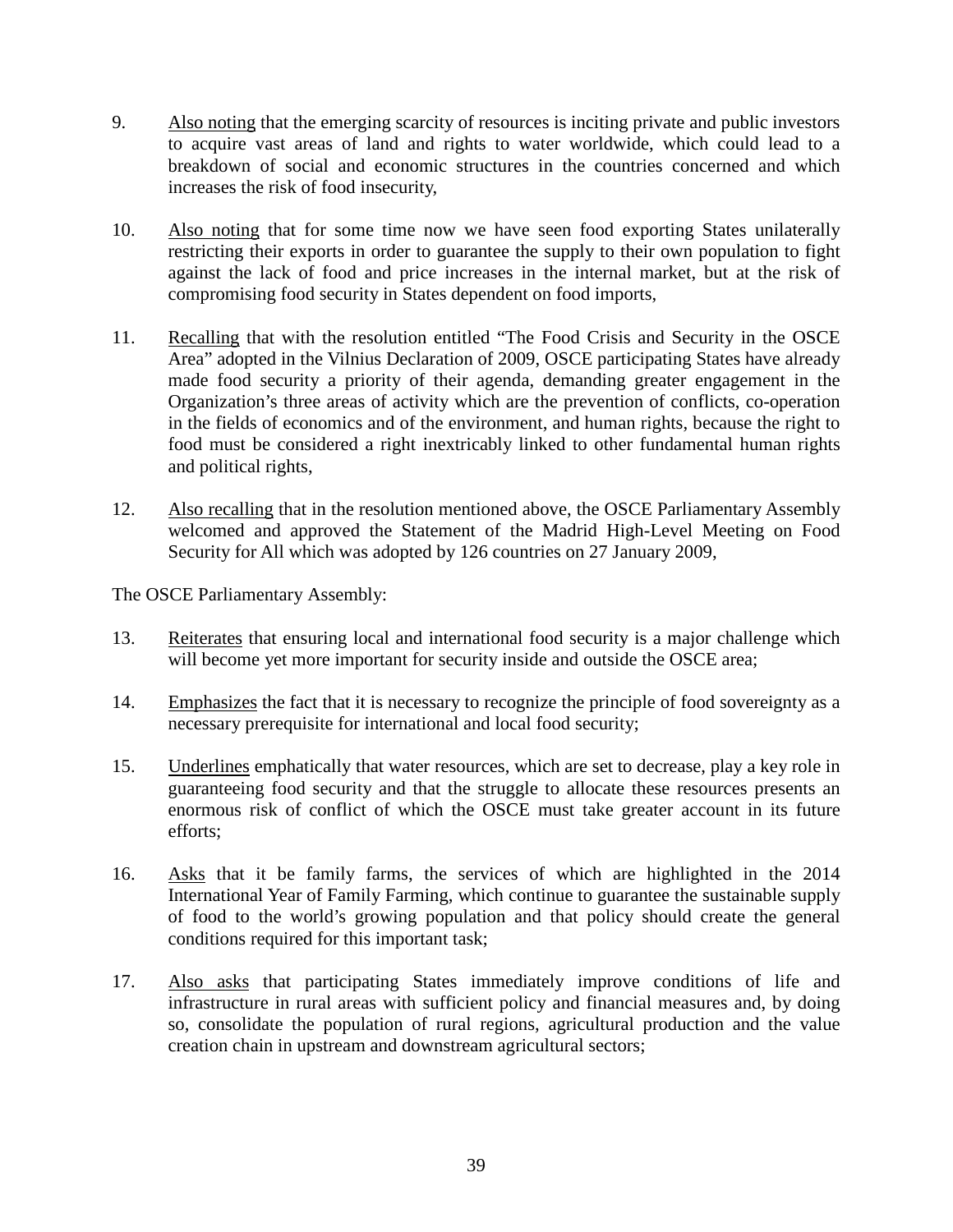9. Also noting that the emerging scarcity of resources is inciting private and public investors to acquire vast areas of land and rights to water worldwide, which could lead to a breakdown of social and economic structures in the countries concerned and which increases the risk of food insecurity,

10. Also noting that for some time now we have seen food exporting States unilaterally restricting their exports in order to guarantee the supply to their own population to fight against the lack of food and price increases in the internal market, but at the risk of compromising food security in States dependent on food imports,

11. Recalling that with the resolution entitled "The Food Crisis and Security in the OSCE Area" adopted in the Vilnius Declaration of 2009, OSCE participating States have already made food security a priority of their agenda, demanding greater engagement in the Organization's three areas of activity which are the prevention of conflicts, co-operation in the fields of economics and of the environment, and human rights, because the right to food must be considered a right inextricably linked to other fundamental human rights and political rights,

12. Also recalling that in the resolution mentioned above, the OSCE Parliamentary Assembly welcomed and approved the Statement of the Madrid High-Level Meeting on Food Security for All which was adopted by 126 countries on 27 January 2009,

The OSCE Parliamentary Assembly:

13. Reiterates that ensuring local and international food security is a major challenge which will become yet more important for security inside and outside the OSCE area;

14. Emphasizes the fact that it is necessary to recognize the principle of food sovereignty as a necessary prerequisite for international and local food security;

15. Underlines emphatically that water resources, which are set to decrease, play a key role in guaranteeing food security and that the struggle to allocate these resources presents an enormous risk of conflict of which the OSCE must take greater account in its future efforts;

16. Asks that it be family farms, the services of which are highlighted in the 2014 International Year of Family Farming, which continue to guarantee the sustainable supply of food to the world's growing population and that policy should create the general conditions required for this important task;

17. Also asks that participating States immediately improve conditions of life and infrastructure in rural areas with sufficient policy and financial measures and, by doing so, consolidate the population of rural regions, agricultural production and the value creation chain in upstream and downstream agricultural sectors;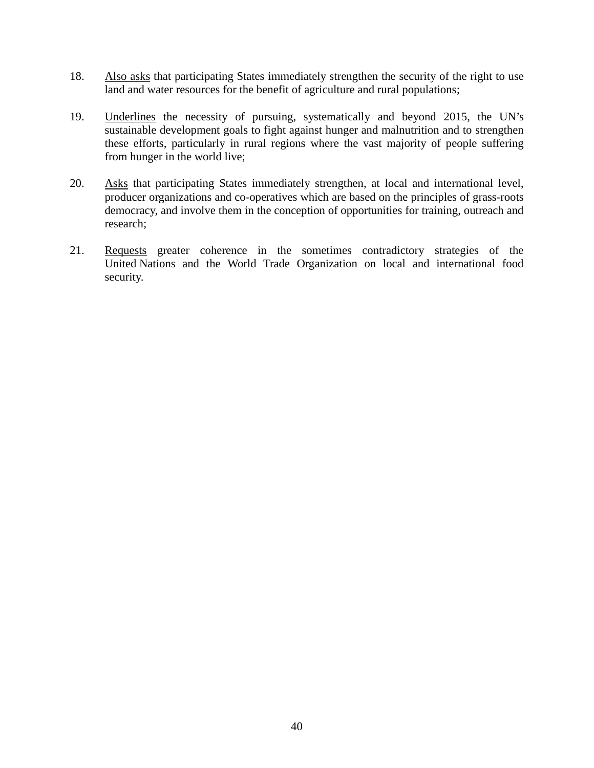18. Also asks that participating States immediately strengthen the security of the right to use land and water resources for the benefit of agriculture and rural populations;

19. Underlines the necessity of pursuing, systematically and beyond 2015, the UN's sustainable development goals to fight against hunger and malnutrition and to strengthen these efforts, particularly in rural regions where the vast majority of people suffering from hunger in the world live;

20. Asks that participating States immediately strengthen, at local and international level, producer organizations and co-operatives which are based on the principles of grass-roots democracy, and involve them in the conception of opportunities for training, outreach and research;

21. Requests greater coherence in the sometimes contradictory strategies of the United Nations and the World Trade Organization on local and international food security.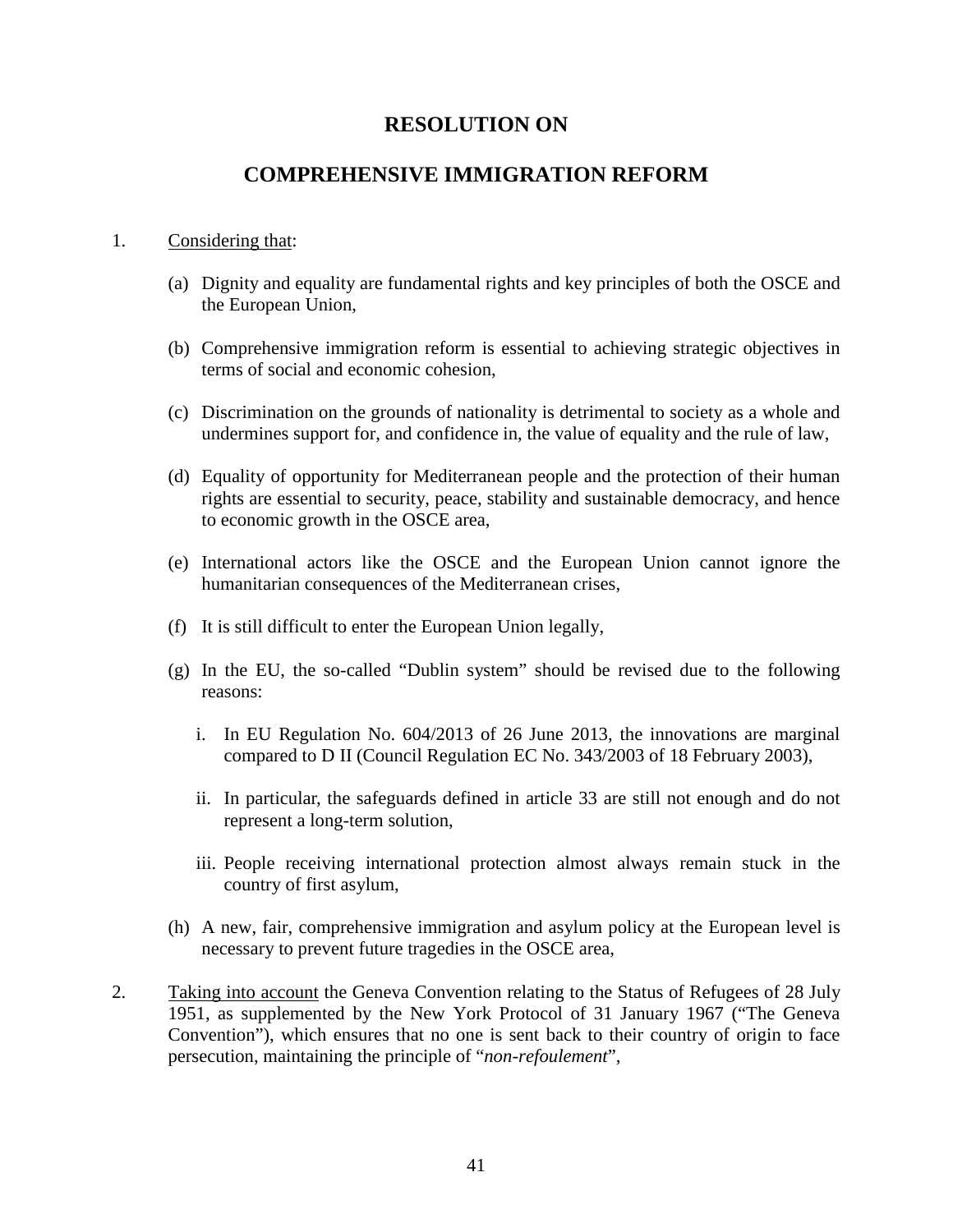# RESOLUTION ON

# COMPREHENSIVE IMMIGRATION REFORM

1. Considering that:

   (a) Dignity and equality are fundamental rights and key principles of both the OSCE and the European Union,

   (b) Comprehensive immigration reform is essential to achieving strategic objectives in terms of social and economic cohesion,

   (c) Discrimination on the grounds of nationality is detrimental to society as a whole and undermines support for, and confidence in, the value of equality and the rule of law,

   (d) Equality of opportunity for Mediterranean people and the protection of their human rights are essential to security, peace, stability and sustainable democracy, and hence to economic growth in the OSCE area,

   (e) International actors like the OSCE and the European Union cannot ignore the humanitarian consequences of the Mediterranean crises,

   (f) It is still difficult to enter the European Union legally,

   (g) In the EU, the so-called "Dublin system" should be revised due to the following reasons:

      i. In EU Regulation No. 604/2013 of 26 June 2013, the innovations are marginal compared to D II (Council Regulation EC No. 343/2003 of 18 February 2003),

      ii. In particular, the safeguards defined in article 33 are still not enough and do not represent a long-term solution,

      iii. People receiving international protection almost always remain stuck in the country of first asylum,

   (h) A new, fair, comprehensive immigration and asylum policy at the European level is necessary to prevent future tragedies in the OSCE area,

2. Taking into account the Geneva Convention relating to the Status of Refugees of 28 July 1951, as supplemented by the New York Protocol of 31 January 1967 ("The Geneva Convention"), which ensures that no one is sent back to their country of origin to face persecution, maintaining the principle of "*non-refoulement*",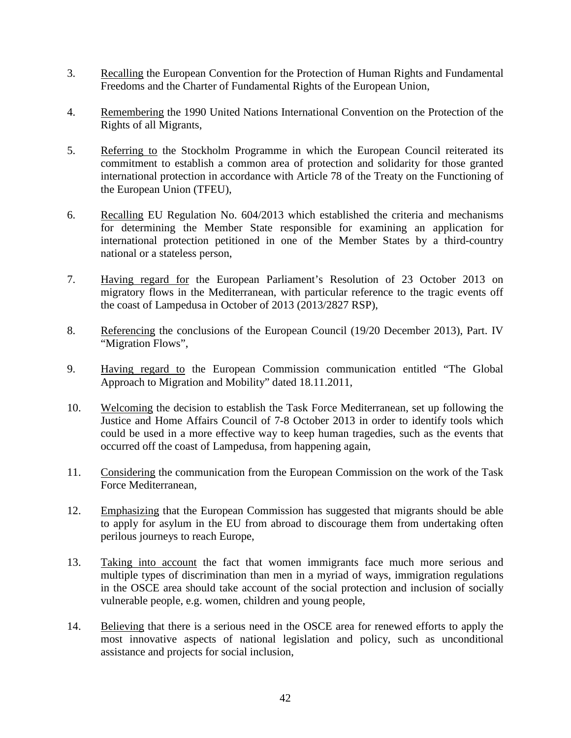3. Recalling the European Convention for the Protection of Human Rights and Fundamental Freedoms and the Charter of Fundamental Rights of the European Union,

4. Remembering the 1990 United Nations International Convention on the Protection of the Rights of all Migrants,

5. Referring to the Stockholm Programme in which the European Council reiterated its commitment to establish a common area of protection and solidarity for those granted international protection in accordance with Article 78 of the Treaty on the Functioning of the European Union (TFEU),

6. Recalling EU Regulation No. 604/2013 which established the criteria and mechanisms for determining the Member State responsible for examining an application for international protection petitioned in one of the Member States by a third-country national or a stateless person,

7. Having regard for the European Parliament's Resolution of 23 October 2013 on migratory flows in the Mediterranean, with particular reference to the tragic events off the coast of Lampedusa in October of 2013 (2013/2827 RSP),

8. Referencing the conclusions of the European Council (19/20 December 2013), Part. IV "Migration Flows",

9. Having regard to the European Commission communication entitled "The Global Approach to Migration and Mobility" dated 18.11.2011,

10. Welcoming the decision to establish the Task Force Mediterranean, set up following the Justice and Home Affairs Council of 7-8 October 2013 in order to identify tools which could be used in a more effective way to keep human tragedies, such as the events that occurred off the coast of Lampedusa, from happening again,

11. Considering the communication from the European Commission on the work of the Task Force Mediterranean,

12. Emphasizing that the European Commission has suggested that migrants should be able to apply for asylum in the EU from abroad to discourage them from undertaking often perilous journeys to reach Europe,

13. Taking into account the fact that women immigrants face much more serious and multiple types of discrimination than men in a myriad of ways, immigration regulations in the OSCE area should take account of the social protection and inclusion of socially vulnerable people, e.g. women, children and young people,

14. Believing that there is a serious need in the OSCE area for renewed efforts to apply the most innovative aspects of national legislation and policy, such as unconditional assistance and projects for social inclusion,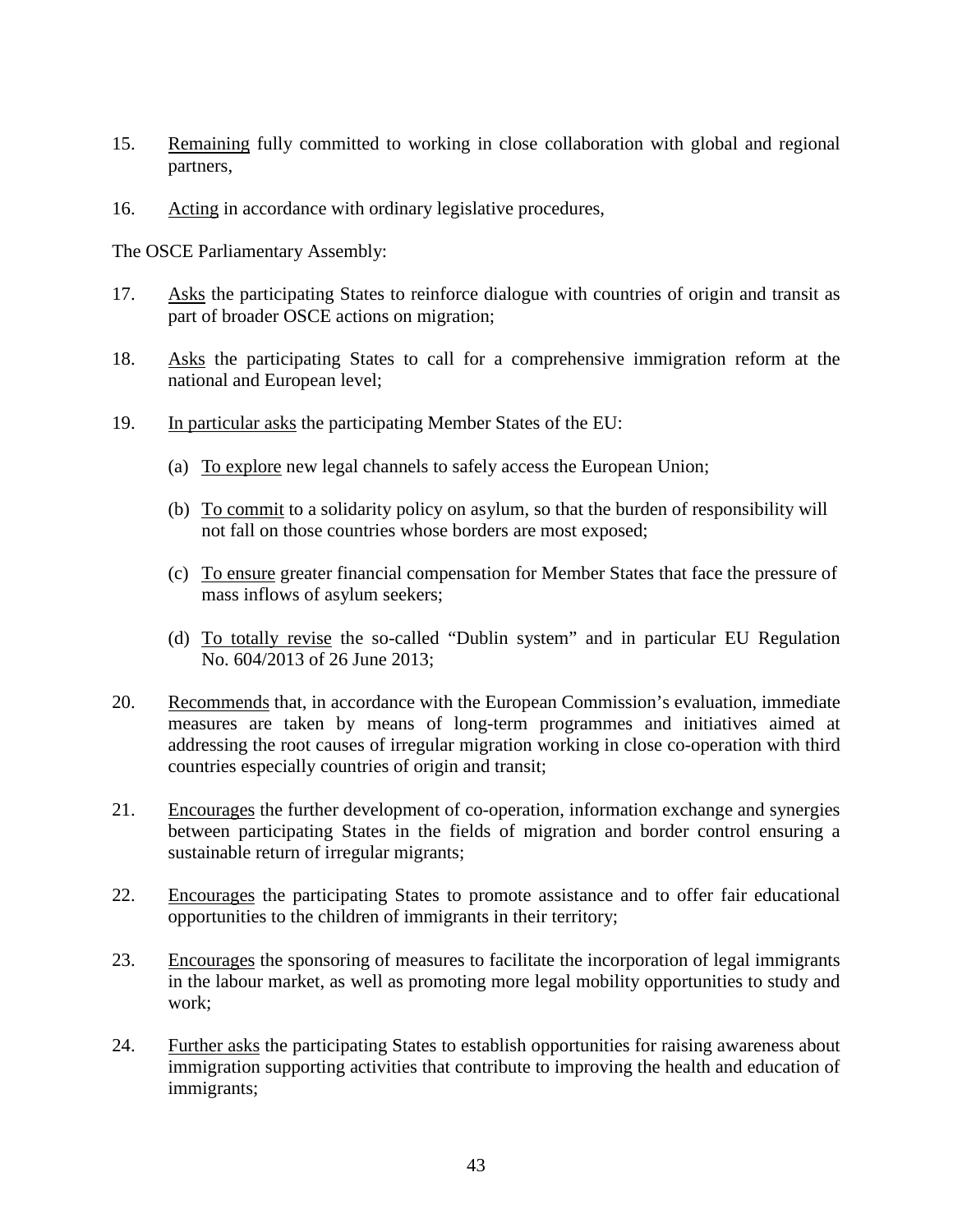15. Remaining fully committed to working in close collaboration with global and regional partners,

16. Acting in accordance with ordinary legislative procedures,

The OSCE Parliamentary Assembly:

17. Asks the participating States to reinforce dialogue with countries of origin and transit as part of broader OSCE actions on migration;

18. Asks the participating States to call for a comprehensive immigration reform at the national and European level;

19. In particular asks the participating Member States of the EU:

    (a) To explore new legal channels to safely access the European Union;

    (b) To commit to a solidarity policy on asylum, so that the burden of responsibility will not fall on those countries whose borders are most exposed;

    (c) To ensure greater financial compensation for Member States that face the pressure of mass inflows of asylum seekers;

    (d) To totally revise the so-called "Dublin system" and in particular EU Regulation No. 604/2013 of 26 June 2013;

20. Recommends that, in accordance with the European Commission's evaluation, immediate measures are taken by means of long-term programmes and initiatives aimed at addressing the root causes of irregular migration working in close co-operation with third countries especially countries of origin and transit;

21. Encourages the further development of co-operation, information exchange and synergies between participating States in the fields of migration and border control ensuring a sustainable return of irregular migrants;

22. Encourages the participating States to promote assistance and to offer fair educational opportunities to the children of immigrants in their territory;

23. Encourages the sponsoring of measures to facilitate the incorporation of legal immigrants in the labour market, as well as promoting more legal mobility opportunities to study and work;

24. Further asks the participating States to establish opportunities for raising awareness about immigration supporting activities that contribute to improving the health and education of immigrants;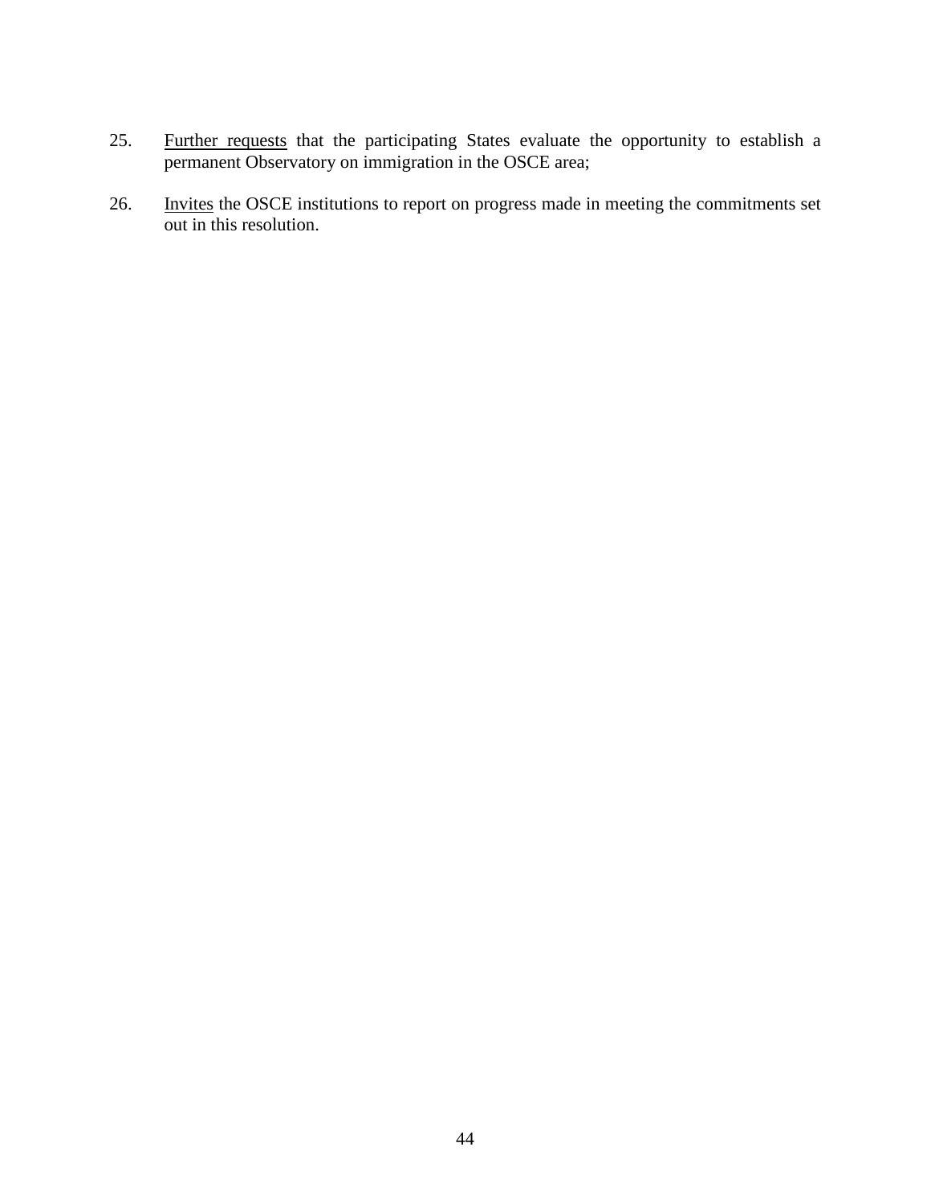25. <u>Further requests</u> that the participating States evaluate the opportunity to establish a permanent Observatory on immigration in the OSCE area;

26. <u>Invites</u> the OSCE institutions to report on progress made in meeting the commitments set out in this resolution.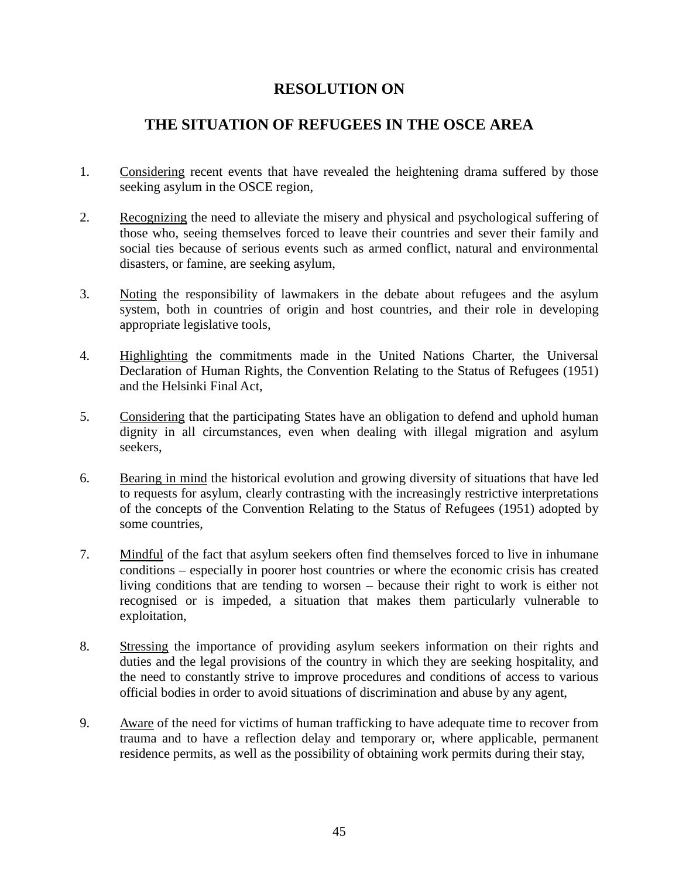# RESOLUTION ON

# THE SITUATION OF REFUGEES IN THE OSCE AREA

1. Considering recent events that have revealed the heightening drama suffered by those seeking asylum in the OSCE region,

2. Recognizing the need to alleviate the misery and physical and psychological suffering of those who, seeing themselves forced to leave their countries and sever their family and social ties because of serious events such as armed conflict, natural and environmental disasters, or famine, are seeking asylum,

3. Noting the responsibility of lawmakers in the debate about refugees and the asylum system, both in countries of origin and host countries, and their role in developing appropriate legislative tools,

4. Highlighting the commitments made in the United Nations Charter, the Universal Declaration of Human Rights, the Convention Relating to the Status of Refugees (1951) and the Helsinki Final Act,

5. Considering that the participating States have an obligation to defend and uphold human dignity in all circumstances, even when dealing with illegal migration and asylum seekers,

6. Bearing in mind the historical evolution and growing diversity of situations that have led to requests for asylum, clearly contrasting with the increasingly restrictive interpretations of the concepts of the Convention Relating to the Status of Refugees (1951) adopted by some countries,

7. Mindful of the fact that asylum seekers often find themselves forced to live in inhumane conditions – especially in poorer host countries or where the economic crisis has created living conditions that are tending to worsen – because their right to work is either not recognised or is impeded, a situation that makes them particularly vulnerable to exploitation,

8. Stressing the importance of providing asylum seekers information on their rights and duties and the legal provisions of the country in which they are seeking hospitality, and the need to constantly strive to improve procedures and conditions of access to various official bodies in order to avoid situations of discrimination and abuse by any agent,

9. Aware of the need for victims of human trafficking to have adequate time to recover from trauma and to have a reflection delay and temporary or, where applicable, permanent residence permits, as well as the possibility of obtaining work permits during their stay,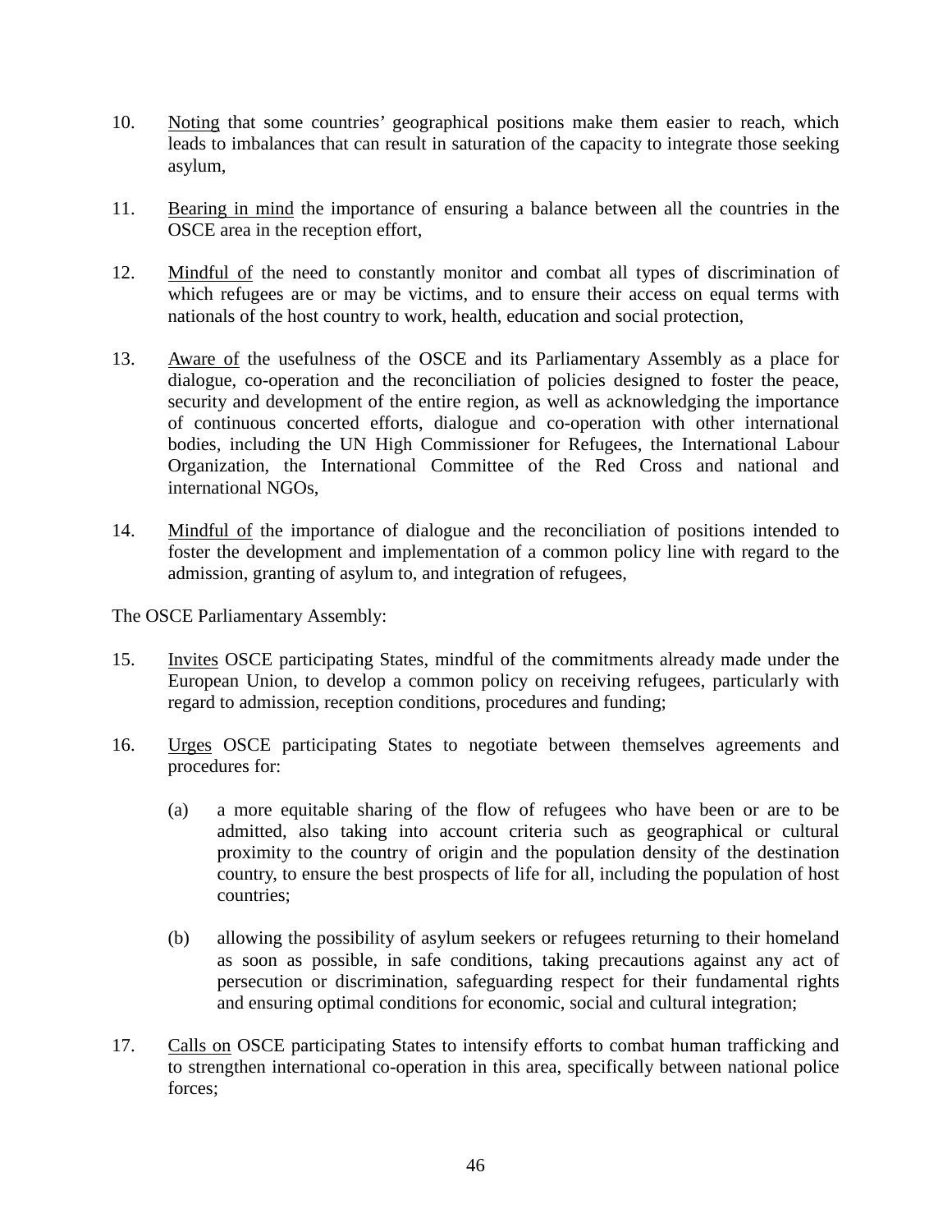10. Noting that some countries' geographical positions make them easier to reach, which leads to imbalances that can result in saturation of the capacity to integrate those seeking asylum,

11. Bearing in mind the importance of ensuring a balance between all the countries in the OSCE area in the reception effort,

12. Mindful of the need to constantly monitor and combat all types of discrimination of which refugees are or may be victims, and to ensure their access on equal terms with nationals of the host country to work, health, education and social protection,

13. Aware of the usefulness of the OSCE and its Parliamentary Assembly as a place for dialogue, co-operation and the reconciliation of policies designed to foster the peace, security and development of the entire region, as well as acknowledging the importance of continuous concerted efforts, dialogue and co-operation with other international bodies, including the UN High Commissioner for Refugees, the International Labour Organization, the International Committee of the Red Cross and national and international NGOs,

14. Mindful of the importance of dialogue and the reconciliation of positions intended to foster the development and implementation of a common policy line with regard to the admission, granting of asylum to, and integration of refugees,

The OSCE Parliamentary Assembly:

15. Invites OSCE participating States, mindful of the commitments already made under the European Union, to develop a common policy on receiving refugees, particularly with regard to admission, reception conditions, procedures and funding;

16. Urges OSCE participating States to negotiate between themselves agreements and procedures for:

    (a) a more equitable sharing of the flow of refugees who have been or are to be admitted, also taking into account criteria such as geographical or cultural proximity to the country of origin and the population density of the destination country, to ensure the best prospects of life for all, including the population of host countries;

    (b) allowing the possibility of asylum seekers or refugees returning to their homeland as soon as possible, in safe conditions, taking precautions against any act of persecution or discrimination, safeguarding respect for their fundamental rights and ensuring optimal conditions for economic, social and cultural integration;

17. Calls on OSCE participating States to intensify efforts to combat human trafficking and to strengthen international co-operation in this area, specifically between national police forces;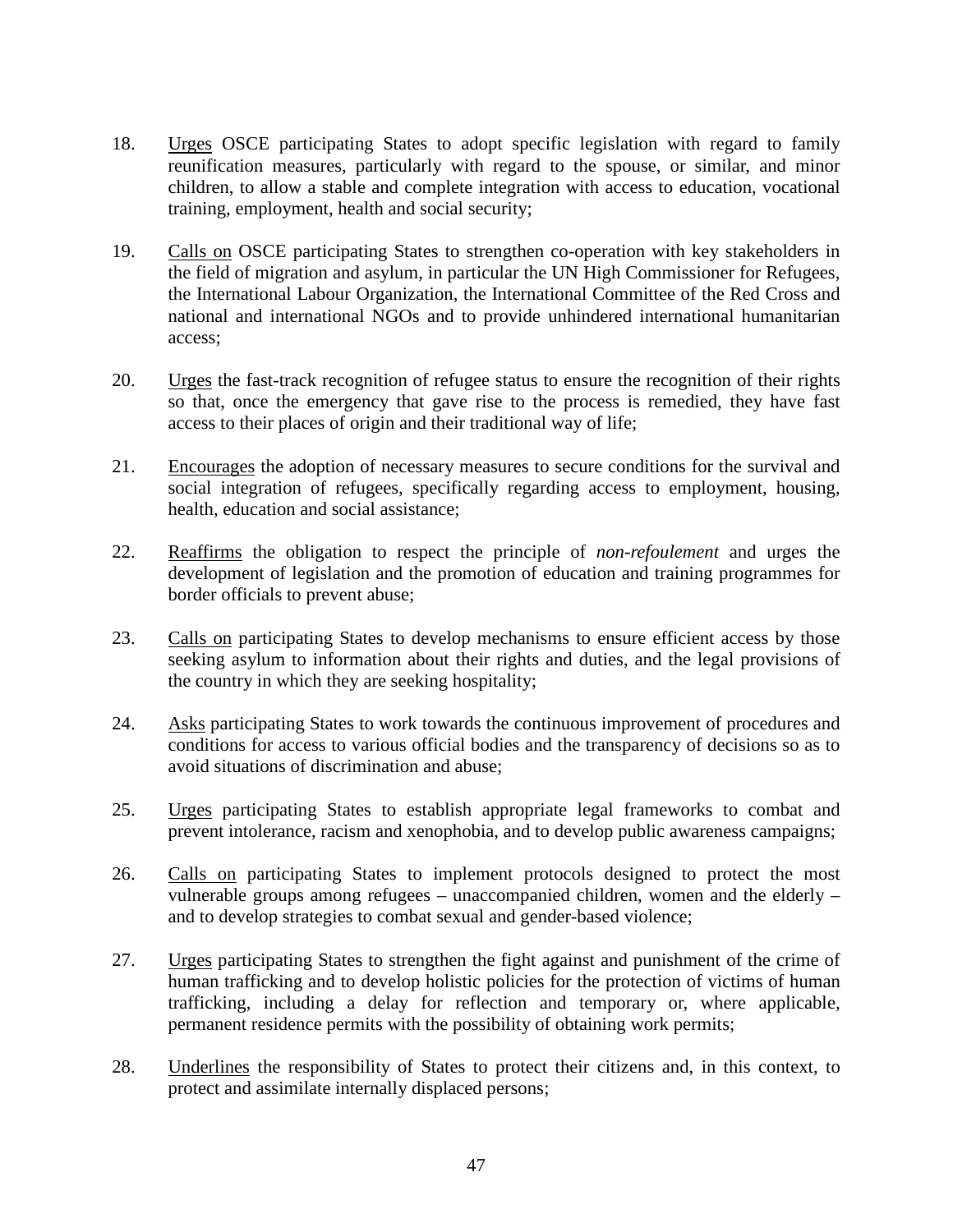18. <u>Urges</u> OSCE participating States to adopt specific legislation with regard to family reunification measures, particularly with regard to the spouse, or similar, and minor children, to allow a stable and complete integration with access to education, vocational training, employment, health and social security;

19. <u>Calls on</u> OSCE participating States to strengthen co-operation with key stakeholders in the field of migration and asylum, in particular the UN High Commissioner for Refugees, the International Labour Organization, the International Committee of the Red Cross and national and international NGOs and to provide unhindered international humanitarian access;

20. <u>Urges</u> the fast-track recognition of refugee status to ensure the recognition of their rights so that, once the emergency that gave rise to the process is remedied, they have fast access to their places of origin and their traditional way of life;

21. <u>Encourages</u> the adoption of necessary measures to secure conditions for the survival and social integration of refugees, specifically regarding access to employment, housing, health, education and social assistance;

22. <u>Reaffirms</u> the obligation to respect the principle of *non-refoulement* and urges the development of legislation and the promotion of education and training programmes for border officials to prevent abuse;

23. <u>Calls on</u> participating States to develop mechanisms to ensure efficient access by those seeking asylum to information about their rights and duties, and the legal provisions of the country in which they are seeking hospitality;

24. <u>Asks</u> participating States to work towards the continuous improvement of procedures and conditions for access to various official bodies and the transparency of decisions so as to avoid situations of discrimination and abuse;

25. <u>Urges</u> participating States to establish appropriate legal frameworks to combat and prevent intolerance, racism and xenophobia, and to develop public awareness campaigns;

26. <u>Calls on</u> participating States to implement protocols designed to protect the most vulnerable groups among refugees – unaccompanied children, women and the elderly – and to develop strategies to combat sexual and gender-based violence;

27. <u>Urges</u> participating States to strengthen the fight against and punishment of the crime of human trafficking and to develop holistic policies for the protection of victims of human trafficking, including a delay for reflection and temporary or, where applicable, permanent residence permits with the possibility of obtaining work permits;

28. <u>Underlines</u> the responsibility of States to protect their citizens and, in this context, to protect and assimilate internally displaced persons;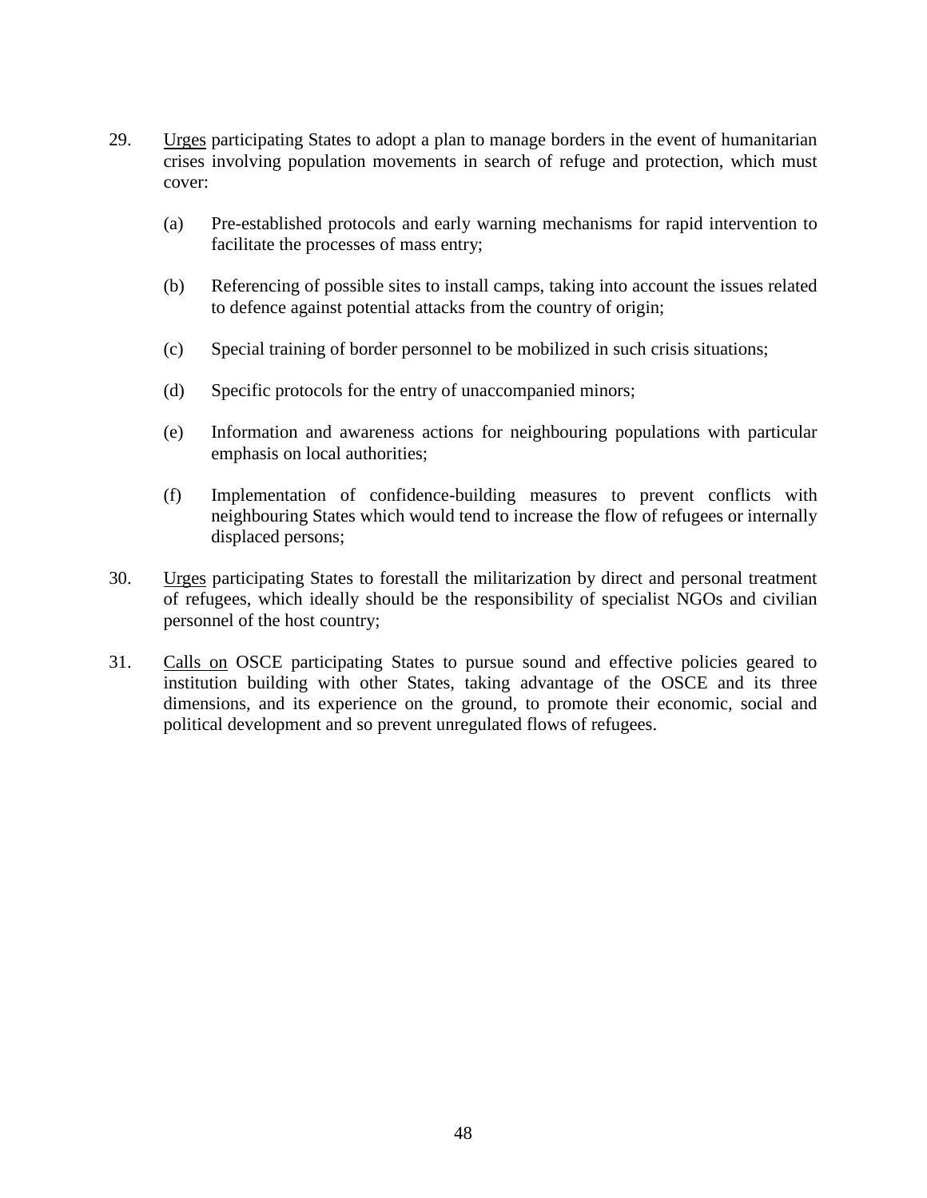29. Urges participating States to adopt a plan to manage borders in the event of humanitarian crises involving population movements in search of refuge and protection, which must cover:

    (a) Pre-established protocols and early warning mechanisms for rapid intervention to facilitate the processes of mass entry;

    (b) Referencing of possible sites to install camps, taking into account the issues related to defence against potential attacks from the country of origin;

    (c) Special training of border personnel to be mobilized in such crisis situations;

    (d) Specific protocols for the entry of unaccompanied minors;

    (e) Information and awareness actions for neighbouring populations with particular emphasis on local authorities;

    (f) Implementation of confidence-building measures to prevent conflicts with neighbouring States which would tend to increase the flow of refugees or internally displaced persons;

30. Urges participating States to forestall the militarization by direct and personal treatment of refugees, which ideally should be the responsibility of specialist NGOs and civilian personnel of the host country;

31. Calls on OSCE participating States to pursue sound and effective policies geared to institution building with other States, taking advantage of the OSCE and its three dimensions, and its experience on the ground, to promote their economic, social and political development and so prevent unregulated flows of refugees.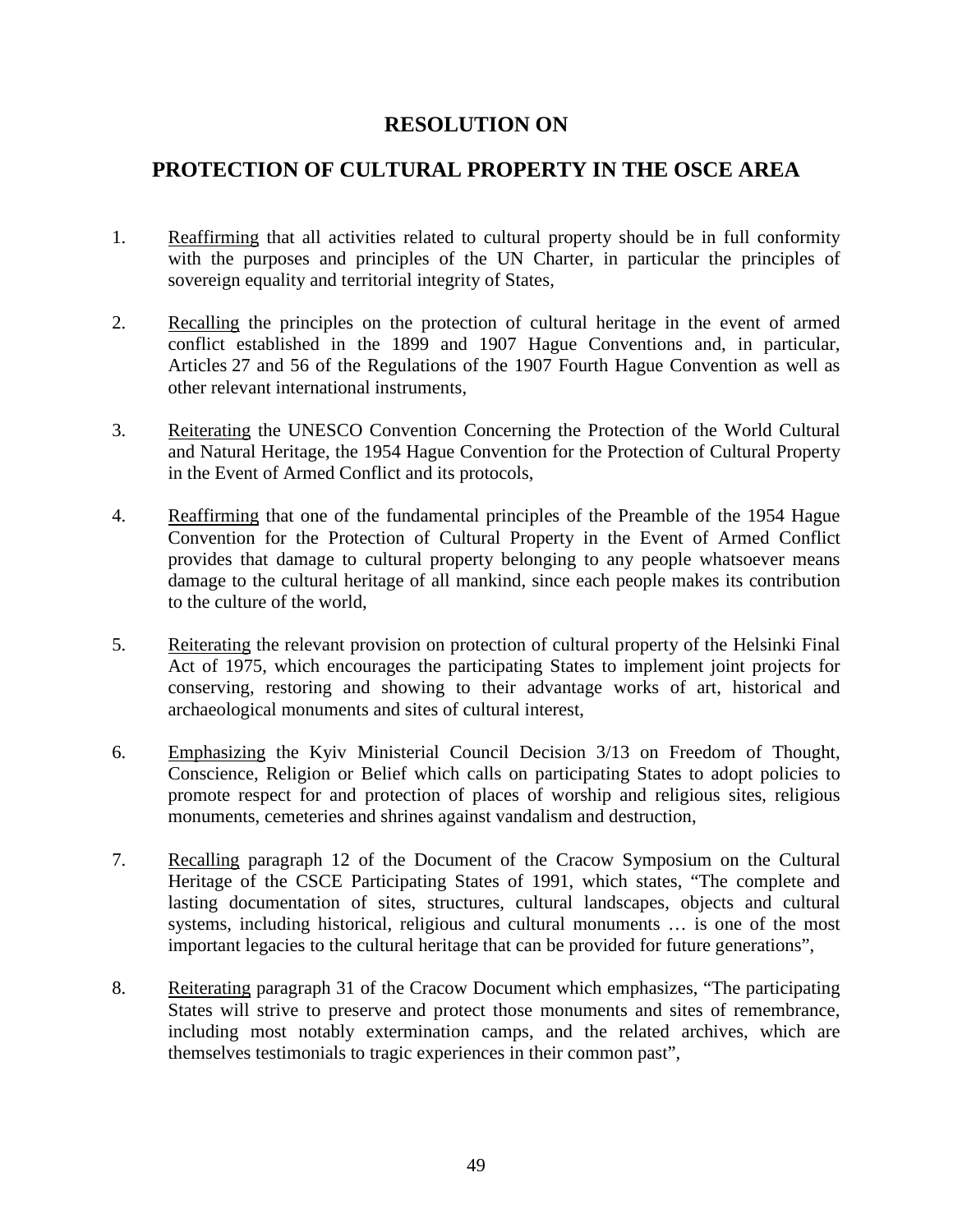# RESOLUTION ON

# PROTECTION OF CULTURAL PROPERTY IN THE OSCE AREA

1. Reaffirming that all activities related to cultural property should be in full conformity with the purposes and principles of the UN Charter, in particular the principles of sovereign equality and territorial integrity of States,

2. Recalling the principles on the protection of cultural heritage in the event of armed conflict established in the 1899 and 1907 Hague Conventions and, in particular, Articles 27 and 56 of the Regulations of the 1907 Fourth Hague Convention as well as other relevant international instruments,

3. Reiterating the UNESCO Convention Concerning the Protection of the World Cultural and Natural Heritage, the 1954 Hague Convention for the Protection of Cultural Property in the Event of Armed Conflict and its protocols,

4. Reaffirming that one of the fundamental principles of the Preamble of the 1954 Hague Convention for the Protection of Cultural Property in the Event of Armed Conflict provides that damage to cultural property belonging to any people whatsoever means damage to the cultural heritage of all mankind, since each people makes its contribution to the culture of the world,

5. Reiterating the relevant provision on protection of cultural property of the Helsinki Final Act of 1975, which encourages the participating States to implement joint projects for conserving, restoring and showing to their advantage works of art, historical and archaeological monuments and sites of cultural interest,

6. Emphasizing the Kyiv Ministerial Council Decision 3/13 on Freedom of Thought, Conscience, Religion or Belief which calls on participating States to adopt policies to promote respect for and protection of places of worship and religious sites, religious monuments, cemeteries and shrines against vandalism and destruction,

7. Recalling paragraph 12 of the Document of the Cracow Symposium on the Cultural Heritage of the CSCE Participating States of 1991, which states, "The complete and lasting documentation of sites, structures, cultural landscapes, objects and cultural systems, including historical, religious and cultural monuments … is one of the most important legacies to the cultural heritage that can be provided for future generations",

8. Reiterating paragraph 31 of the Cracow Document which emphasizes, "The participating States will strive to preserve and protect those monuments and sites of remembrance, including most notably extermination camps, and the related archives, which are themselves testimonials to tragic experiences in their common past",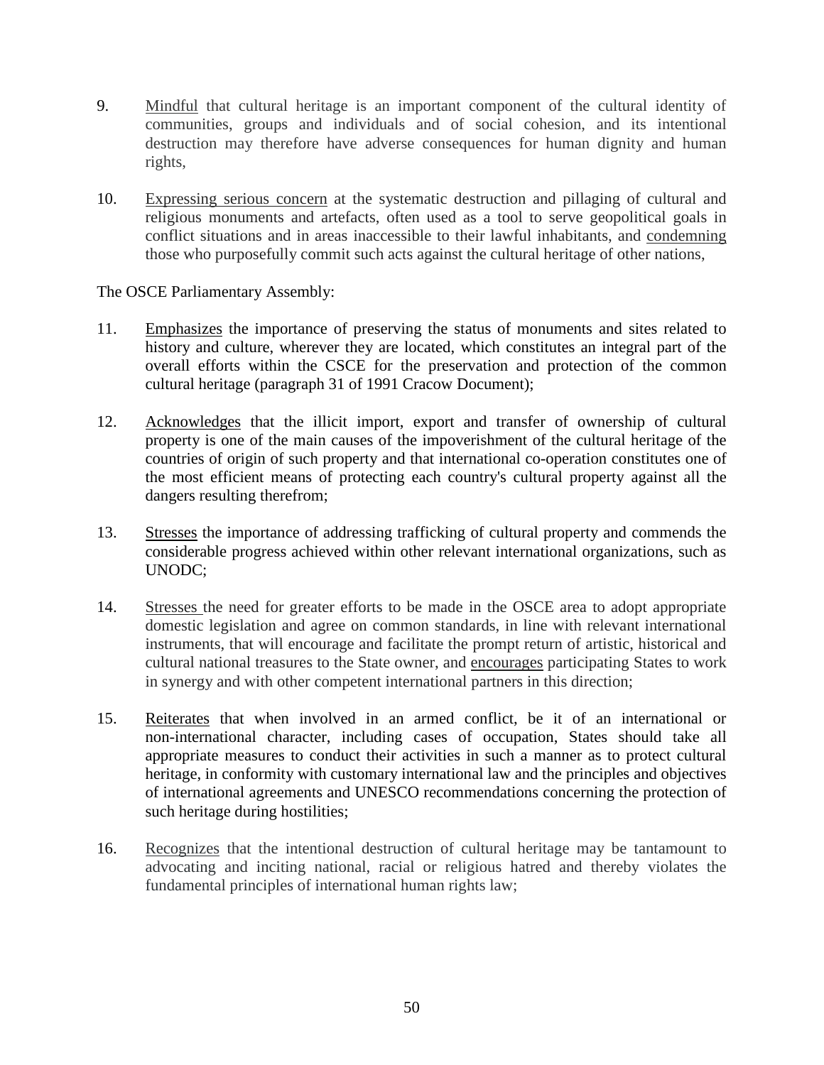9. Mindful that cultural heritage is an important component of the cultural identity of communities, groups and individuals and of social cohesion, and its intentional destruction may therefore have adverse consequences for human dignity and human rights,

10. Expressing serious concern at the systematic destruction and pillaging of cultural and religious monuments and artefacts, often used as a tool to serve geopolitical goals in conflict situations and in areas inaccessible to their lawful inhabitants, and condemning those who purposefully commit such acts against the cultural heritage of other nations,

The OSCE Parliamentary Assembly:

11. Emphasizes the importance of preserving the status of monuments and sites related to history and culture, wherever they are located, which constitutes an integral part of the overall efforts within the CSCE for the preservation and protection of the common cultural heritage (paragraph 31 of 1991 Cracow Document);

12. Acknowledges that the illicit import, export and transfer of ownership of cultural property is one of the main causes of the impoverishment of the cultural heritage of the countries of origin of such property and that international co-operation constitutes one of the most efficient means of protecting each country's cultural property against all the dangers resulting therefrom;

13. Stresses the importance of addressing trafficking of cultural property and commends the considerable progress achieved within other relevant international organizations, such as UNODC;

14. Stresses the need for greater efforts to be made in the OSCE area to adopt appropriate domestic legislation and agree on common standards, in line with relevant international instruments, that will encourage and facilitate the prompt return of artistic, historical and cultural national treasures to the State owner, and encourages participating States to work in synergy and with other competent international partners in this direction;

15. Reiterates that when involved in an armed conflict, be it of an international or non-international character, including cases of occupation, States should take all appropriate measures to conduct their activities in such a manner as to protect cultural heritage, in conformity with customary international law and the principles and objectives of international agreements and UNESCO recommendations concerning the protection of such heritage during hostilities;

16. Recognizes that the intentional destruction of cultural heritage may be tantamount to advocating and inciting national, racial or religious hatred and thereby violates the fundamental principles of international human rights law;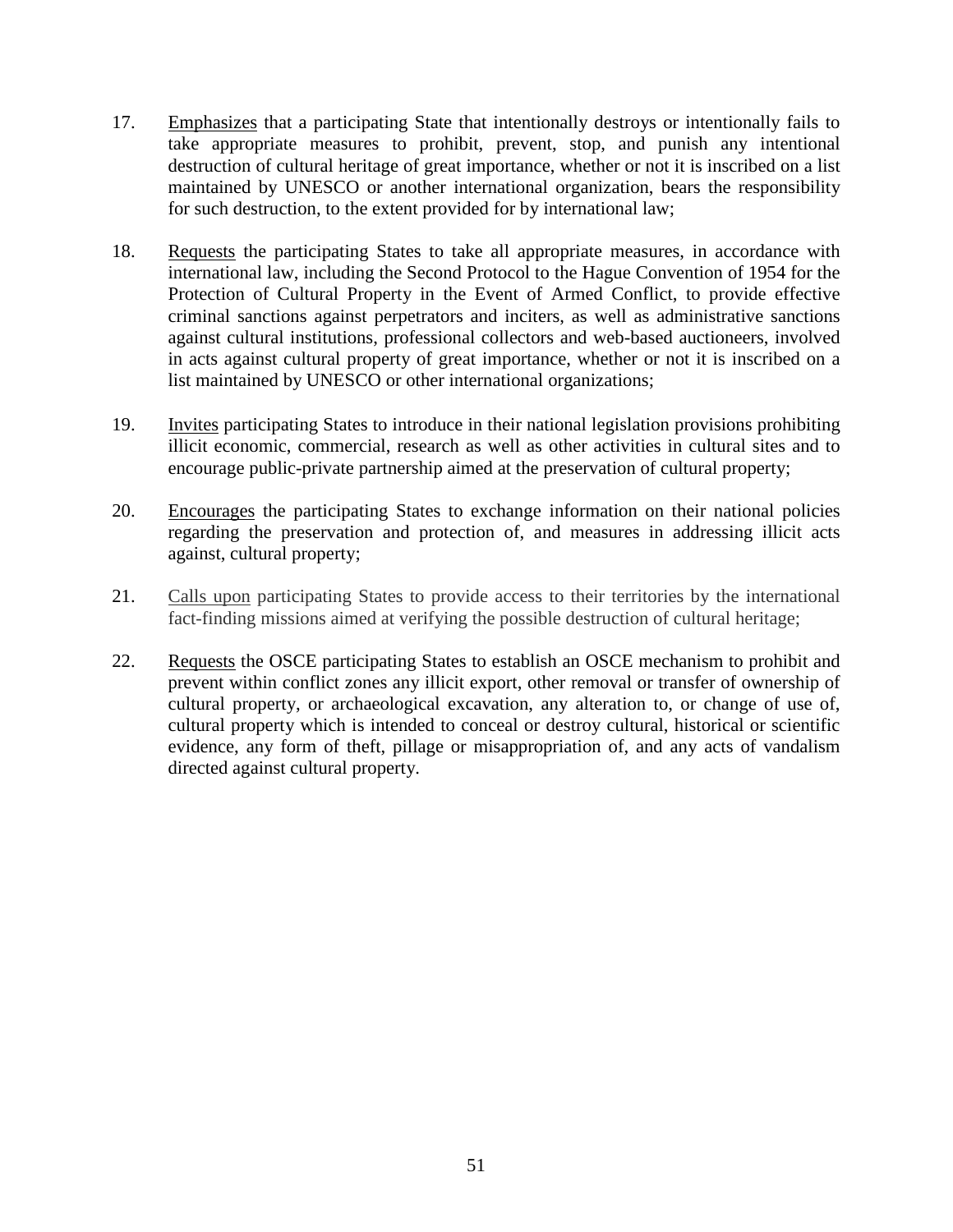17. Emphasizes that a participating State that intentionally destroys or intentionally fails to take appropriate measures to prohibit, prevent, stop, and punish any intentional destruction of cultural heritage of great importance, whether or not it is inscribed on a list maintained by UNESCO or another international organization, bears the responsibility for such destruction, to the extent provided for by international law;

18. Requests the participating States to take all appropriate measures, in accordance with international law, including the Second Protocol to the Hague Convention of 1954 for the Protection of Cultural Property in the Event of Armed Conflict, to provide effective criminal sanctions against perpetrators and inciters, as well as administrative sanctions against cultural institutions, professional collectors and web-based auctioneers, involved in acts against cultural property of great importance, whether or not it is inscribed on a list maintained by UNESCO or other international organizations;

19. Invites participating States to introduce in their national legislation provisions prohibiting illicit economic, commercial, research as well as other activities in cultural sites and to encourage public-private partnership aimed at the preservation of cultural property;

20. Encourages the participating States to exchange information on their national policies regarding the preservation and protection of, and measures in addressing illicit acts against, cultural property;

21. Calls upon participating States to provide access to their territories by the international fact-finding missions aimed at verifying the possible destruction of cultural heritage;

22. Requests the OSCE participating States to establish an OSCE mechanism to prohibit and prevent within conflict zones any illicit export, other removal or transfer of ownership of cultural property, or archaeological excavation, any alteration to, or change of use of, cultural property which is intended to conceal or destroy cultural, historical or scientific evidence, any form of theft, pillage or misappropriation of, and any acts of vandalism directed against cultural property.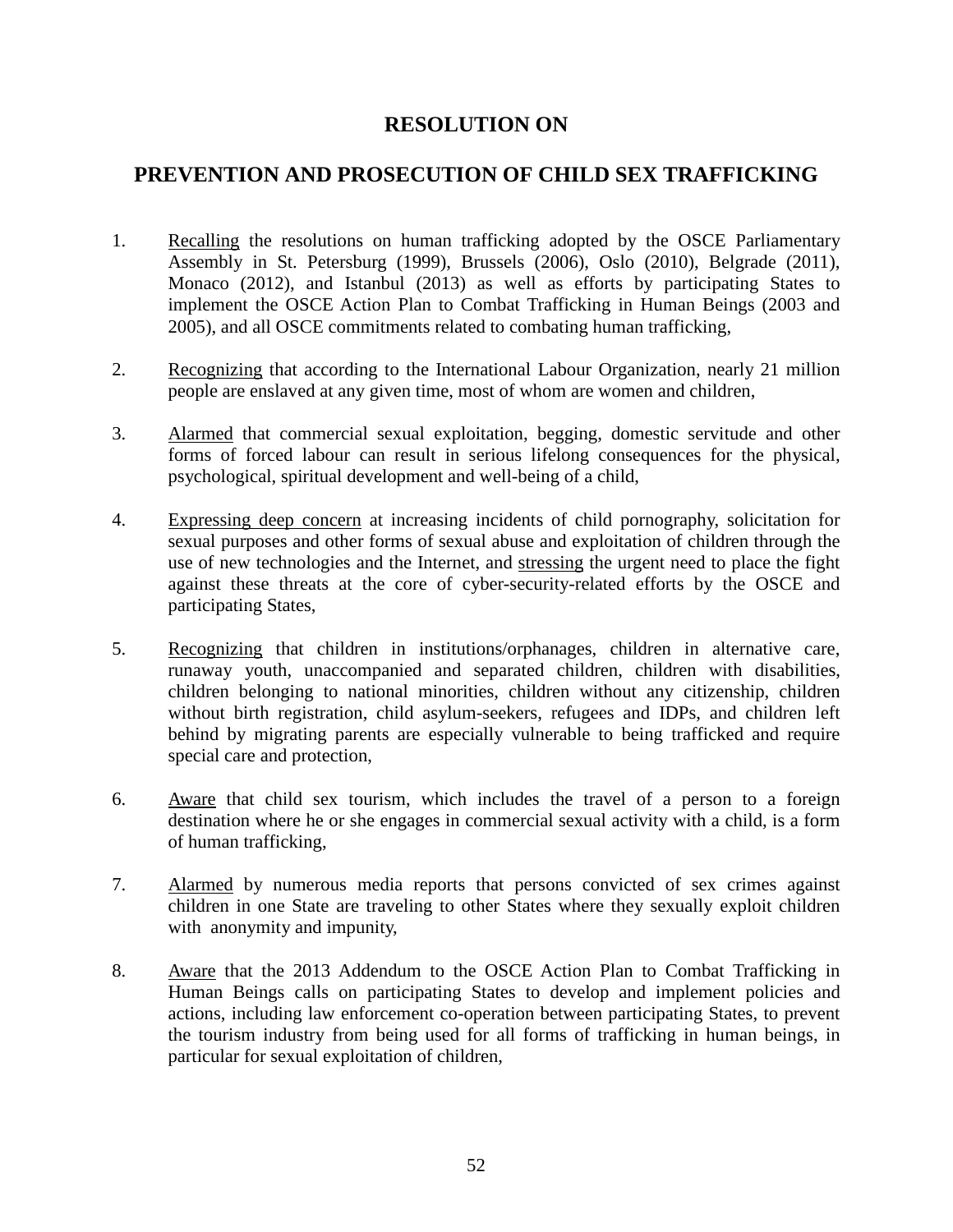# RESOLUTION ON

# PREVENTION AND PROSECUTION OF CHILD SEX TRAFFICKING

1. Recalling the resolutions on human trafficking adopted by the OSCE Parliamentary Assembly in St. Petersburg (1999), Brussels (2006), Oslo (2010), Belgrade (2011), Monaco (2012), and Istanbul (2013) as well as efforts by participating States to implement the OSCE Action Plan to Combat Trafficking in Human Beings (2003 and 2005), and all OSCE commitments related to combating human trafficking,

2. Recognizing that according to the International Labour Organization, nearly 21 million people are enslaved at any given time, most of whom are women and children,

3. Alarmed that commercial sexual exploitation, begging, domestic servitude and other forms of forced labour can result in serious lifelong consequences for the physical, psychological, spiritual development and well-being of a child,

4. Expressing deep concern at increasing incidents of child pornography, solicitation for sexual purposes and other forms of sexual abuse and exploitation of children through the use of new technologies and the Internet, and stressing the urgent need to place the fight against these threats at the core of cyber-security-related efforts by the OSCE and participating States,

5. Recognizing that children in institutions/orphanages, children in alternative care, runaway youth, unaccompanied and separated children, children with disabilities, children belonging to national minorities, children without any citizenship, children without birth registration, child asylum-seekers, refugees and IDPs, and children left behind by migrating parents are especially vulnerable to being trafficked and require special care and protection,

6. Aware that child sex tourism, which includes the travel of a person to a foreign destination where he or she engages in commercial sexual activity with a child, is a form of human trafficking,

7. Alarmed by numerous media reports that persons convicted of sex crimes against children in one State are traveling to other States where they sexually exploit children with anonymity and impunity,

8. Aware that the 2013 Addendum to the OSCE Action Plan to Combat Trafficking in Human Beings calls on participating States to develop and implement policies and actions, including law enforcement co-operation between participating States, to prevent the tourism industry from being used for all forms of trafficking in human beings, in particular for sexual exploitation of children,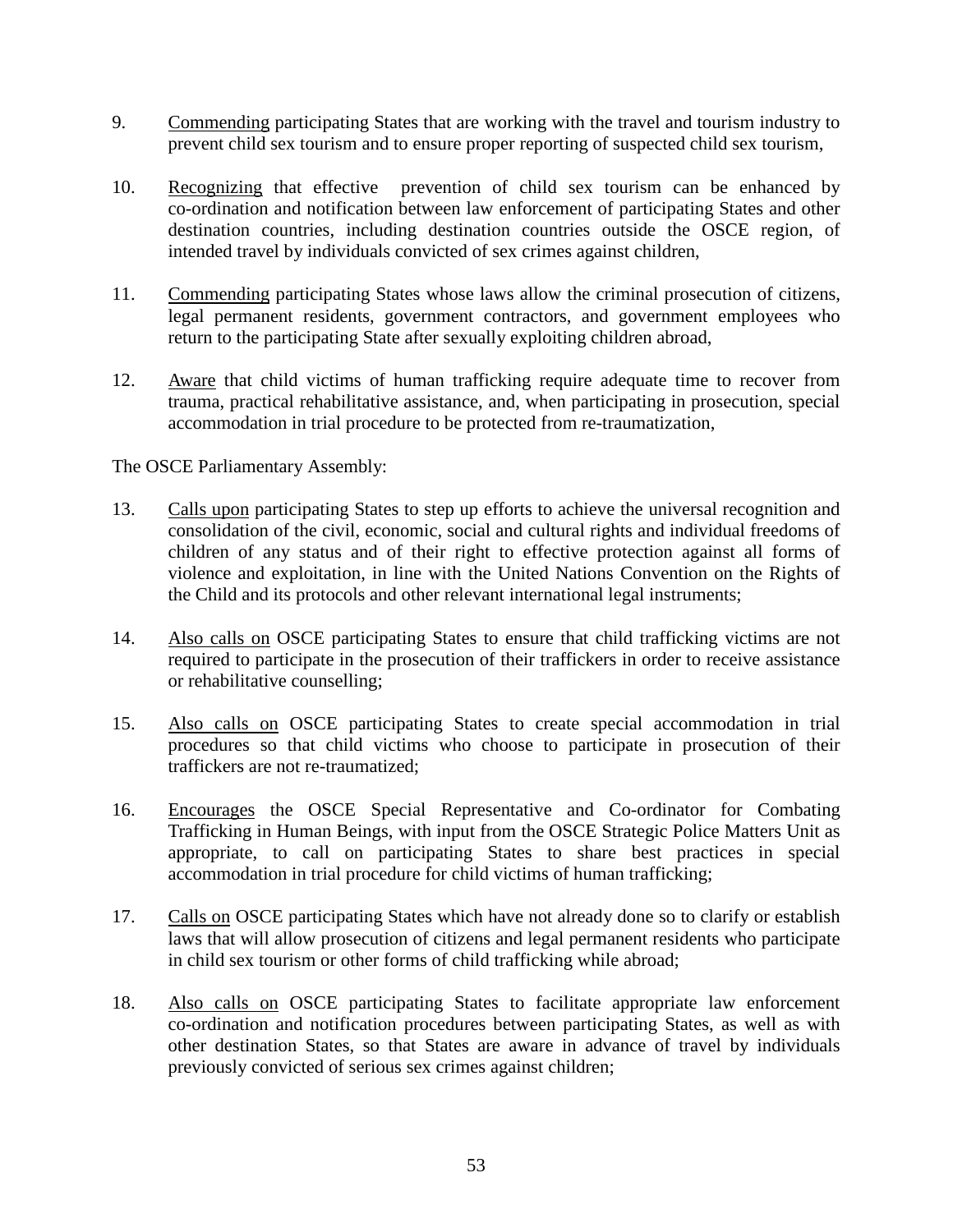9. Commending participating States that are working with the travel and tourism industry to prevent child sex tourism and to ensure proper reporting of suspected child sex tourism,

10. Recognizing that effective prevention of child sex tourism can be enhanced by co-ordination and notification between law enforcement of participating States and other destination countries, including destination countries outside the OSCE region, of intended travel by individuals convicted of sex crimes against children,

11. Commending participating States whose laws allow the criminal prosecution of citizens, legal permanent residents, government contractors, and government employees who return to the participating State after sexually exploiting children abroad,

12. Aware that child victims of human trafficking require adequate time to recover from trauma, practical rehabilitative assistance, and, when participating in prosecution, special accommodation in trial procedure to be protected from re-traumatization,

The OSCE Parliamentary Assembly:

13. Calls upon participating States to step up efforts to achieve the universal recognition and consolidation of the civil, economic, social and cultural rights and individual freedoms of children of any status and of their right to effective protection against all forms of violence and exploitation, in line with the United Nations Convention on the Rights of the Child and its protocols and other relevant international legal instruments;

14. Also calls on OSCE participating States to ensure that child trafficking victims are not required to participate in the prosecution of their traffickers in order to receive assistance or rehabilitative counselling;

15. Also calls on OSCE participating States to create special accommodation in trial procedures so that child victims who choose to participate in prosecution of their traffickers are not re-traumatized;

16. Encourages the OSCE Special Representative and Co-ordinator for Combating Trafficking in Human Beings, with input from the OSCE Strategic Police Matters Unit as appropriate, to call on participating States to share best practices in special accommodation in trial procedure for child victims of human trafficking;

17. Calls on OSCE participating States which have not already done so to clarify or establish laws that will allow prosecution of citizens and legal permanent residents who participate in child sex tourism or other forms of child trafficking while abroad;

18. Also calls on OSCE participating States to facilitate appropriate law enforcement co-ordination and notification procedures between participating States, as well as with other destination States, so that States are aware in advance of travel by individuals previously convicted of serious sex crimes against children;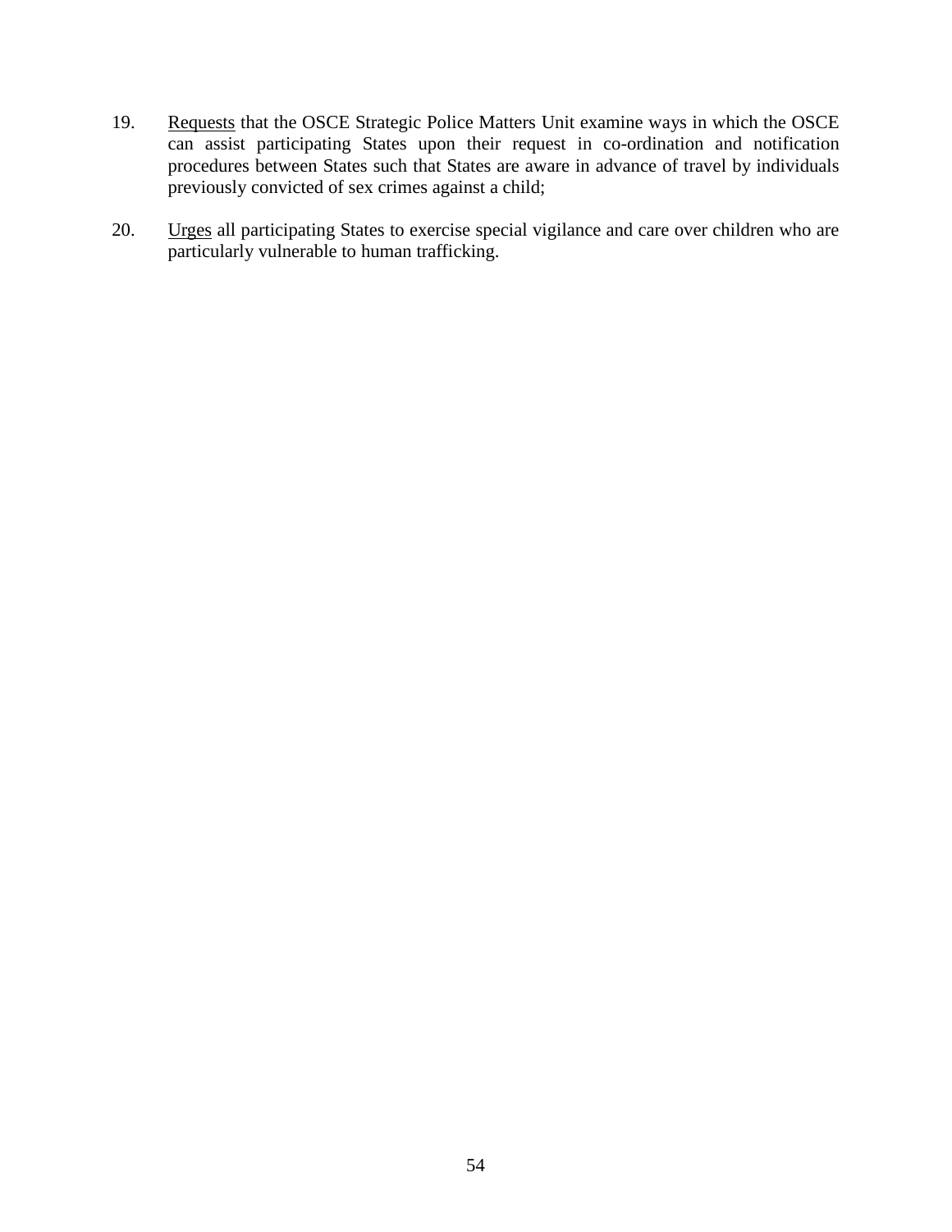19. <u>Requests</u> that the OSCE Strategic Police Matters Unit examine ways in which the OSCE can assist participating States upon their request in co-ordination and notification procedures between States such that States are aware in advance of travel by individuals previously convicted of sex crimes against a child;

20. <u>Urges</u> all participating States to exercise special vigilance and care over children who are particularly vulnerable to human trafficking.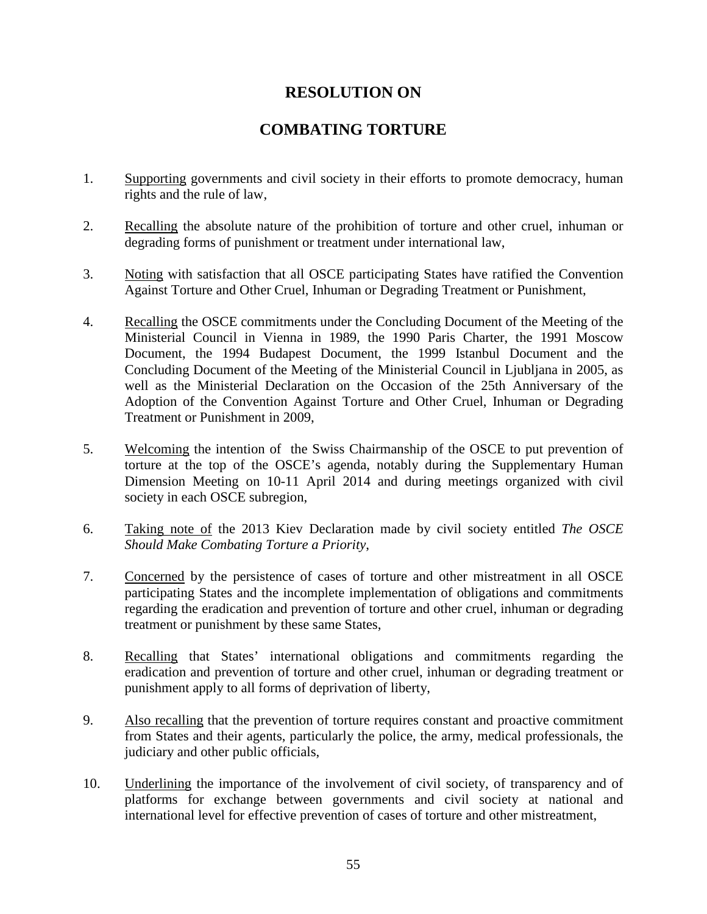# RESOLUTION ON

# COMBATING TORTURE

1. Supporting governments and civil society in their efforts to promote democracy, human rights and the rule of law,

2. Recalling the absolute nature of the prohibition of torture and other cruel, inhuman or degrading forms of punishment or treatment under international law,

3. Noting with satisfaction that all OSCE participating States have ratified the Convention Against Torture and Other Cruel, Inhuman or Degrading Treatment or Punishment,

4. Recalling the OSCE commitments under the Concluding Document of the Meeting of the Ministerial Council in Vienna in 1989, the 1990 Paris Charter, the 1991 Moscow Document, the 1994 Budapest Document, the 1999 Istanbul Document and the Concluding Document of the Meeting of the Ministerial Council in Ljubljana in 2005, as well as the Ministerial Declaration on the Occasion of the 25th Anniversary of the Adoption of the Convention Against Torture and Other Cruel, Inhuman or Degrading Treatment or Punishment in 2009,

5. Welcoming the intention of the Swiss Chairmanship of the OSCE to put prevention of torture at the top of the OSCE's agenda, notably during the Supplementary Human Dimension Meeting on 10-11 April 2014 and during meetings organized with civil society in each OSCE subregion,

6. Taking note of the 2013 Kiev Declaration made by civil society entitled *The OSCE Should Make Combating Torture a Priority*,

7. Concerned by the persistence of cases of torture and other mistreatment in all OSCE participating States and the incomplete implementation of obligations and commitments regarding the eradication and prevention of torture and other cruel, inhuman or degrading treatment or punishment by these same States,

8. Recalling that States' international obligations and commitments regarding the eradication and prevention of torture and other cruel, inhuman or degrading treatment or punishment apply to all forms of deprivation of liberty,

9. Also recalling that the prevention of torture requires constant and proactive commitment from States and their agents, particularly the police, the army, medical professionals, the judiciary and other public officials,

10. Underlining the importance of the involvement of civil society, of transparency and of platforms for exchange between governments and civil society at national and international level for effective prevention of cases of torture and other mistreatment,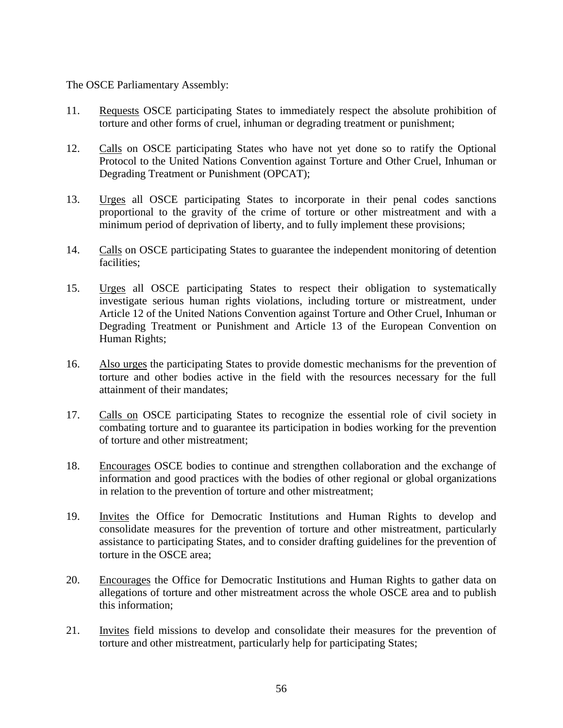The OSCE Parliamentary Assembly:

11. Requests OSCE participating States to immediately respect the absolute prohibition of torture and other forms of cruel, inhuman or degrading treatment or punishment;

12. Calls on OSCE participating States who have not yet done so to ratify the Optional Protocol to the United Nations Convention against Torture and Other Cruel, Inhuman or Degrading Treatment or Punishment (OPCAT);

13. Urges all OSCE participating States to incorporate in their penal codes sanctions proportional to the gravity of the crime of torture or other mistreatment and with a minimum period of deprivation of liberty, and to fully implement these provisions;

14. Calls on OSCE participating States to guarantee the independent monitoring of detention facilities;

15. Urges all OSCE participating States to respect their obligation to systematically investigate serious human rights violations, including torture or mistreatment, under Article 12 of the United Nations Convention against Torture and Other Cruel, Inhuman or Degrading Treatment or Punishment and Article 13 of the European Convention on Human Rights;

16. Also urges the participating States to provide domestic mechanisms for the prevention of torture and other bodies active in the field with the resources necessary for the full attainment of their mandates;

17. Calls on OSCE participating States to recognize the essential role of civil society in combating torture and to guarantee its participation in bodies working for the prevention of torture and other mistreatment;

18. Encourages OSCE bodies to continue and strengthen collaboration and the exchange of information and good practices with the bodies of other regional or global organizations in relation to the prevention of torture and other mistreatment;

19. Invites the Office for Democratic Institutions and Human Rights to develop and consolidate measures for the prevention of torture and other mistreatment, particularly assistance to participating States, and to consider drafting guidelines for the prevention of torture in the OSCE area;

20. Encourages the Office for Democratic Institutions and Human Rights to gather data on allegations of torture and other mistreatment across the whole OSCE area and to publish this information;

21. Invites field missions to develop and consolidate their measures for the prevention of torture and other mistreatment, particularly help for participating States;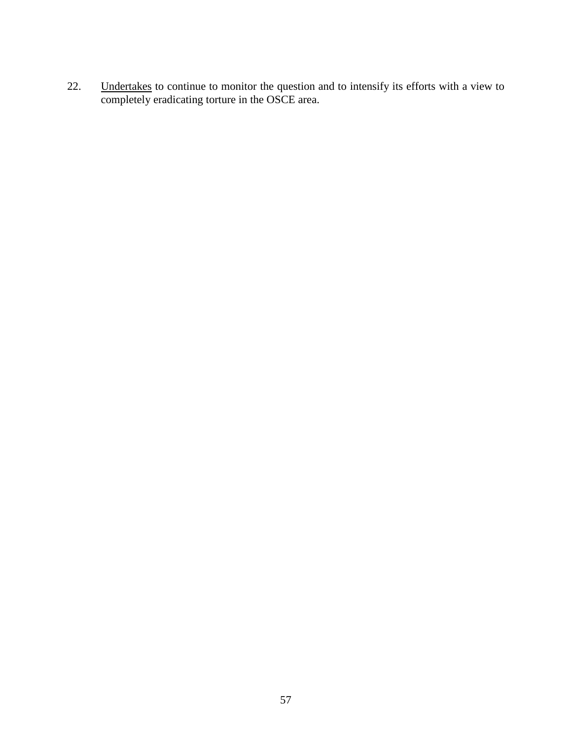22. Undertakes to continue to monitor the question and to intensify its efforts with a view to completely eradicating torture in the OSCE area.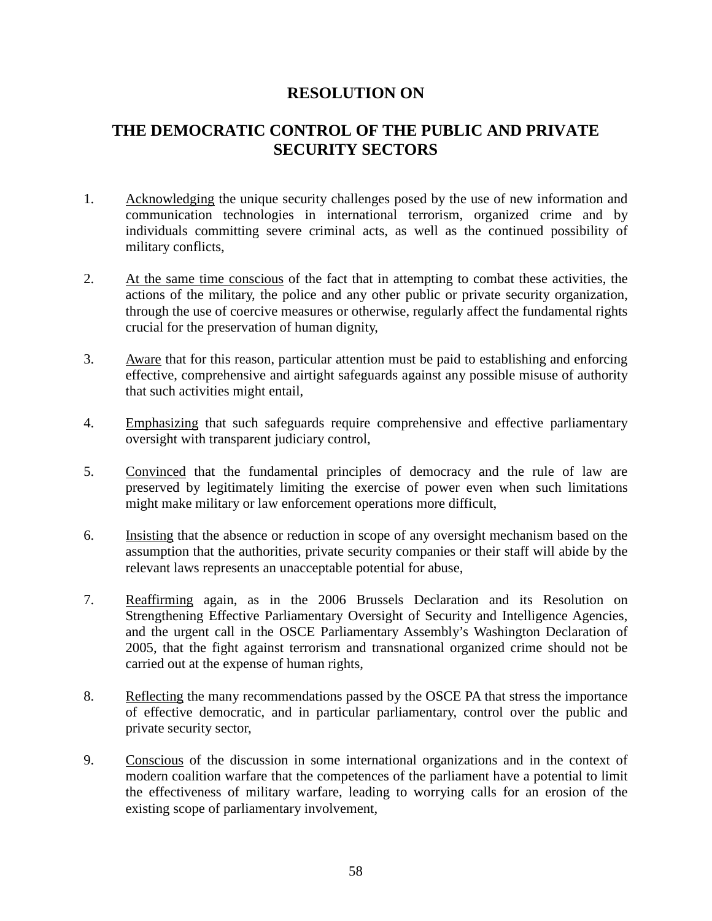# RESOLUTION ON

## THE DEMOCRATIC CONTROL OF THE PUBLIC AND PRIVATE SECURITY SECTORS

1. Acknowledging the unique security challenges posed by the use of new information and communication technologies in international terrorism, organized crime and by individuals committing severe criminal acts, as well as the continued possibility of military conflicts,

2. At the same time conscious of the fact that in attempting to combat these activities, the actions of the military, the police and any other public or private security organization, through the use of coercive measures or otherwise, regularly affect the fundamental rights crucial for the preservation of human dignity,

3. Aware that for this reason, particular attention must be paid to establishing and enforcing effective, comprehensive and airtight safeguards against any possible misuse of authority that such activities might entail,

4. Emphasizing that such safeguards require comprehensive and effective parliamentary oversight with transparent judiciary control,

5. Convinced that the fundamental principles of democracy and the rule of law are preserved by legitimately limiting the exercise of power even when such limitations might make military or law enforcement operations more difficult,

6. Insisting that the absence or reduction in scope of any oversight mechanism based on the assumption that the authorities, private security companies or their staff will abide by the relevant laws represents an unacceptable potential for abuse,

7. Reaffirming again, as in the 2006 Brussels Declaration and its Resolution on Strengthening Effective Parliamentary Oversight of Security and Intelligence Agencies, and the urgent call in the OSCE Parliamentary Assembly's Washington Declaration of 2005, that the fight against terrorism and transnational organized crime should not be carried out at the expense of human rights,

8. Reflecting the many recommendations passed by the OSCE PA that stress the importance of effective democratic, and in particular parliamentary, control over the public and private security sector,

9. Conscious of the discussion in some international organizations and in the context of modern coalition warfare that the competences of the parliament have a potential to limit the effectiveness of military warfare, leading to worrying calls for an erosion of the existing scope of parliamentary involvement,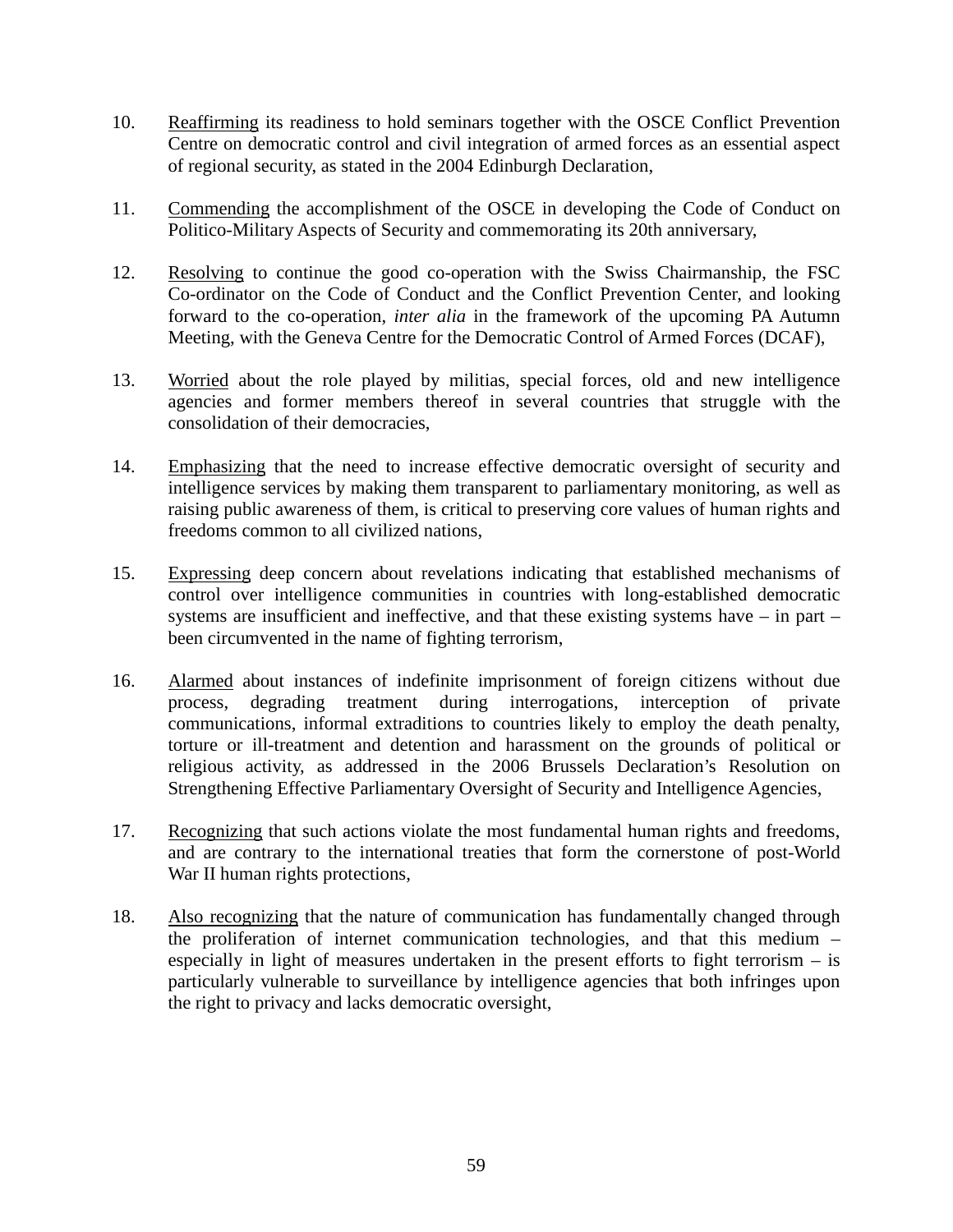10. Reaffirming its readiness to hold seminars together with the OSCE Conflict Prevention Centre on democratic control and civil integration of armed forces as an essential aspect of regional security, as stated in the 2004 Edinburgh Declaration,

11. Commending the accomplishment of the OSCE in developing the Code of Conduct on Politico-Military Aspects of Security and commemorating its 20th anniversary,

12. Resolving to continue the good co-operation with the Swiss Chairmanship, the FSC Co-ordinator on the Code of Conduct and the Conflict Prevention Center, and looking forward to the co-operation, *inter alia* in the framework of the upcoming PA Autumn Meeting, with the Geneva Centre for the Democratic Control of Armed Forces (DCAF),

13. Worried about the role played by militias, special forces, old and new intelligence agencies and former members thereof in several countries that struggle with the consolidation of their democracies,

14. Emphasizing that the need to increase effective democratic oversight of security and intelligence services by making them transparent to parliamentary monitoring, as well as raising public awareness of them, is critical to preserving core values of human rights and freedoms common to all civilized nations,

15. Expressing deep concern about revelations indicating that established mechanisms of control over intelligence communities in countries with long-established democratic systems are insufficient and ineffective, and that these existing systems have – in part – been circumvented in the name of fighting terrorism,

16. Alarmed about instances of indefinite imprisonment of foreign citizens without due process, degrading treatment during interrogations, interception of private communications, informal extraditions to countries likely to employ the death penalty, torture or ill-treatment and detention and harassment on the grounds of political or religious activity, as addressed in the 2006 Brussels Declaration's Resolution on Strengthening Effective Parliamentary Oversight of Security and Intelligence Agencies,

17. Recognizing that such actions violate the most fundamental human rights and freedoms, and are contrary to the international treaties that form the cornerstone of post-World War II human rights protections,

18. Also recognizing that the nature of communication has fundamentally changed through the proliferation of internet communication technologies, and that this medium – especially in light of measures undertaken in the present efforts to fight terrorism – is particularly vulnerable to surveillance by intelligence agencies that both infringes upon the right to privacy and lacks democratic oversight,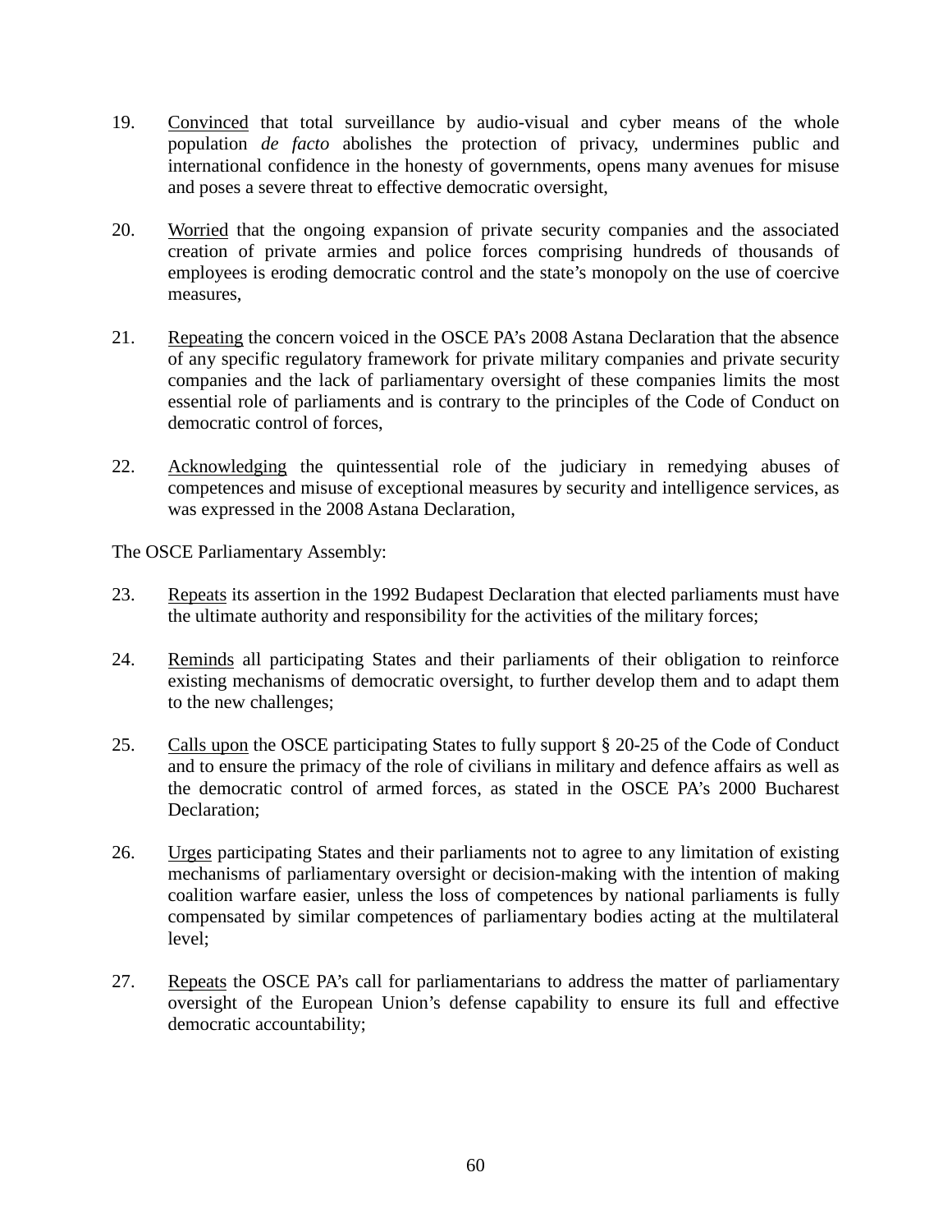19. Convinced that total surveillance by audio-visual and cyber means of the whole population *de facto* abolishes the protection of privacy, undermines public and international confidence in the honesty of governments, opens many avenues for misuse and poses a severe threat to effective democratic oversight,

20. Worried that the ongoing expansion of private security companies and the associated creation of private armies and police forces comprising hundreds of thousands of employees is eroding democratic control and the state's monopoly on the use of coercive measures,

21. Repeating the concern voiced in the OSCE PA's 2008 Astana Declaration that the absence of any specific regulatory framework for private military companies and private security companies and the lack of parliamentary oversight of these companies limits the most essential role of parliaments and is contrary to the principles of the Code of Conduct on democratic control of forces,

22. Acknowledging the quintessential role of the judiciary in remedying abuses of competences and misuse of exceptional measures by security and intelligence services, as was expressed in the 2008 Astana Declaration,

The OSCE Parliamentary Assembly:

23. Repeats its assertion in the 1992 Budapest Declaration that elected parliaments must have the ultimate authority and responsibility for the activities of the military forces;

24. Reminds all participating States and their parliaments of their obligation to reinforce existing mechanisms of democratic oversight, to further develop them and to adapt them to the new challenges;

25. Calls upon the OSCE participating States to fully support § 20-25 of the Code of Conduct and to ensure the primacy of the role of civilians in military and defence affairs as well as the democratic control of armed forces, as stated in the OSCE PA's 2000 Bucharest Declaration;

26. Urges participating States and their parliaments not to agree to any limitation of existing mechanisms of parliamentary oversight or decision-making with the intention of making coalition warfare easier, unless the loss of competences by national parliaments is fully compensated by similar competences of parliamentary bodies acting at the multilateral level;

27. Repeats the OSCE PA's call for parliamentarians to address the matter of parliamentary oversight of the European Union's defense capability to ensure its full and effective democratic accountability;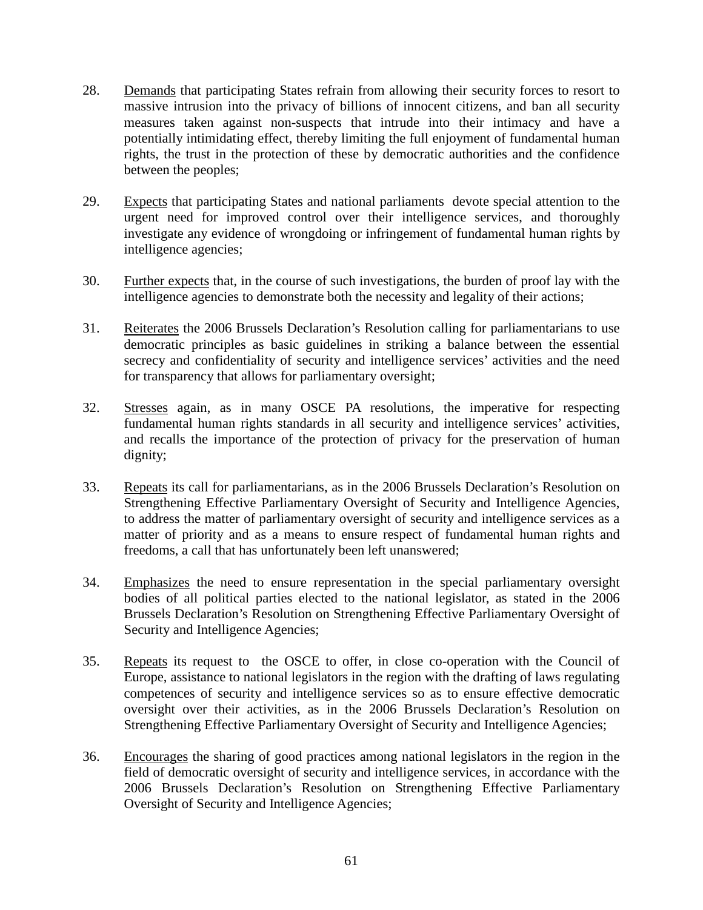28. Demands that participating States refrain from allowing their security forces to resort to massive intrusion into the privacy of billions of innocent citizens, and ban all security measures taken against non-suspects that intrude into their intimacy and have a potentially intimidating effect, thereby limiting the full enjoyment of fundamental human rights, the trust in the protection of these by democratic authorities and the confidence between the peoples;

29. Expects that participating States and national parliaments devote special attention to the urgent need for improved control over their intelligence services, and thoroughly investigate any evidence of wrongdoing or infringement of fundamental human rights by intelligence agencies;

30. Further expects that, in the course of such investigations, the burden of proof lay with the intelligence agencies to demonstrate both the necessity and legality of their actions;

31. Reiterates the 2006 Brussels Declaration's Resolution calling for parliamentarians to use democratic principles as basic guidelines in striking a balance between the essential secrecy and confidentiality of security and intelligence services' activities and the need for transparency that allows for parliamentary oversight;

32. Stresses again, as in many OSCE PA resolutions, the imperative for respecting fundamental human rights standards in all security and intelligence services' activities, and recalls the importance of the protection of privacy for the preservation of human dignity;

33. Repeats its call for parliamentarians, as in the 2006 Brussels Declaration's Resolution on Strengthening Effective Parliamentary Oversight of Security and Intelligence Agencies, to address the matter of parliamentary oversight of security and intelligence services as a matter of priority and as a means to ensure respect of fundamental human rights and freedoms, a call that has unfortunately been left unanswered;

34. Emphasizes the need to ensure representation in the special parliamentary oversight bodies of all political parties elected to the national legislator, as stated in the 2006 Brussels Declaration's Resolution on Strengthening Effective Parliamentary Oversight of Security and Intelligence Agencies;

35. Repeats its request to the OSCE to offer, in close co-operation with the Council of Europe, assistance to national legislators in the region with the drafting of laws regulating competences of security and intelligence services so as to ensure effective democratic oversight over their activities, as in the 2006 Brussels Declaration's Resolution on Strengthening Effective Parliamentary Oversight of Security and Intelligence Agencies;

36. Encourages the sharing of good practices among national legislators in the region in the field of democratic oversight of security and intelligence services, in accordance with the 2006 Brussels Declaration's Resolution on Strengthening Effective Parliamentary Oversight of Security and Intelligence Agencies;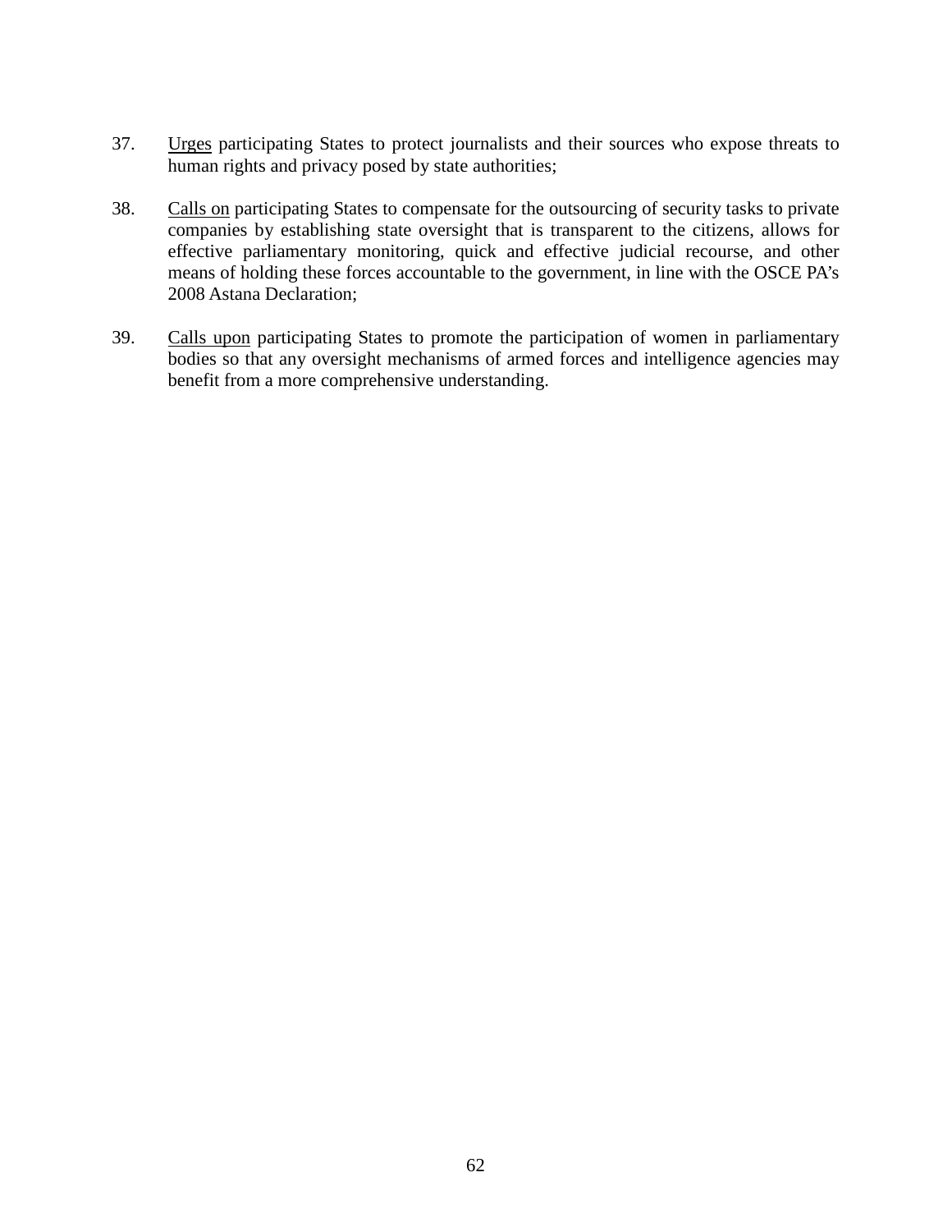37. <u>Urges</u> participating States to protect journalists and their sources who expose threats to human rights and privacy posed by state authorities;

38. <u>Calls on</u> participating States to compensate for the outsourcing of security tasks to private companies by establishing state oversight that is transparent to the citizens, allows for effective parliamentary monitoring, quick and effective judicial recourse, and other means of holding these forces accountable to the government, in line with the OSCE PA's 2008 Astana Declaration;

39. <u>Calls upon</u> participating States to promote the participation of women in parliamentary bodies so that any oversight mechanisms of armed forces and intelligence agencies may benefit from a more comprehensive understanding.